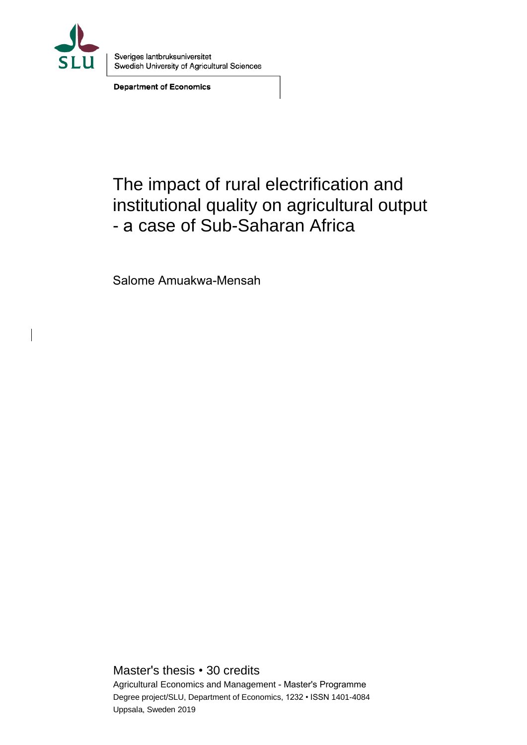SLU

Sveriges lantbruksuniversitet
Swedish University of Agricultural Sciences

**Department of Economics**

# The impact of rural electrification and institutional quality on agricultural output - a case of Sub-Saharan Africa

Salome Amuakwa-Mensah

Master's thesis • 30 credits
Agricultural Economics and Management - Master's Programme
Degree project/SLU, Department of Economics, 1232 • ISSN 1401-4084
Uppsala, Sweden 2019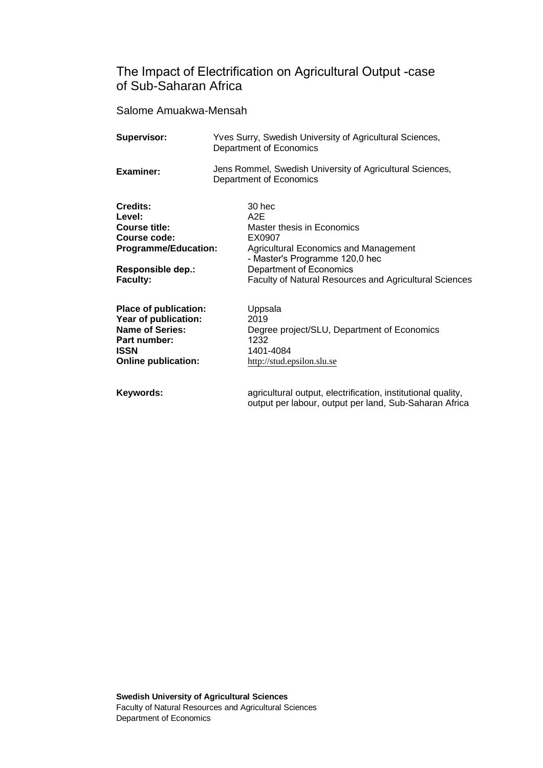# The Impact of Electrification on Agricultural Output -case of Sub-Saharan Africa

Salome Amuakwa-Mensah

| | |
|---|---|
| **Supervisor:** | Yves Surry, Swedish University of Agricultural Sciences, Department of Economics |
| **Examiner:** | Jens Rommel, Swedish University of Agricultural Sciences, Department of Economics |

| | |
|---|---|
| **Credits:** | 30 hec |
| **Level:** | A2E |
| **Course title:** | Master thesis in Economics |
| **Course code:** | EX0907 |
| **Programme/Education:** | Agricultural Economics and Management - Master's Programme 120,0 hec |
| **Responsible dep.:** | Department of Economics |
| **Faculty:** | Faculty of Natural Resources and Agricultural Sciences |

| | |
|---|---|
| **Place of publication:** | Uppsala |
| **Year of publication:** | 2019 |
| **Name of Series:** | Degree project/SLU, Department of Economics |
| **Part number:** | 1232 |
| **ISSN** | 1401-4084 |
| **Online publication:** | http://stud.epsilon.slu.se |

**Keywords:** agricultural output, electrification, institutional quality, output per labour, output per land, Sub-Saharan Africa

**Swedish University of Agricultural Sciences**
Faculty of Natural Resources and Agricultural Sciences
Department of Economics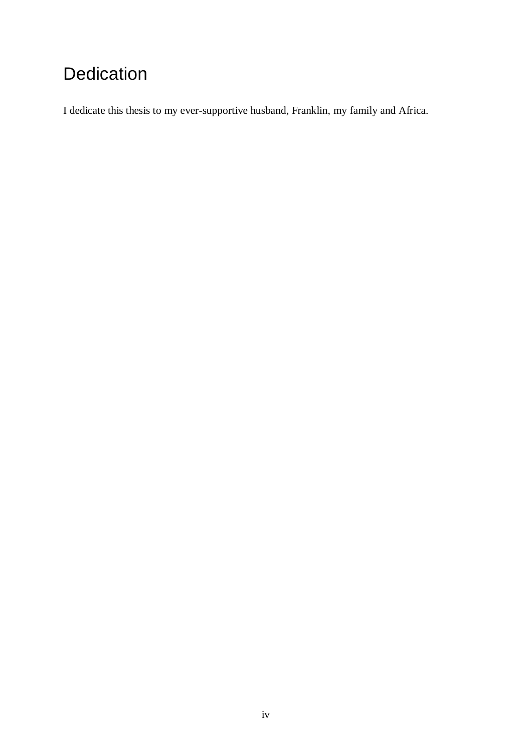# Dedication

I dedicate this thesis to my ever-supportive husband, Franklin, my family and Africa.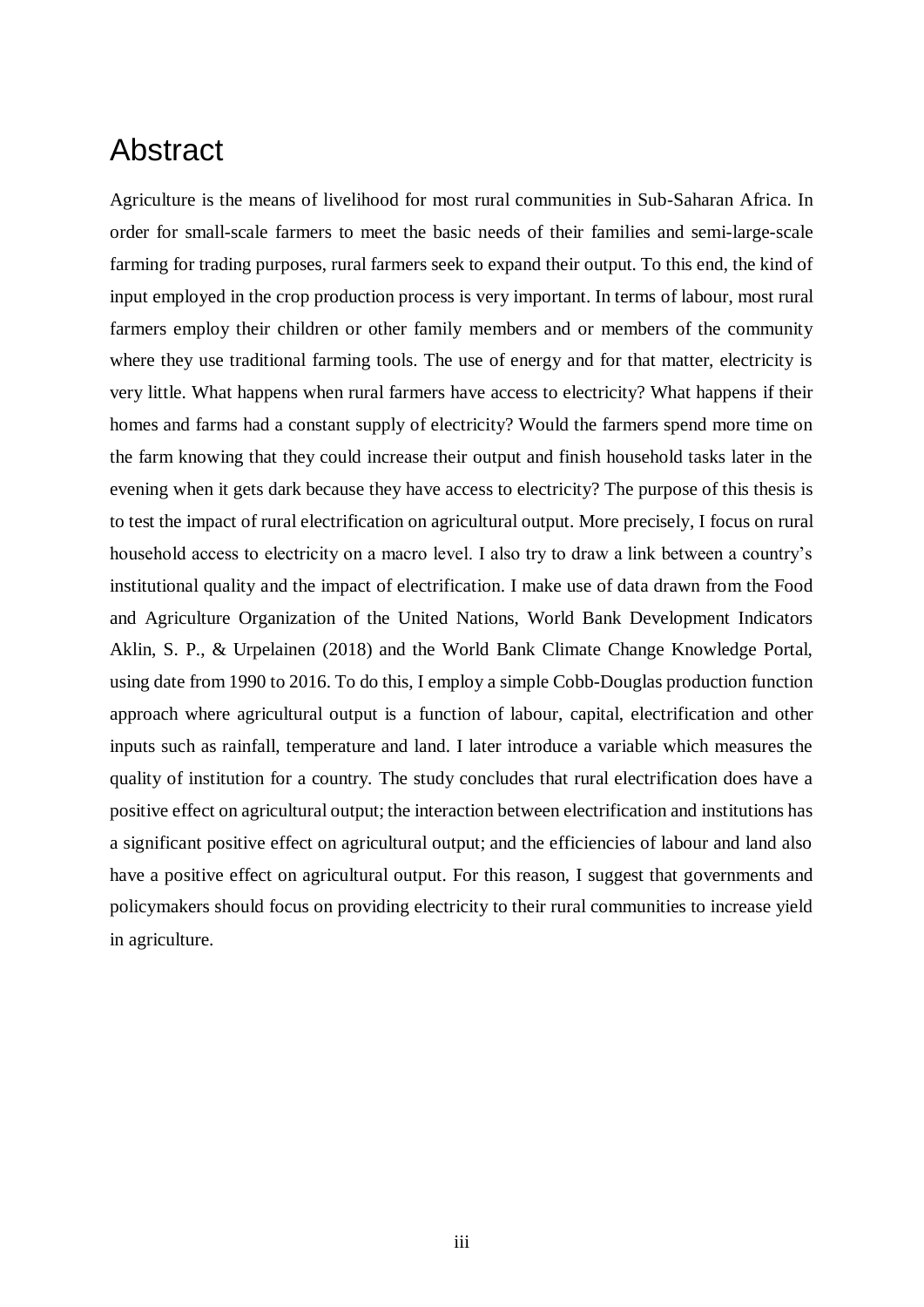# Abstract

Agriculture is the means of livelihood for most rural communities in Sub-Saharan Africa. In order for small-scale farmers to meet the basic needs of their families and semi-large-scale farming for trading purposes, rural farmers seek to expand their output. To this end, the kind of input employed in the crop production process is very important. In terms of labour, most rural farmers employ their children or other family members and or members of the community where they use traditional farming tools. The use of energy and for that matter, electricity is very little. What happens when rural farmers have access to electricity? What happens if their homes and farms had a constant supply of electricity? Would the farmers spend more time on the farm knowing that they could increase their output and finish household tasks later in the evening when it gets dark because they have access to electricity? The purpose of this thesis is to test the impact of rural electrification on agricultural output. More precisely, I focus on rural household access to electricity on a macro level. I also try to draw a link between a country's institutional quality and the impact of electrification. I make use of data drawn from the Food and Agriculture Organization of the United Nations, World Bank Development Indicators Aklin, S. P., & Urpelainen (2018) and the World Bank Climate Change Knowledge Portal, using date from 1990 to 2016. To do this, I employ a simple Cobb-Douglas production function approach where agricultural output is a function of labour, capital, electrification and other inputs such as rainfall, temperature and land. I later introduce a variable which measures the quality of institution for a country. The study concludes that rural electrification does have a positive effect on agricultural output; the interaction between electrification and institutions has a significant positive effect on agricultural output; and the efficiencies of labour and land also have a positive effect on agricultural output. For this reason, I suggest that governments and policymakers should focus on providing electricity to their rural communities to increase yield in agriculture.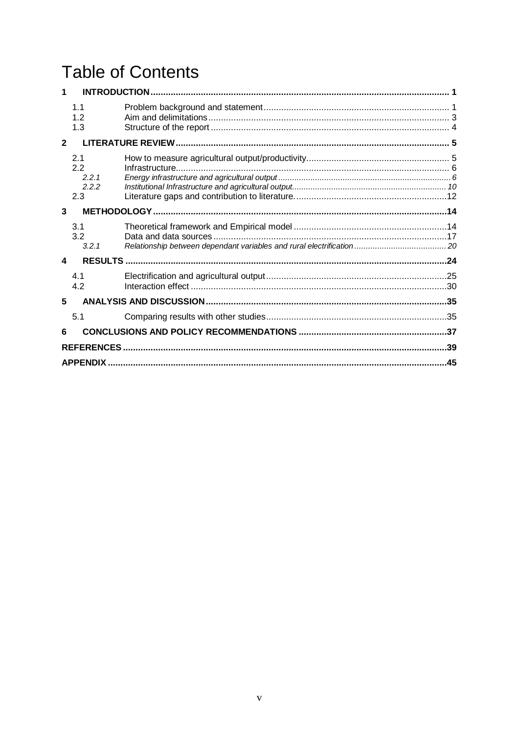# Table of Contents

**1 INTRODUCTION** ..... 1

- 1.1 Problem background and statement ..... 1
- 1.2 Aim and delimitations ..... 3
- 1.3 Structure of the report ..... 4

**2 LITERATURE REVIEW** ..... 5

- 2.1 How to measure agricultural output/productivity ..... 5
- 2.2 Infrastructure ..... 6
  - *2.2.1 Energy infrastructure and agricultural output ..... 6*
  - *2.2.2 Institutional Infrastructure and agricultural output ..... 10*
- 2.3 Literature gaps and contribution to literature. ..... 12

**3 METHODOLOGY** ..... 14

- 3.1 Theoretical framework and Empirical model ..... 14
- 3.2 Data and data sources ..... 17
  - *3.2.1 Relationship between dependant variables and rural electrification ..... 20*

**4 RESULTS** ..... 24

- 4.1 Electrification and agricultural output ..... 25
- 4.2 Interaction effect ..... 30

**5 ANALYSIS AND DISCUSSION** ..... 35

- 5.1 Comparing results with other studies ..... 35

**6 CONCLUSIONS AND POLICY RECOMMENDATIONS** ..... 37

**REFERENCES** ..... 39

**APPENDIX** ..... 45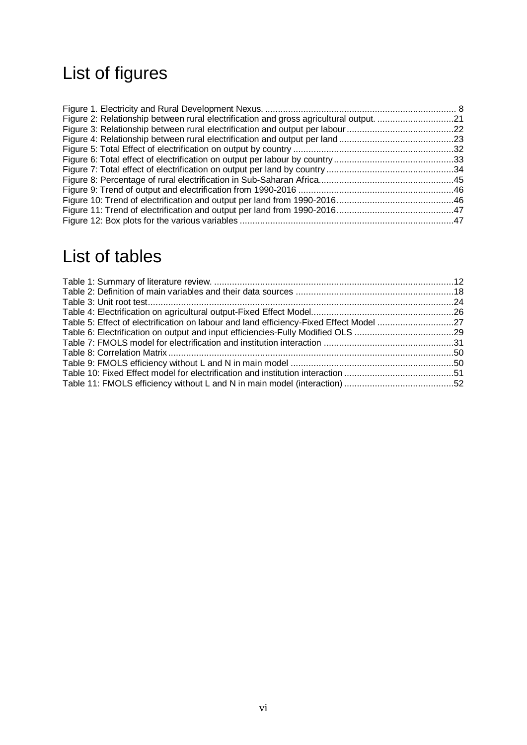# List of figures

Figure 1. Electricity and Rural Development Nexus. ........................................................................... 8
Figure 2: Relationship between rural electrification and gross agricultural output. ..............................21
Figure 3: Relationship between rural electrification and output per labour..........................................22
Figure 4: Relationship between rural electrification and output per land ............................................23
Figure 5: Total Effect of electrification on output by country ...............................................................32
Figure 6: Total effect of electrification on output per labour by country ..............................................33
Figure 7: Total effect of electrification on output per land by country ..................................................34
Figure 8: Percentage of rural electrification in Sub-Saharan Africa.....................................................45
Figure 9: Trend of output and electrification from 1990-2016 .............................................................46
Figure 10: Trend of electrification and output per land from 1990-2016.............................................46
Figure 11: Trend of electrification and output per land from 1990-2016.............................................47
Figure 12: Box plots for the various variables ....................................................................................47

# List of tables

Table 1: Summary of literature review. ..............................................................................................12
Table 2: Definition of main variables and their data sources ..............................................................18
Table 3: Unit root test.........................................................................................................................24
Table 4: Electrification on agricultural output-Fixed Effect Model........................................................26
Table 5: Effect of electrification on labour and land efficiency-Fixed Effect Model ..............................27
Table 6: Electrification on output and input efficiencies-Fully Modified OLS .......................................29
Table 7: FMOLS model for electrification and institution interaction ...................................................31
Table 8: Correlation Matrix.................................................................................................................50
Table 9: FMOLS efficiency without L and N in main model ................................................................50
Table 10: Fixed Effect model for electrification and institution interaction ...........................................51
Table 11: FMOLS efficiency without L and N in main model (interaction) ...........................................52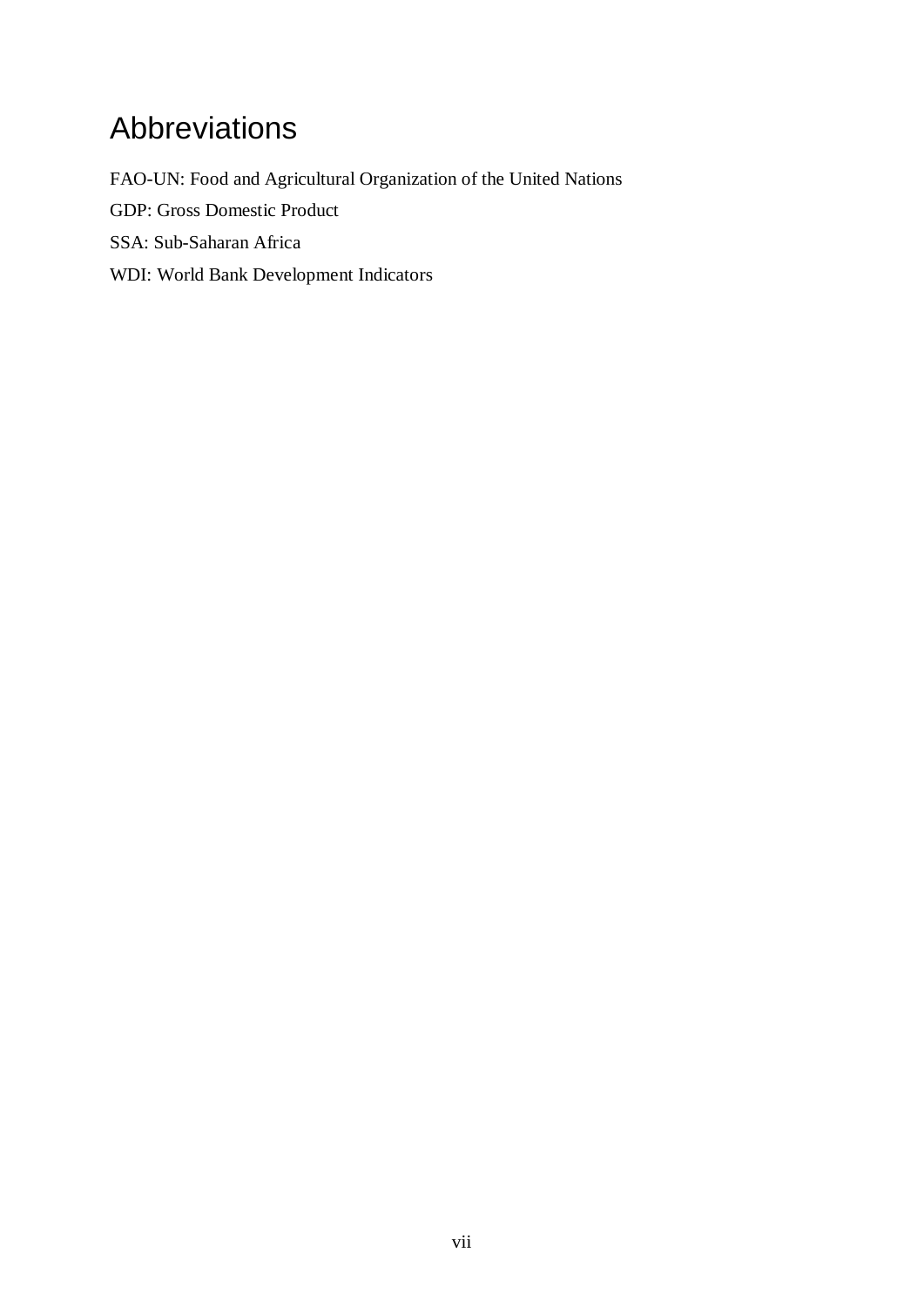# Abbreviations

FAO-UN: Food and Agricultural Organization of the United Nations

GDP: Gross Domestic Product

SSA: Sub-Saharan Africa

WDI: World Bank Development Indicators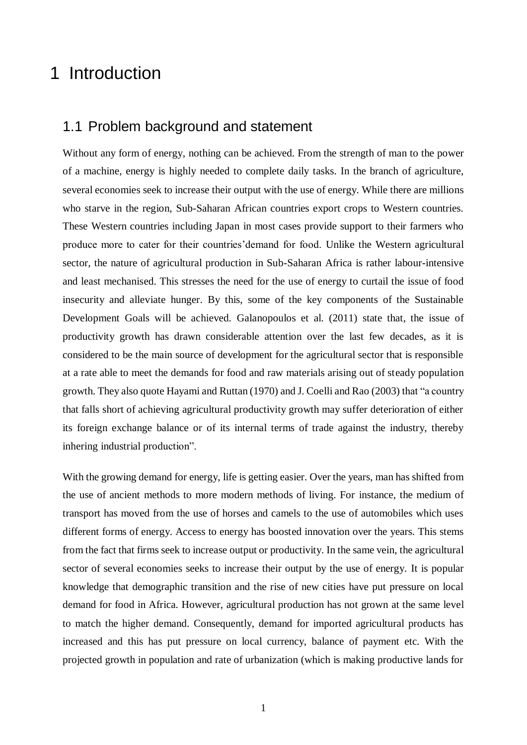# 1 Introduction

## 1.1 Problem background and statement

Without any form of energy, nothing can be achieved. From the strength of man to the power of a machine, energy is highly needed to complete daily tasks. In the branch of agriculture, several economies seek to increase their output with the use of energy. While there are millions who starve in the region, Sub-Saharan African countries export crops to Western countries. These Western countries including Japan in most cases provide support to their farmers who produce more to cater for their countries'demand for food. Unlike the Western agricultural sector, the nature of agricultural production in Sub-Saharan Africa is rather labour-intensive and least mechanised. This stresses the need for the use of energy to curtail the issue of food insecurity and alleviate hunger. By this, some of the key components of the Sustainable Development Goals will be achieved. Galanopoulos et al. (2011) state that, the issue of productivity growth has drawn considerable attention over the last few decades, as it is considered to be the main source of development for the agricultural sector that is responsible at a rate able to meet the demands for food and raw materials arising out of steady population growth. They also quote Hayami and Ruttan (1970) and J. Coelli and Rao (2003) that "a country that falls short of achieving agricultural productivity growth may suffer deterioration of either its foreign exchange balance or of its internal terms of trade against the industry, thereby inhering industrial production".

With the growing demand for energy, life is getting easier. Over the years, man has shifted from the use of ancient methods to more modern methods of living. For instance, the medium of transport has moved from the use of horses and camels to the use of automobiles which uses different forms of energy. Access to energy has boosted innovation over the years. This stems from the fact that firms seek to increase output or productivity. In the same vein, the agricultural sector of several economies seeks to increase their output by the use of energy. It is popular knowledge that demographic transition and the rise of new cities have put pressure on local demand for food in Africa. However, agricultural production has not grown at the same level to match the higher demand. Consequently, demand for imported agricultural products has increased and this has put pressure on local currency, balance of payment etc. With the projected growth in population and rate of urbanization (which is making productive lands for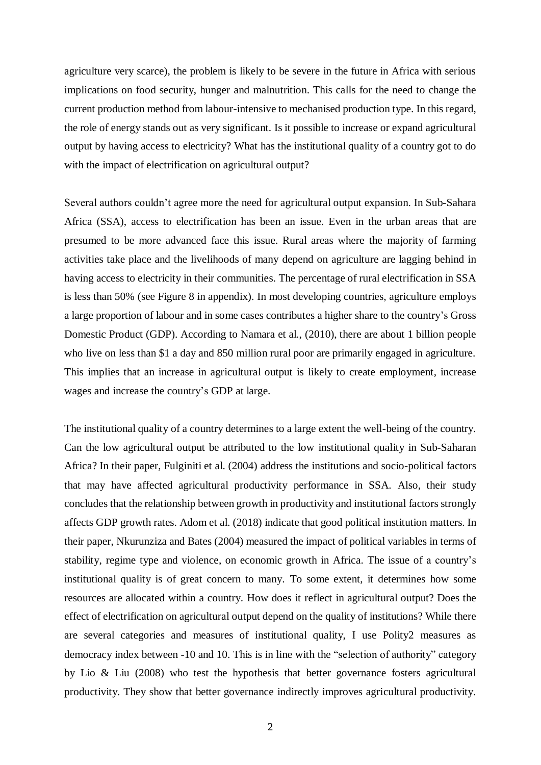agriculture very scarce), the problem is likely to be severe in the future in Africa with serious implications on food security, hunger and malnutrition. This calls for the need to change the current production method from labour-intensive to mechanised production type. In this regard, the role of energy stands out as very significant. Is it possible to increase or expand agricultural output by having access to electricity? What has the institutional quality of a country got to do with the impact of electrification on agricultural output?

Several authors couldn't agree more the need for agricultural output expansion. In Sub-Sahara Africa (SSA), access to electrification has been an issue. Even in the urban areas that are presumed to be more advanced face this issue. Rural areas where the majority of farming activities take place and the livelihoods of many depend on agriculture are lagging behind in having access to electricity in their communities. The percentage of rural electrification in SSA is less than 50% (see Figure 8 in appendix). In most developing countries, agriculture employs a large proportion of labour and in some cases contributes a higher share to the country's Gross Domestic Product (GDP). According to Namara et al., (2010), there are about 1 billion people who live on less than $1 a day and 850 million rural poor are primarily engaged in agriculture. This implies that an increase in agricultural output is likely to create employment, increase wages and increase the country's GDP at large.

The institutional quality of a country determines to a large extent the well-being of the country. Can the low agricultural output be attributed to the low institutional quality in Sub-Saharan Africa? In their paper, Fulginiti et al. (2004) address the institutions and socio-political factors that may have affected agricultural productivity performance in SSA. Also, their study concludes that the relationship between growth in productivity and institutional factors strongly affects GDP growth rates. Adom et al. (2018) indicate that good political institution matters. In their paper, Nkurunziza and Bates (2004) measured the impact of political variables in terms of stability, regime type and violence, on economic growth in Africa. The issue of a country's institutional quality is of great concern to many. To some extent, it determines how some resources are allocated within a country. How does it reflect in agricultural output? Does the effect of electrification on agricultural output depend on the quality of institutions? While there are several categories and measures of institutional quality, I use Polity2 measures as democracy index between -10 and 10. This is in line with the "selection of authority" category by Lio & Liu (2008) who test the hypothesis that better governance fosters agricultural productivity. They show that better governance indirectly improves agricultural productivity.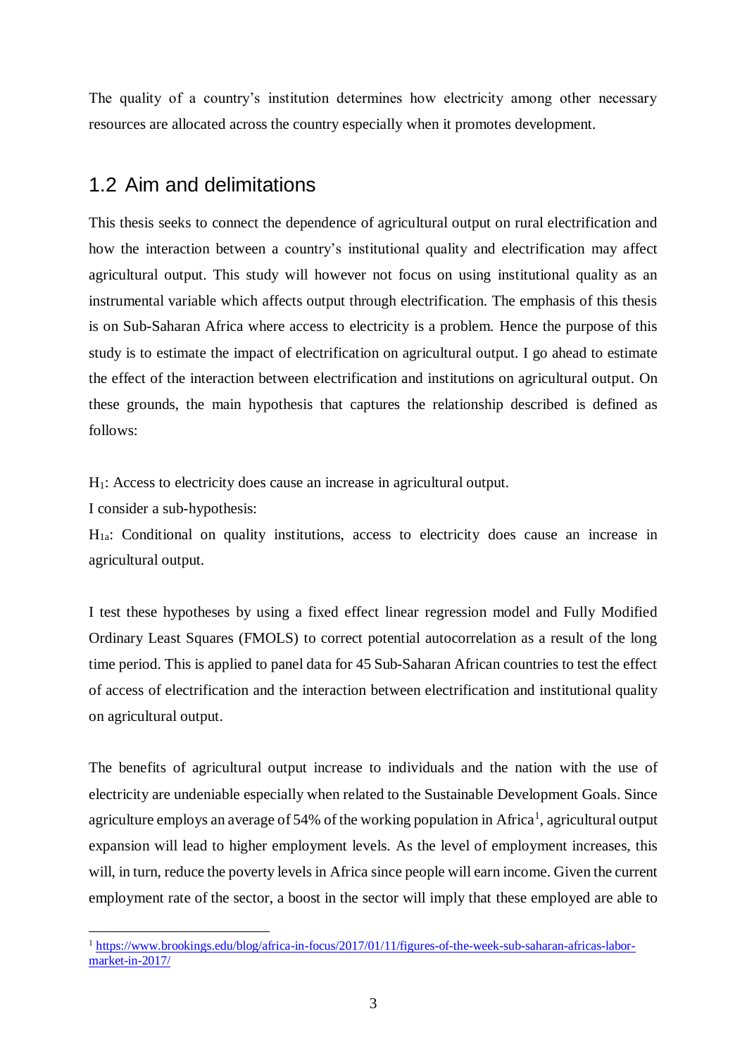The quality of a country's institution determines how electricity among other necessary resources are allocated across the country especially when it promotes development.

## 1.2 Aim and delimitations

This thesis seeks to connect the dependence of agricultural output on rural electrification and how the interaction between a country's institutional quality and electrification may affect agricultural output. This study will however not focus on using institutional quality as an instrumental variable which affects output through electrification. The emphasis of this thesis is on Sub-Saharan Africa where access to electricity is a problem. Hence the purpose of this study is to estimate the impact of electrification on agricultural output. I go ahead to estimate the effect of the interaction between electrification and institutions on agricultural output. On these grounds, the main hypothesis that captures the relationship described is defined as follows:

$H_1$: Access to electricity does cause an increase in agricultural output.

I consider a sub-hypothesis:

$H_{1a}$: Conditional on quality institutions, access to electricity does cause an increase in agricultural output.

I test these hypotheses by using a fixed effect linear regression model and Fully Modified Ordinary Least Squares (FMOLS) to correct potential autocorrelation as a result of the long time period. This is applied to panel data for 45 Sub-Saharan African countries to test the effect of access of electrification and the interaction between electrification and institutional quality on agricultural output.

The benefits of agricultural output increase to individuals and the nation with the use of electricity are undeniable especially when related to the Sustainable Development Goals. Since agriculture employs an average of 54% of the working population in Africa[1], agricultural output expansion will lead to higher employment levels. As the level of employment increases, this will, in turn, reduce the poverty levels in Africa since people will earn income. Given the current employment rate of the sector, a boost in the sector will imply that these employed are able to

[1] https://www.brookings.edu/blog/africa-in-focus/2017/01/11/figures-of-the-week-sub-saharan-africas-labor-market-in-2017/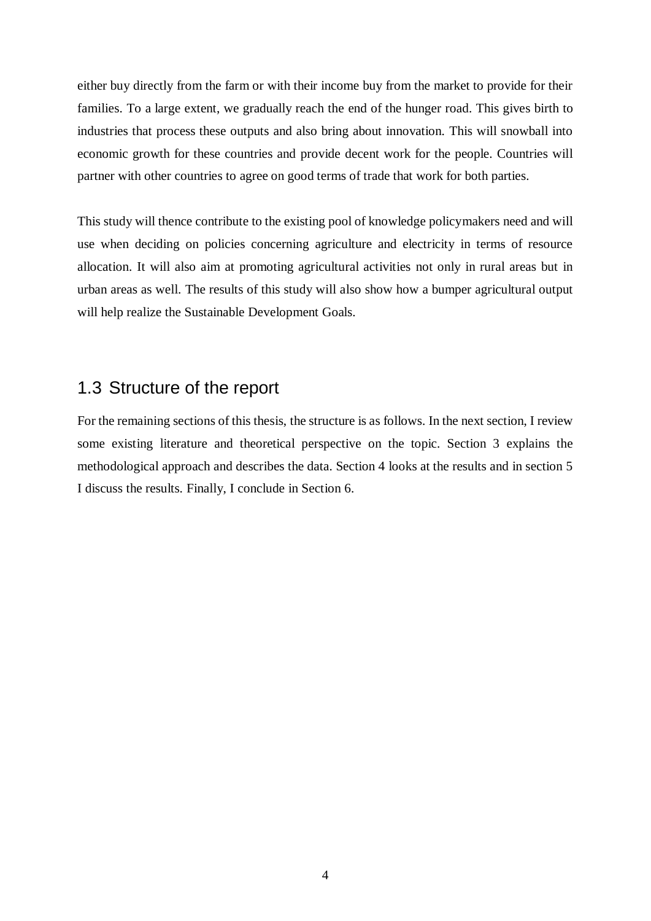either buy directly from the farm or with their income buy from the market to provide for their families. To a large extent, we gradually reach the end of the hunger road. This gives birth to industries that process these outputs and also bring about innovation. This will snowball into economic growth for these countries and provide decent work for the people. Countries will partner with other countries to agree on good terms of trade that work for both parties.

This study will thence contribute to the existing pool of knowledge policymakers need and will use when deciding on policies concerning agriculture and electricity in terms of resource allocation. It will also aim at promoting agricultural activities not only in rural areas but in urban areas as well. The results of this study will also show how a bumper agricultural output will help realize the Sustainable Development Goals.

## 1.3 Structure of the report

For the remaining sections of this thesis, the structure is as follows. In the next section, I review some existing literature and theoretical perspective on the topic. Section 3 explains the methodological approach and describes the data. Section 4 looks at the results and in section 5 I discuss the results. Finally, I conclude in Section 6.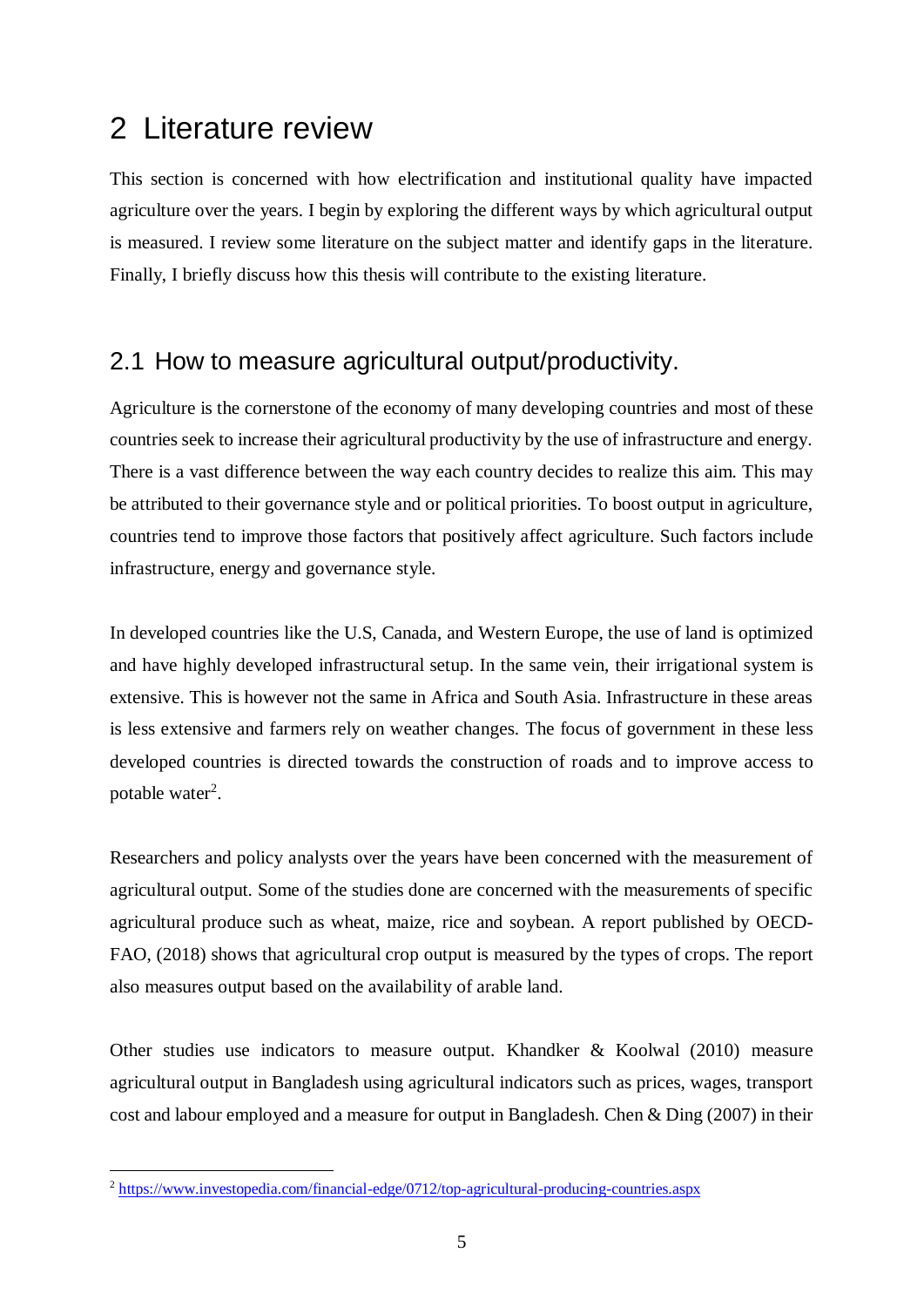# 2 Literature review

This section is concerned with how electrification and institutional quality have impacted agriculture over the years. I begin by exploring the different ways by which agricultural output is measured. I review some literature on the subject matter and identify gaps in the literature. Finally, I briefly discuss how this thesis will contribute to the existing literature.

## 2.1 How to measure agricultural output/productivity.

Agriculture is the cornerstone of the economy of many developing countries and most of these countries seek to increase their agricultural productivity by the use of infrastructure and energy. There is a vast difference between the way each country decides to realize this aim. This may be attributed to their governance style and or political priorities. To boost output in agriculture, countries tend to improve those factors that positively affect agriculture. Such factors include infrastructure, energy and governance style.

In developed countries like the U.S, Canada, and Western Europe, the use of land is optimized and have highly developed infrastructural setup. In the same vein, their irrigational system is extensive. This is however not the same in Africa and South Asia. Infrastructure in these areas is less extensive and farmers rely on weather changes. The focus of government in these less developed countries is directed towards the construction of roads and to improve access to potable water[2].

Researchers and policy analysts over the years have been concerned with the measurement of agricultural output. Some of the studies done are concerned with the measurements of specific agricultural produce such as wheat, maize, rice and soybean. A report published by OECD-FAO, (2018) shows that agricultural crop output is measured by the types of crops. The report also measures output based on the availability of arable land.

Other studies use indicators to measure output. Khandker & Koolwal (2010) measure agricultural output in Bangladesh using agricultural indicators such as prices, wages, transport cost and labour employed and a measure for output in Bangladesh. Chen & Ding (2007) in their

[2] https://www.investopedia.com/financial-edge/0712/top-agricultural-producing-countries.aspx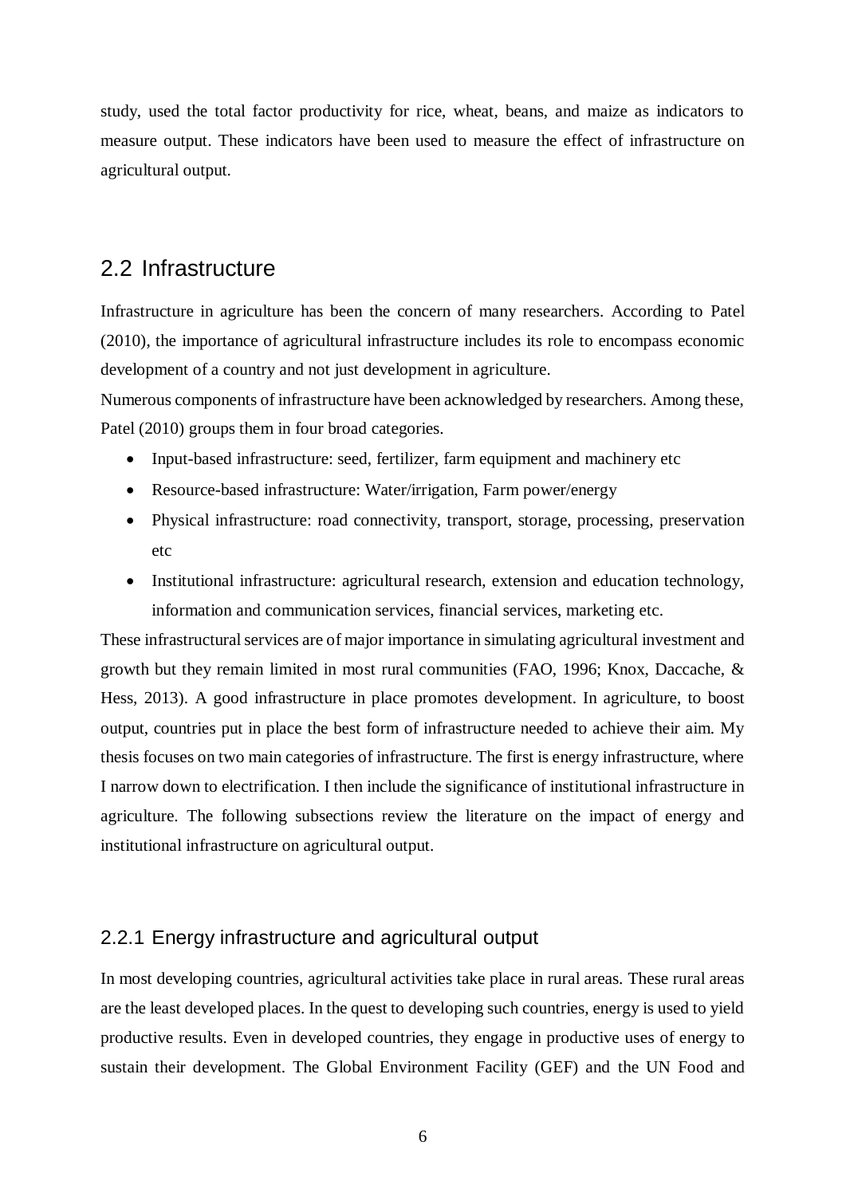study, used the total factor productivity for rice, wheat, beans, and maize as indicators to measure output. These indicators have been used to measure the effect of infrastructure on agricultural output.

## 2.2 Infrastructure

Infrastructure in agriculture has been the concern of many researchers. According to Patel (2010), the importance of agricultural infrastructure includes its role to encompass economic development of a country and not just development in agriculture.

Numerous components of infrastructure have been acknowledged by researchers. Among these, Patel (2010) groups them in four broad categories.

- Input-based infrastructure: seed, fertilizer, farm equipment and machinery etc
- Resource-based infrastructure: Water/irrigation, Farm power/energy
- Physical infrastructure: road connectivity, transport, storage, processing, preservation etc
- Institutional infrastructure: agricultural research, extension and education technology, information and communication services, financial services, marketing etc.

These infrastructural services are of major importance in simulating agricultural investment and growth but they remain limited in most rural communities (FAO, 1996; Knox, Daccache, & Hess, 2013). A good infrastructure in place promotes development. In agriculture, to boost output, countries put in place the best form of infrastructure needed to achieve their aim. My thesis focuses on two main categories of infrastructure. The first is energy infrastructure, where I narrow down to electrification. I then include the significance of institutional infrastructure in agriculture. The following subsections review the literature on the impact of energy and institutional infrastructure on agricultural output.

### 2.2.1 Energy infrastructure and agricultural output

In most developing countries, agricultural activities take place in rural areas. These rural areas are the least developed places. In the quest to developing such countries, energy is used to yield productive results. Even in developed countries, they engage in productive uses of energy to sustain their development. The Global Environment Facility (GEF) and the UN Food and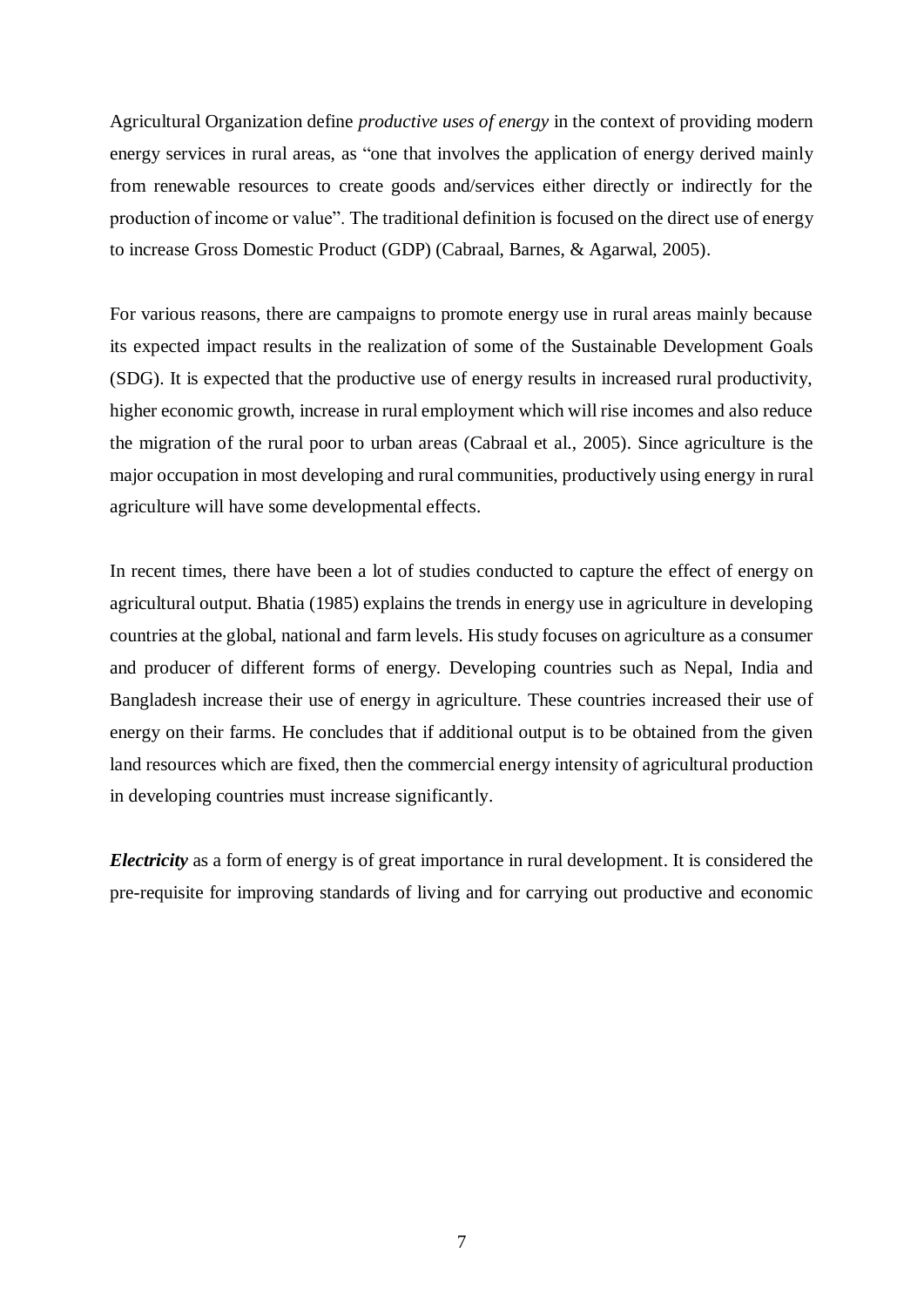Agricultural Organization define *productive uses of energy* in the context of providing modern energy services in rural areas, as "one that involves the application of energy derived mainly from renewable resources to create goods and/services either directly or indirectly for the production of income or value". The traditional definition is focused on the direct use of energy to increase Gross Domestic Product (GDP) (Cabraal, Barnes, & Agarwal, 2005).

For various reasons, there are campaigns to promote energy use in rural areas mainly because its expected impact results in the realization of some of the Sustainable Development Goals (SDG). It is expected that the productive use of energy results in increased rural productivity, higher economic growth, increase in rural employment which will rise incomes and also reduce the migration of the rural poor to urban areas (Cabraal et al., 2005). Since agriculture is the major occupation in most developing and rural communities, productively using energy in rural agriculture will have some developmental effects.

In recent times, there have been a lot of studies conducted to capture the effect of energy on agricultural output. Bhatia (1985) explains the trends in energy use in agriculture in developing countries at the global, national and farm levels. His study focuses on agriculture as a consumer and producer of different forms of energy. Developing countries such as Nepal, India and Bangladesh increase their use of energy in agriculture. These countries increased their use of energy on their farms. He concludes that if additional output is to be obtained from the given land resources which are fixed, then the commercial energy intensity of agricultural production in developing countries must increase significantly.

***Electricity*** as a form of energy is of great importance in rural development. It is considered the pre-requisite for improving standards of living and for carrying out productive and economic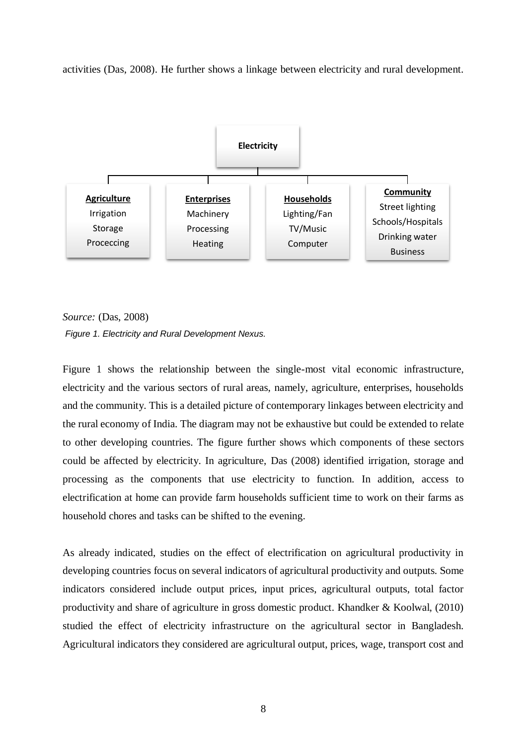activities (Das, 2008). He further shows a linkage between electricity and rural development.

Electricity

**Agriculture**
Irrigation
Storage
Proceccing

**Enterprises**
Machinery
Processing
Heating

**Households**
Lighting/Fan
TV/Music
Computer

**Community**
Street lighting
Schools/Hospitals
Drinking water
Business

*Source:* (Das, 2008)

*Figure 1. Electricity and Rural Development Nexus.*

Figure 1 shows the relationship between the single-most vital economic infrastructure, electricity and the various sectors of rural areas, namely, agriculture, enterprises, households and the community. This is a detailed picture of contemporary linkages between electricity and the rural economy of India. The diagram may not be exhaustive but could be extended to relate to other developing countries. The figure further shows which components of these sectors could be affected by electricity. In agriculture, Das (2008) identified irrigation, storage and processing as the components that use electricity to function. In addition, access to electrification at home can provide farm households sufficient time to work on their farms as household chores and tasks can be shifted to the evening.

As already indicated, studies on the effect of electrification on agricultural productivity in developing countries focus on several indicators of agricultural productivity and outputs. Some indicators considered include output prices, input prices, agricultural outputs, total factor productivity and share of agriculture in gross domestic product. Khandker & Koolwal, (2010) studied the effect of electricity infrastructure on the agricultural sector in Bangladesh. Agricultural indicators they considered are agricultural output, prices, wage, transport cost and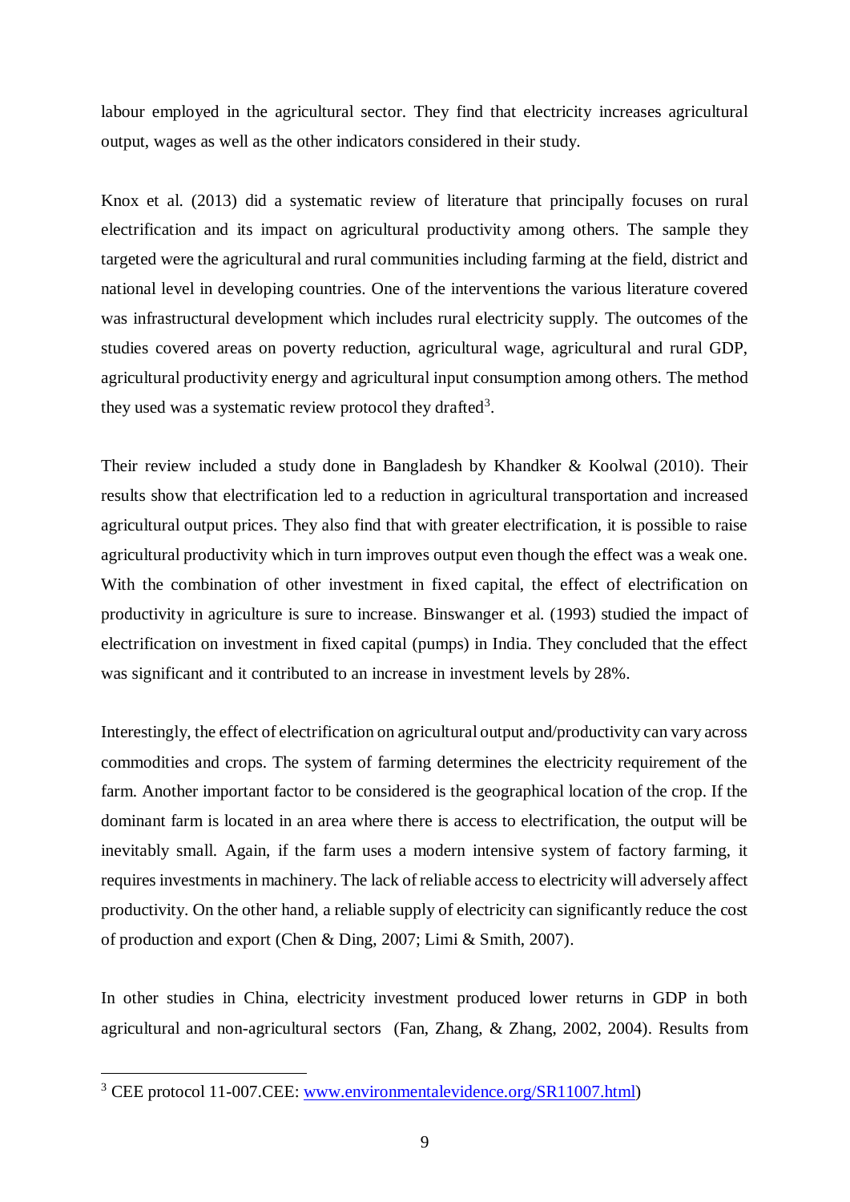labour employed in the agricultural sector. They find that electricity increases agricultural output, wages as well as the other indicators considered in their study.

Knox et al. (2013) did a systematic review of literature that principally focuses on rural electrification and its impact on agricultural productivity among others. The sample they targeted were the agricultural and rural communities including farming at the field, district and national level in developing countries. One of the interventions the various literature covered was infrastructural development which includes rural electricity supply. The outcomes of the studies covered areas on poverty reduction, agricultural wage, agricultural and rural GDP, agricultural productivity energy and agricultural input consumption among others. The method they used was a systematic review protocol they drafted[3].

Their review included a study done in Bangladesh by Khandker & Koolwal (2010). Their results show that electrification led to a reduction in agricultural transportation and increased agricultural output prices. They also find that with greater electrification, it is possible to raise agricultural productivity which in turn improves output even though the effect was a weak one. With the combination of other investment in fixed capital, the effect of electrification on productivity in agriculture is sure to increase. Binswanger et al. (1993) studied the impact of electrification on investment in fixed capital (pumps) in India. They concluded that the effect was significant and it contributed to an increase in investment levels by 28%.

Interestingly, the effect of electrification on agricultural output and/productivity can vary across commodities and crops. The system of farming determines the electricity requirement of the farm. Another important factor to be considered is the geographical location of the crop. If the dominant farm is located in an area where there is access to electrification, the output will be inevitably small. Again, if the farm uses a modern intensive system of factory farming, it requires investments in machinery. The lack of reliable access to electricity will adversely affect productivity. On the other hand, a reliable supply of electricity can significantly reduce the cost of production and export (Chen & Ding, 2007; Limi & Smith, 2007).

In other studies in China, electricity investment produced lower returns in GDP in both agricultural and non-agricultural sectors (Fan, Zhang, & Zhang, 2002, 2004). Results from

[3] CEE protocol 11-007.CEE: www.environmentalevidence.org/SR11007.html)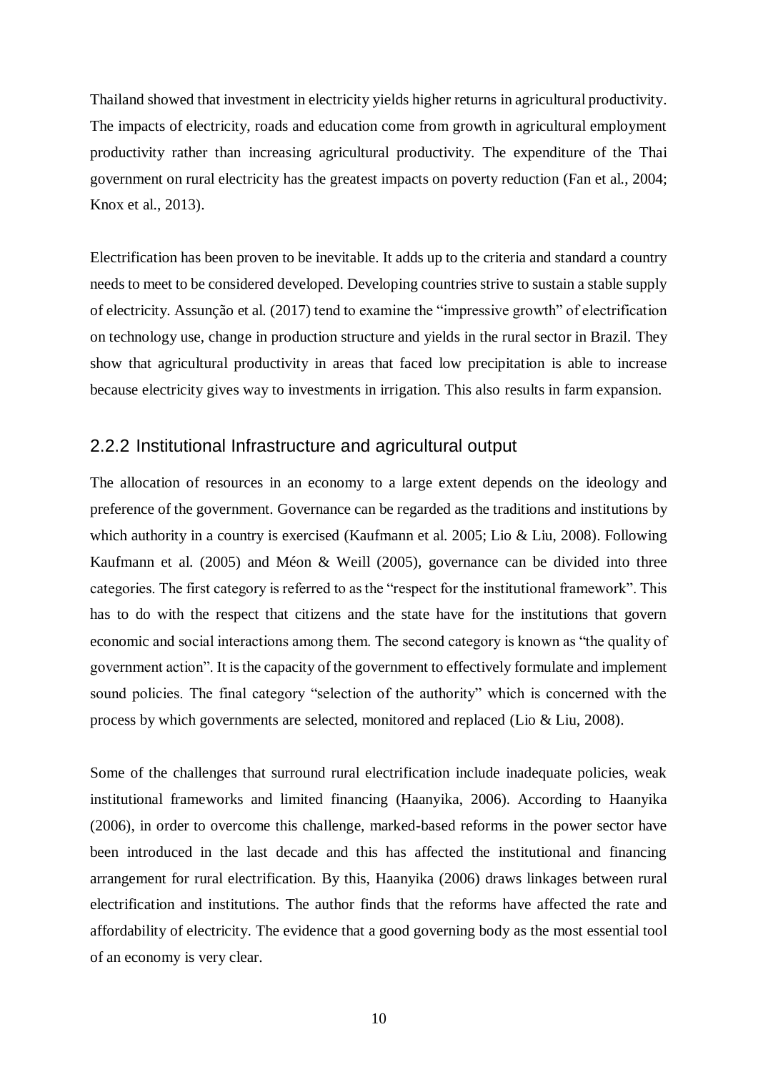Thailand showed that investment in electricity yields higher returns in agricultural productivity. The impacts of electricity, roads and education come from growth in agricultural employment productivity rather than increasing agricultural productivity. The expenditure of the Thai government on rural electricity has the greatest impacts on poverty reduction (Fan et al., 2004; Knox et al., 2013).

Electrification has been proven to be inevitable. It adds up to the criteria and standard a country needs to meet to be considered developed. Developing countries strive to sustain a stable supply of electricity. Assunção et al. (2017) tend to examine the "impressive growth" of electrification on technology use, change in production structure and yields in the rural sector in Brazil. They show that agricultural productivity in areas that faced low precipitation is able to increase because electricity gives way to investments in irrigation. This also results in farm expansion.

### 2.2.2 Institutional Infrastructure and agricultural output

The allocation of resources in an economy to a large extent depends on the ideology and preference of the government. Governance can be regarded as the traditions and institutions by which authority in a country is exercised (Kaufmann et al. 2005; Lio & Liu, 2008). Following Kaufmann et al. (2005) and Méon & Weill (2005), governance can be divided into three categories. The first category is referred to as the "respect for the institutional framework". This has to do with the respect that citizens and the state have for the institutions that govern economic and social interactions among them. The second category is known as "the quality of government action". It is the capacity of the government to effectively formulate and implement sound policies. The final category "selection of the authority" which is concerned with the process by which governments are selected, monitored and replaced (Lio & Liu, 2008).

Some of the challenges that surround rural electrification include inadequate policies, weak institutional frameworks and limited financing (Haanyika, 2006). According to Haanyika (2006), in order to overcome this challenge, marked-based reforms in the power sector have been introduced in the last decade and this has affected the institutional and financing arrangement for rural electrification. By this, Haanyika (2006) draws linkages between rural electrification and institutions. The author finds that the reforms have affected the rate and affordability of electricity. The evidence that a good governing body as the most essential tool of an economy is very clear.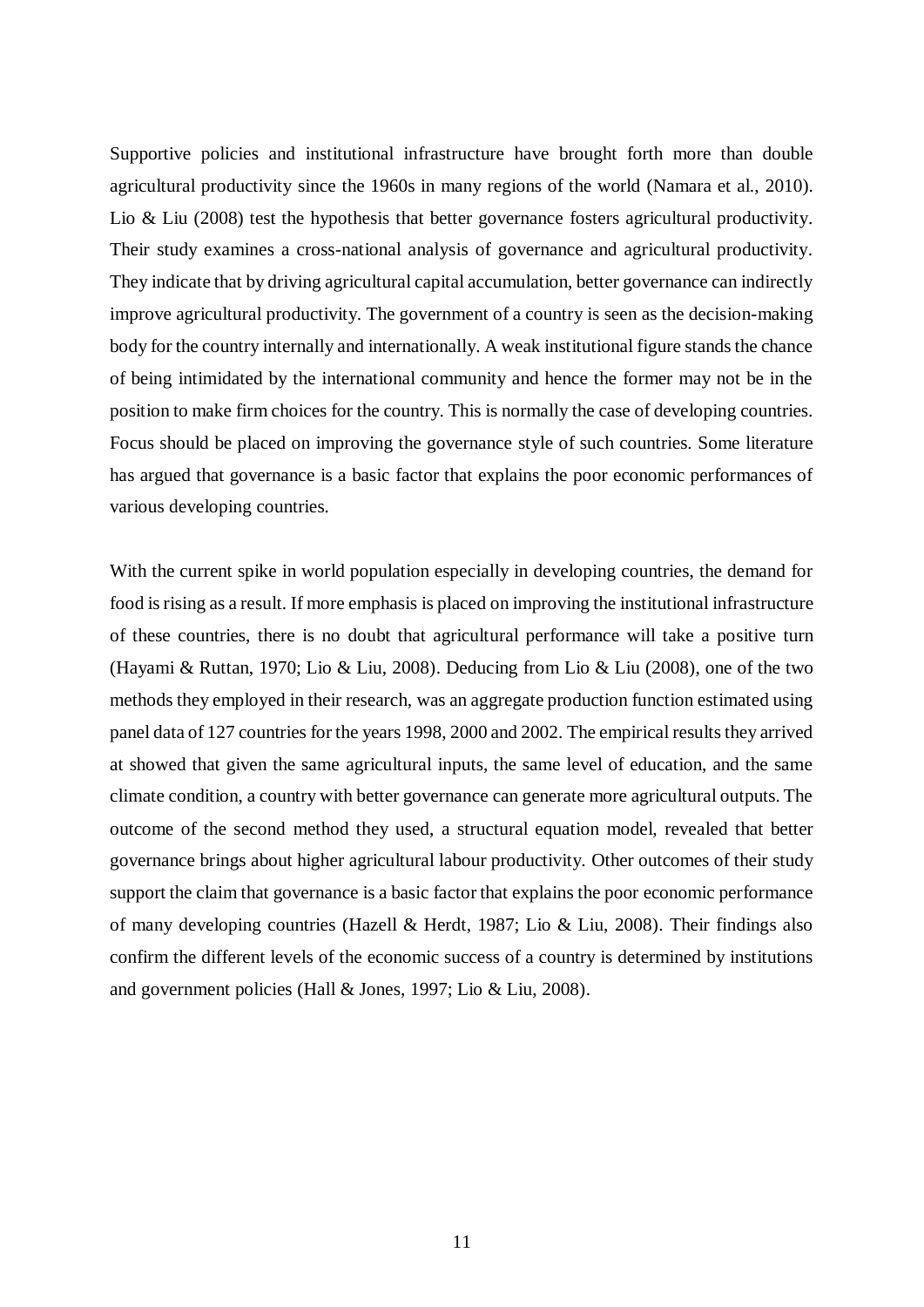Supportive policies and institutional infrastructure have brought forth more than double agricultural productivity since the 1960s in many regions of the world (Namara et al., 2010). Lio & Liu (2008) test the hypothesis that better governance fosters agricultural productivity. Their study examines a cross-national analysis of governance and agricultural productivity. They indicate that by driving agricultural capital accumulation, better governance can indirectly improve agricultural productivity. The government of a country is seen as the decision-making body for the country internally and internationally. A weak institutional figure stands the chance of being intimidated by the international community and hence the former may not be in the position to make firm choices for the country. This is normally the case of developing countries. Focus should be placed on improving the governance style of such countries. Some literature has argued that governance is a basic factor that explains the poor economic performances of various developing countries.

With the current spike in world population especially in developing countries, the demand for food is rising as a result. If more emphasis is placed on improving the institutional infrastructure of these countries, there is no doubt that agricultural performance will take a positive turn (Hayami & Ruttan, 1970; Lio & Liu, 2008). Deducing from Lio & Liu (2008), one of the two methods they employed in their research, was an aggregate production function estimated using panel data of 127 countries for the years 1998, 2000 and 2002. The empirical results they arrived at showed that given the same agricultural inputs, the same level of education, and the same climate condition, a country with better governance can generate more agricultural outputs. The outcome of the second method they used, a structural equation model, revealed that better governance brings about higher agricultural labour productivity. Other outcomes of their study support the claim that governance is a basic factor that explains the poor economic performance of many developing countries (Hazell & Herdt, 1987; Lio & Liu, 2008). Their findings also confirm the different levels of the economic success of a country is determined by institutions and government policies (Hall & Jones, 1997; Lio & Liu, 2008).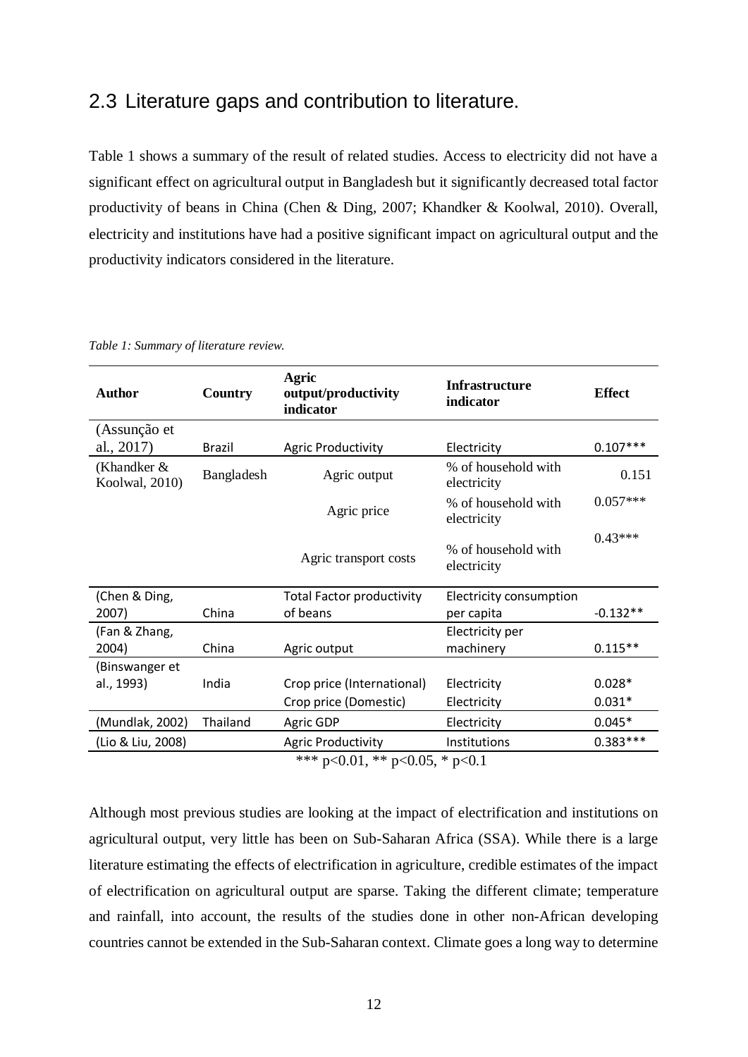## 2.3 Literature gaps and contribution to literature.

Table 1 shows a summary of the result of related studies. Access to electricity did not have a significant effect on agricultural output in Bangladesh but it significantly decreased total factor productivity of beans in China (Chen & Ding, 2007; Khandker & Koolwal, 2010). Overall, electricity and institutions have had a positive significant impact on agricultural output and the productivity indicators considered in the literature.

*Table 1: Summary of literature review.*

| Author | Country | Agric output/productivity indicator | Infrastructure indicator | Effect |
|---|---|---|---|---|
| (Assunção et al., 2017) | Brazil | Agric Productivity | Electricity | 0.107*** |
| (Khandker & Koolwal, 2010) | Bangladesh | Agric output | % of household with electricity | 0.151 |
| | | Agric price | % of household with electricity | 0.057*** |
| | | Agric transport costs | % of household with electricity | 0.43*** |
| (Chen & Ding, 2007) | China | Total Factor productivity of beans | Electricity consumption per capita | -0.132** |
| (Fan & Zhang, 2004) | China | Agric output | Electricity per machinery | 0.115** |
| (Binswanger et al., 1993) | India | Crop price (International) | Electricity | 0.028* |
| | | Crop price (Domestic) | Electricity | 0.031* |
| (Mundlak, 2002) | Thailand | Agric GDP | Electricity | 0.045* |
| (Lio & Liu, 2008) | | Agric Productivity | Institutions | 0.383*** |

*** $p<0.01$, ** $p<0.05$, * $p<0.1$

Although most previous studies are looking at the impact of electrification and institutions on agricultural output, very little has been on Sub-Saharan Africa (SSA). While there is a large literature estimating the effects of electrification in agriculture, credible estimates of the impact of electrification on agricultural output are sparse. Taking the different climate; temperature and rainfall, into account, the results of the studies done in other non-African developing countries cannot be extended in the Sub-Saharan context. Climate goes a long way to determine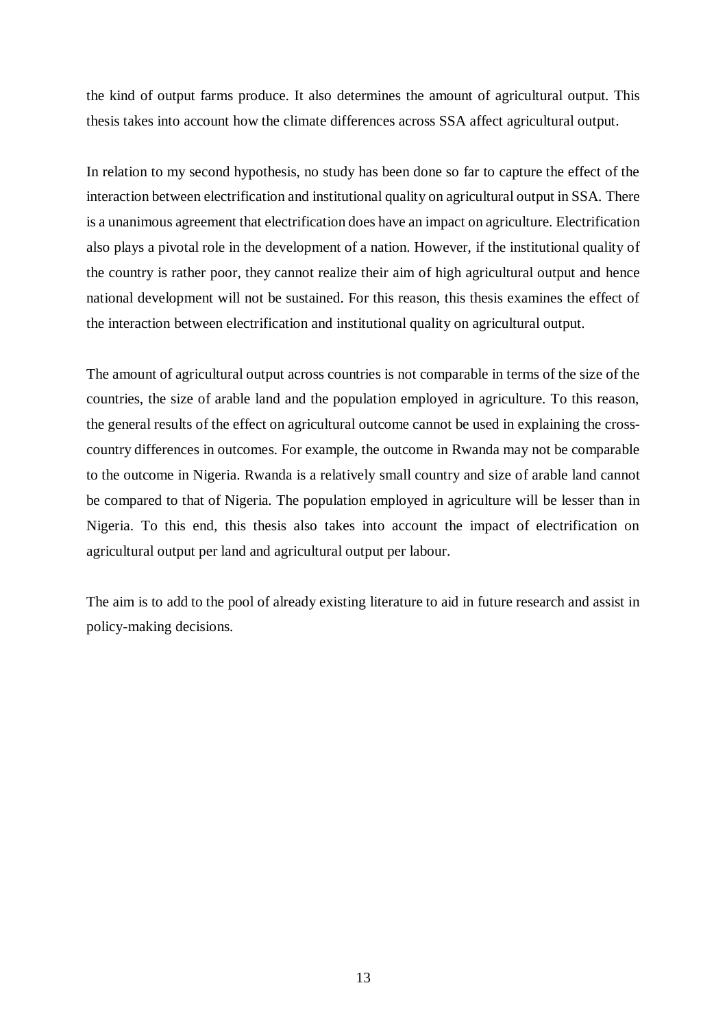the kind of output farms produce. It also determines the amount of agricultural output. This thesis takes into account how the climate differences across SSA affect agricultural output.

In relation to my second hypothesis, no study has been done so far to capture the effect of the interaction between electrification and institutional quality on agricultural output in SSA. There is a unanimous agreement that electrification does have an impact on agriculture. Electrification also plays a pivotal role in the development of a nation. However, if the institutional quality of the country is rather poor, they cannot realize their aim of high agricultural output and hence national development will not be sustained. For this reason, this thesis examines the effect of the interaction between electrification and institutional quality on agricultural output.

The amount of agricultural output across countries is not comparable in terms of the size of the countries, the size of arable land and the population employed in agriculture. To this reason, the general results of the effect on agricultural outcome cannot be used in explaining the cross-country differences in outcomes. For example, the outcome in Rwanda may not be comparable to the outcome in Nigeria. Rwanda is a relatively small country and size of arable land cannot be compared to that of Nigeria. The population employed in agriculture will be lesser than in Nigeria. To this end, this thesis also takes into account the impact of electrification on agricultural output per land and agricultural output per labour.

The aim is to add to the pool of already existing literature to aid in future research and assist in policy-making decisions.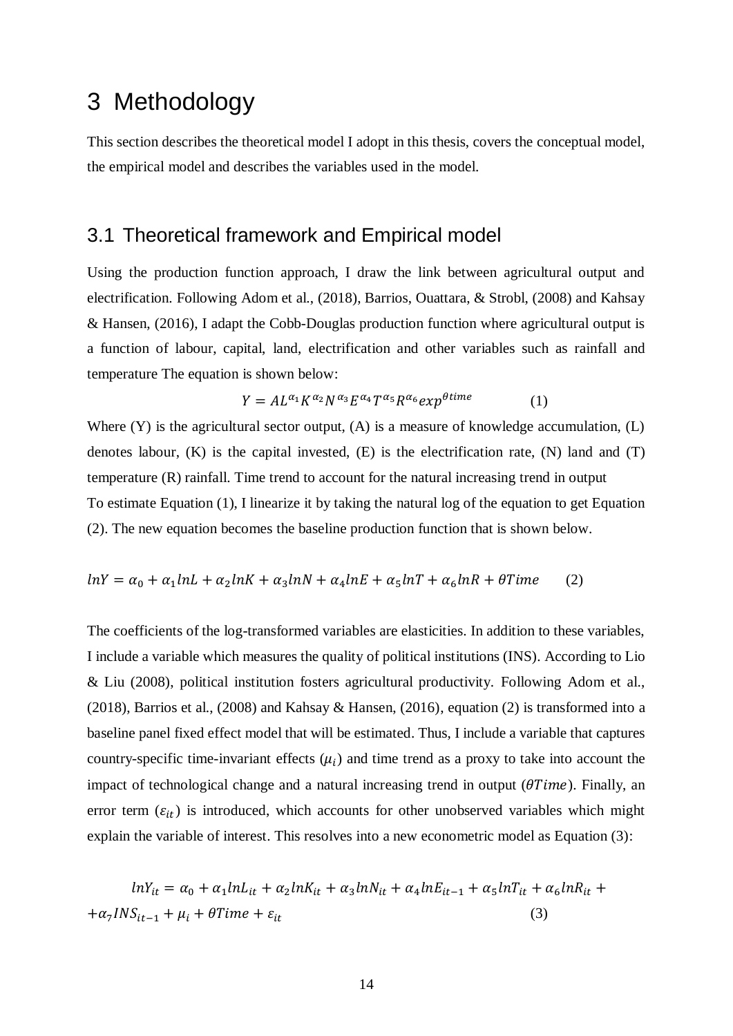# 3 Methodology

This section describes the theoretical model I adopt in this thesis, covers the conceptual model, the empirical model and describes the variables used in the model.

## 3.1 Theoretical framework and Empirical model

Using the production function approach, I draw the link between agricultural output and electrification. Following Adom et al., (2018), Barrios, Ouattara, & Strobl, (2008) and Kahsay & Hansen, (2016), I adapt the Cobb-Douglas production function where agricultural output is a function of labour, capital, land, electrification and other variables such as rainfall and temperature The equation is shown below:

$$Y = AL^{\alpha_1} K^{\alpha_2} N^{\alpha_3} E^{\alpha_4} T^{\alpha_5} R^{\alpha_6} exp^{\theta time} \qquad (1)$$

Where (Y) is the agricultural sector output, (A) is a measure of knowledge accumulation, (L) denotes labour, (K) is the capital invested, (E) is the electrification rate, (N) land and (T) temperature (R) rainfall. Time trend to account for the natural increasing trend in output

To estimate Equation (1), I linearize it by taking the natural log of the equation to get Equation (2). The new equation becomes the baseline production function that is shown below.

$$lnY = \alpha_0 + \alpha_1 lnL + \alpha_2 lnK + \alpha_3 lnN + \alpha_4 lnE + \alpha_5 lnT + \alpha_6 lnR + \theta Time \qquad (2)$$

The coefficients of the log-transformed variables are elasticities. In addition to these variables, I include a variable which measures the quality of political institutions (INS). According to Lio & Liu (2008), political institution fosters agricultural productivity. Following Adom et al., (2018), Barrios et al., (2008) and Kahsay & Hansen, (2016), equation (2) is transformed into a baseline panel fixed effect model that will be estimated. Thus, I include a variable that captures country-specific time-invariant effects ($\mu_i$) and time trend as a proxy to take into account the impact of technological change and a natural increasing trend in output ($\theta Time$). Finally, an error term ($\varepsilon_{it}$) is introduced, which accounts for other unobserved variables which might explain the variable of interest. This resolves into a new econometric model as Equation (3):

$$lnY_{it} = \alpha_0 + \alpha_1 lnL_{it} + \alpha_2 lnK_{it} + \alpha_3 lnN_{it} + \alpha_4 lnE_{it-1} + \alpha_5 lnT_{it} + \alpha_6 lnR_{it} + \\ + \alpha_7 INS_{it-1} + \mu_i + \theta Time + \varepsilon_{it} \qquad (3)$$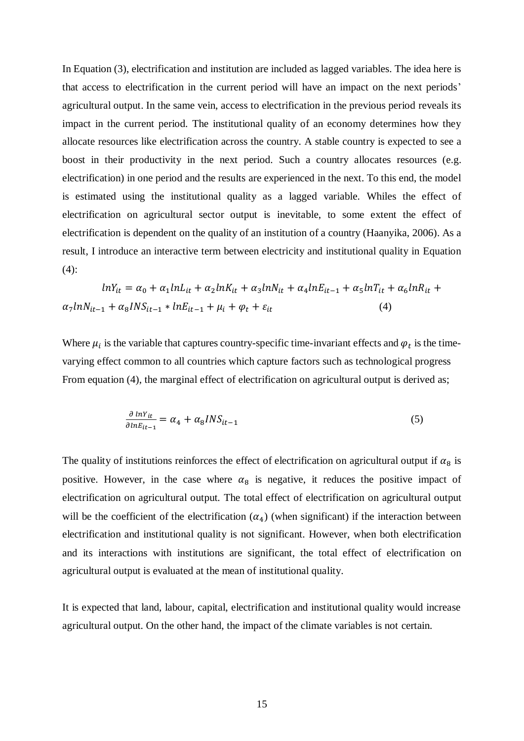In Equation (3), electrification and institution are included as lagged variables. The idea here is that access to electrification in the current period will have an impact on the next periods' agricultural output. In the same vein, access to electrification in the previous period reveals its impact in the current period. The institutional quality of an economy determines how they allocate resources like electrification across the country. A stable country is expected to see a boost in their productivity in the next period. Such a country allocates resources (e.g. electrification) in one period and the results are experienced in the next. To this end, the model is estimated using the institutional quality as a lagged variable. Whiles the effect of electrification on agricultural sector output is inevitable, to some extent the effect of electrification is dependent on the quality of an institution of a country (Haanyika, 2006). As a result, I introduce an interactive term between electricity and institutional quality in Equation (4):

$$lnY_{it} = \alpha_0 + \alpha_1 lnL_{it} + \alpha_2 lnK_{it} + \alpha_3 lnN_{it} + \alpha_4 lnE_{it-1} + \alpha_5 lnT_{it} + \alpha_6 lnR_{it} + \alpha_7 lnN_{it-1} + \alpha_8 INS_{it-1} * lnE_{it-1} + \mu_i + \varphi_t + \varepsilon_{it} \quad (4)$$

Where $\mu_i$ is the variable that captures country-specific time-invariant effects and $\varphi_t$ is the time-varying effect common to all countries which capture factors such as technological progress From equation (4), the marginal effect of electrification on agricultural output is derived as;

$$\frac{\partial \, lnY_{it}}{\partial lnE_{it-1}} = \alpha_4 + \alpha_8 INS_{it-1} \quad (5)$$

The quality of institutions reinforces the effect of electrification on agricultural output if $\alpha_8$ is positive. However, in the case where $\alpha_8$ is negative, it reduces the positive impact of electrification on agricultural output. The total effect of electrification on agricultural output will be the coefficient of the electrification ($\alpha_4$) (when significant) if the interaction between electrification and institutional quality is not significant. However, when both electrification and its interactions with institutions are significant, the total effect of electrification on agricultural output is evaluated at the mean of institutional quality.

It is expected that land, labour, capital, electrification and institutional quality would increase agricultural output. On the other hand, the impact of the climate variables is not certain.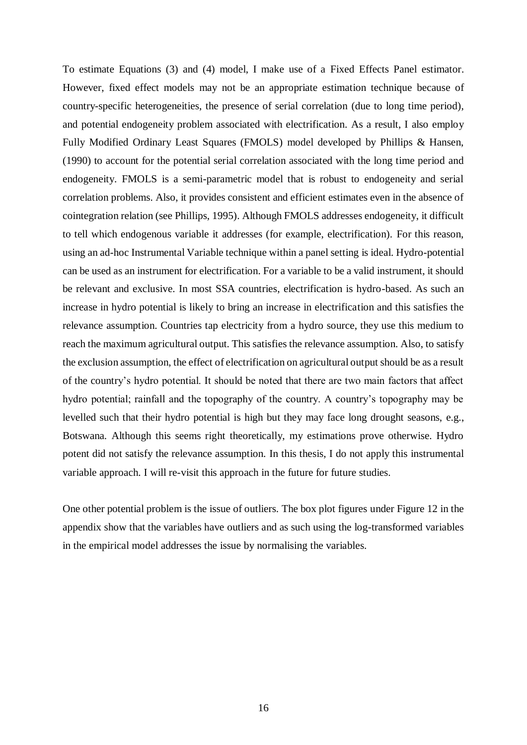To estimate Equations (3) and (4) model, I make use of a Fixed Effects Panel estimator. However, fixed effect models may not be an appropriate estimation technique because of country-specific heterogeneities, the presence of serial correlation (due to long time period), and potential endogeneity problem associated with electrification. As a result, I also employ Fully Modified Ordinary Least Squares (FMOLS) model developed by Phillips & Hansen, (1990) to account for the potential serial correlation associated with the long time period and endogeneity. FMOLS is a semi-parametric model that is robust to endogeneity and serial correlation problems. Also, it provides consistent and efficient estimates even in the absence of cointegration relation (see Phillips, 1995). Although FMOLS addresses endogeneity, it difficult to tell which endogenous variable it addresses (for example, electrification). For this reason, using an ad-hoc Instrumental Variable technique within a panel setting is ideal. Hydro-potential can be used as an instrument for electrification. For a variable to be a valid instrument, it should be relevant and exclusive. In most SSA countries, electrification is hydro-based. As such an increase in hydro potential is likely to bring an increase in electrification and this satisfies the relevance assumption. Countries tap electricity from a hydro source, they use this medium to reach the maximum agricultural output. This satisfies the relevance assumption. Also, to satisfy the exclusion assumption, the effect of electrification on agricultural output should be as a result of the country's hydro potential. It should be noted that there are two main factors that affect hydro potential; rainfall and the topography of the country. A country's topography may be levelled such that their hydro potential is high but they may face long drought seasons, e.g., Botswana. Although this seems right theoretically, my estimations prove otherwise. Hydro potent did not satisfy the relevance assumption. In this thesis, I do not apply this instrumental variable approach. I will re-visit this approach in the future for future studies.

One other potential problem is the issue of outliers. The box plot figures under Figure 12 in the appendix show that the variables have outliers and as such using the log-transformed variables in the empirical model addresses the issue by normalising the variables.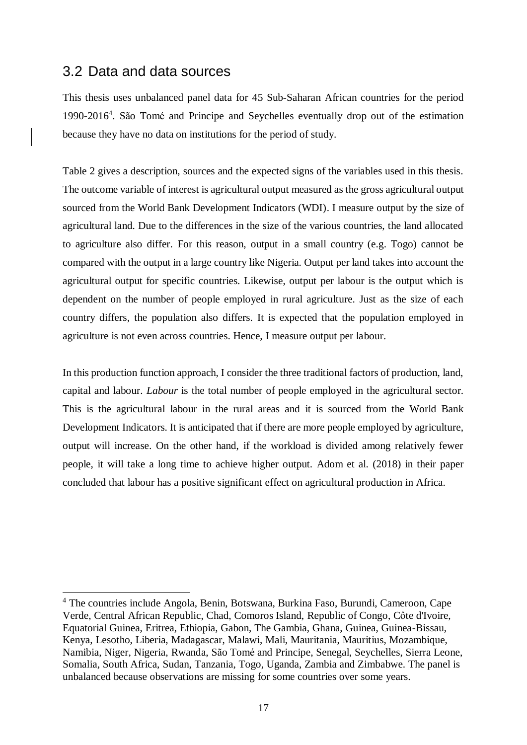## 3.2 Data and data sources

This thesis uses unbalanced panel data for 45 Sub-Saharan African countries for the period 1990-2016[4]. São Tomé and Principe and Seychelles eventually drop out of the estimation because they have no data on institutions for the period of study.

Table 2 gives a description, sources and the expected signs of the variables used in this thesis. The outcome variable of interest is agricultural output measured as the gross agricultural output sourced from the World Bank Development Indicators (WDI). I measure output by the size of agricultural land. Due to the differences in the size of the various countries, the land allocated to agriculture also differ. For this reason, output in a small country (e.g. Togo) cannot be compared with the output in a large country like Nigeria. Output per land takes into account the agricultural output for specific countries. Likewise, output per labour is the output which is dependent on the number of people employed in rural agriculture. Just as the size of each country differs, the population also differs. It is expected that the population employed in agriculture is not even across countries. Hence, I measure output per labour.

In this production function approach, I consider the three traditional factors of production, land, capital and labour. *Labour* is the total number of people employed in the agricultural sector. This is the agricultural labour in the rural areas and it is sourced from the World Bank Development Indicators. It is anticipated that if there are more people employed by agriculture, output will increase. On the other hand, if the workload is divided among relatively fewer people, it will take a long time to achieve higher output. Adom et al. (2018) in their paper concluded that labour has a positive significant effect on agricultural production in Africa.

[4] The countries include Angola, Benin, Botswana, Burkina Faso, Burundi, Cameroon, Cape Verde, Central African Republic, Chad, Comoros Island, Republic of Congo, Côte d'Ivoire, Equatorial Guinea, Eritrea, Ethiopia, Gabon, The Gambia, Ghana, Guinea, Guinea-Bissau, Kenya, Lesotho, Liberia, Madagascar, Malawi, Mali, Mauritania, Mauritius, Mozambique, Namibia, Niger, Nigeria, Rwanda, São Tomé and Principe, Senegal, Seychelles, Sierra Leone, Somalia, South Africa, Sudan, Tanzania, Togo, Uganda, Zambia and Zimbabwe. The panel is unbalanced because observations are missing for some countries over some years.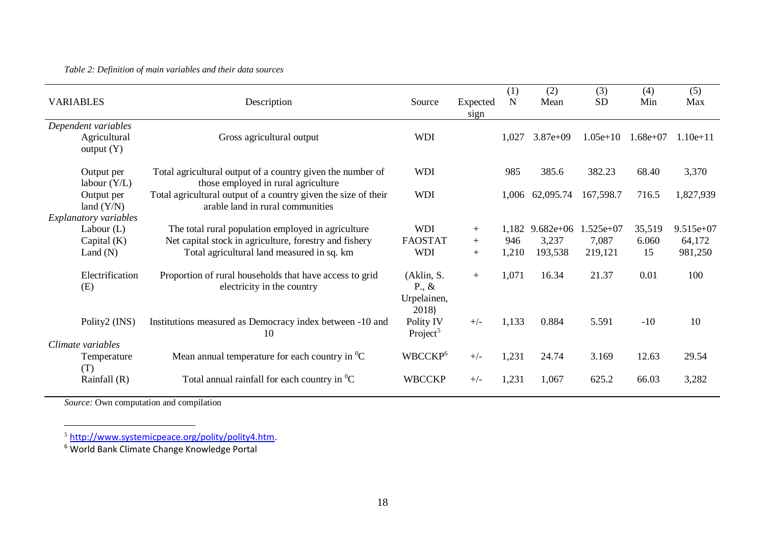*Table 2: Definition of main variables and their data sources*

| VARIABLES | Description | Source | Expected sign | (1) N | (2) Mean | (3) SD | (4) Min | (5) Max |
|---|---|---|---|---|---|---|---|---|
| *Dependent variables* | | | | | | | | |
| Agricultural output (Y) | Gross agricultural output | WDI | | 1,027 | 3.87e+09 | 1.05e+10 | 1.68e+07 | 1.10e+11 |
| Output per labour (Y/L) | Total agricultural output of a country given the number of those employed in rural agriculture | WDI | | 985 | 385.6 | 382.23 | 68.40 | 3,370 |
| Output per land (Y/N) | Total agricultural output of a country given the size of their arable land in rural communities | WDI | | 1,006 | 62,095.74 | 167,598.7 | 716.5 | 1,827,939 |
| *Explanatory variables* | | | | | | | | |
| Labour (L) | The total rural population employed in agriculture | WDI | + | 1,182 | 9.682e+06 | 1.525e+07 | 35,519 | 9.515e+07 |
| Capital (K) | Net capital stock in agriculture, forestry and fishery | FAOSTAT | + | 946 | 3,237 | 7,087 | 6.060 | 64,172 |
| Land (N) | Total agricultural land measured in sq. km | WDI | + | 1,210 | 193,538 | 219,121 | 15 | 981,250 |
| Electrification (E) | Proportion of rural households that have access to grid electricity in the country | (Aklin, S. P., & Urpelainen, 2018) | + | 1,071 | 16.34 | 21.37 | 0.01 | 100 |
| Polity2 (INS) | Institutions measured as Democracy index between -10 and 10 | Polity IV Project[5] | +/- | 1,133 | 0.884 | 5.591 | -10 | 10 |
| *Climate variables* | | | | | | | | |
| Temperature (T) | Mean annual temperature for each country in $^0$C | WBCCKP[6] | +/- | 1,231 | 24.74 | 3.169 | 12.63 | 29.54 |
| Rainfall (R) | Total annual rainfall for each country in $^0$C | WBCCKP | +/- | 1,231 | 1,067 | 625.2 | 66.03 | 3,282 |

*Source:* Own computation and compilation

[5] http://www.systemicpeace.org/polity/polity4.htm.

[6] World Bank Climate Change Knowledge Portal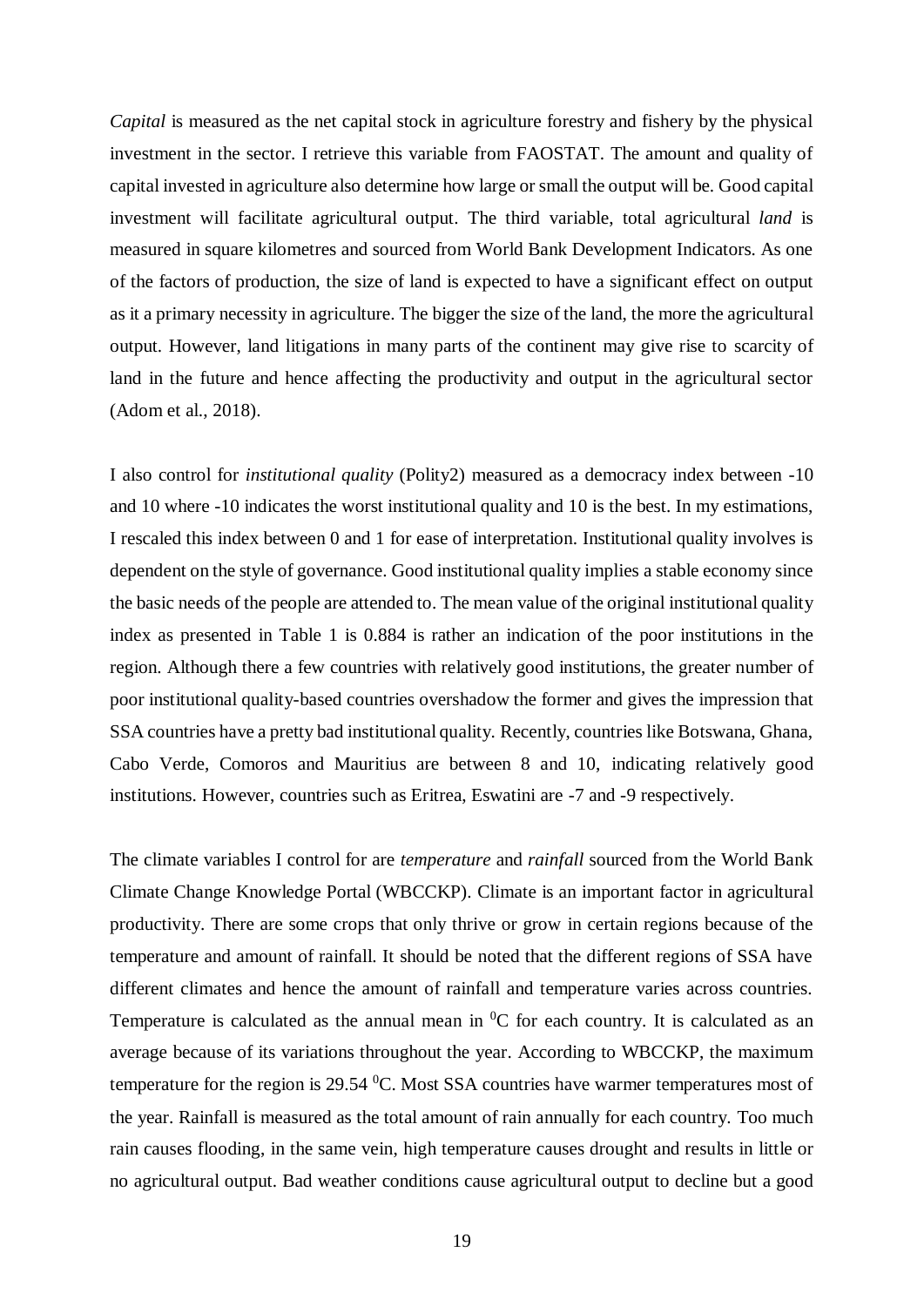*Capital* is measured as the net capital stock in agriculture forestry and fishery by the physical investment in the sector. I retrieve this variable from FAOSTAT. The amount and quality of capital invested in agriculture also determine how large or small the output will be. Good capital investment will facilitate agricultural output. The third variable, total agricultural *land* is measured in square kilometres and sourced from World Bank Development Indicators. As one of the factors of production, the size of land is expected to have a significant effect on output as it a primary necessity in agriculture. The bigger the size of the land, the more the agricultural output. However, land litigations in many parts of the continent may give rise to scarcity of land in the future and hence affecting the productivity and output in the agricultural sector (Adom et al., 2018).

I also control for *institutional quality* (Polity2) measured as a democracy index between -10 and 10 where -10 indicates the worst institutional quality and 10 is the best. In my estimations, I rescaled this index between 0 and 1 for ease of interpretation. Institutional quality involves is dependent on the style of governance. Good institutional quality implies a stable economy since the basic needs of the people are attended to. The mean value of the original institutional quality index as presented in Table 1 is 0.884 is rather an indication of the poor institutions in the region. Although there a few countries with relatively good institutions, the greater number of poor institutional quality-based countries overshadow the former and gives the impression that SSA countries have a pretty bad institutional quality. Recently, countries like Botswana, Ghana, Cabo Verde, Comoros and Mauritius are between 8 and 10, indicating relatively good institutions. However, countries such as Eritrea, Eswatini are -7 and -9 respectively.

The climate variables I control for are *temperature* and *rainfall* sourced from the World Bank Climate Change Knowledge Portal (WBCCKP). Climate is an important factor in agricultural productivity. There are some crops that only thrive or grow in certain regions because of the temperature and amount of rainfall. It should be noted that the different regions of SSA have different climates and hence the amount of rainfall and temperature varies across countries. Temperature is calculated as the annual mean in $^{0}$C for each country. It is calculated as an average because of its variations throughout the year. According to WBCCKP, the maximum temperature for the region is 29.54 $^{0}$C. Most SSA countries have warmer temperatures most of the year. Rainfall is measured as the total amount of rain annually for each country. Too much rain causes flooding, in the same vein, high temperature causes drought and results in little or no agricultural output. Bad weather conditions cause agricultural output to decline but a good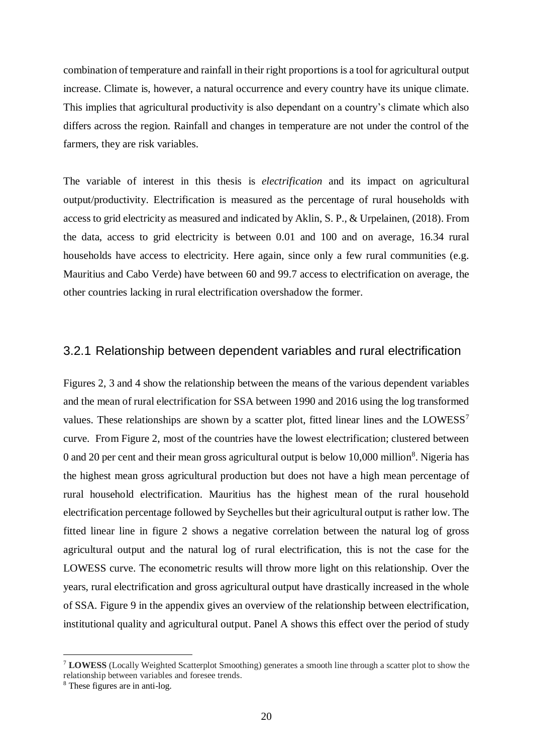combination of temperature and rainfall in their right proportions is a tool for agricultural output increase. Climate is, however, a natural occurrence and every country have its unique climate. This implies that agricultural productivity is also dependant on a country's climate which also differs across the region. Rainfall and changes in temperature are not under the control of the farmers, they are risk variables.

The variable of interest in this thesis is *electrification* and its impact on agricultural output/productivity. Electrification is measured as the percentage of rural households with access to grid electricity as measured and indicated by Aklin, S. P., & Urpelainen, (2018). From the data, access to grid electricity is between 0.01 and 100 and on average, 16.34 rural households have access to electricity. Here again, since only a few rural communities (e.g. Mauritius and Cabo Verde) have between 60 and 99.7 access to electrification on average, the other countries lacking in rural electrification overshadow the former.

### 3.2.1 Relationship between dependent variables and rural electrification

Figures 2, 3 and 4 show the relationship between the means of the various dependent variables and the mean of rural electrification for SSA between 1990 and 2016 using the log transformed values. These relationships are shown by a scatter plot, fitted linear lines and the LOWESS[7] curve. From Figure 2, most of the countries have the lowest electrification; clustered between 0 and 20 per cent and their mean gross agricultural output is below 10,000 million[8]. Nigeria has the highest mean gross agricultural production but does not have a high mean percentage of rural household electrification. Mauritius has the highest mean of the rural household electrification percentage followed by Seychelles but their agricultural output is rather low. The fitted linear line in figure 2 shows a negative correlation between the natural log of gross agricultural output and the natural log of rural electrification, this is not the case for the LOWESS curve. The econometric results will throw more light on this relationship. Over the years, rural electrification and gross agricultural output have drastically increased in the whole of SSA. Figure 9 in the appendix gives an overview of the relationship between electrification, institutional quality and agricultural output. Panel A shows this effect over the period of study

---

[7] **LOWESS** (Locally Weighted Scatterplot Smoothing) generates a smooth line through a scatter plot to show the relationship between variables and foresee trends.

[8] These figures are in anti-log.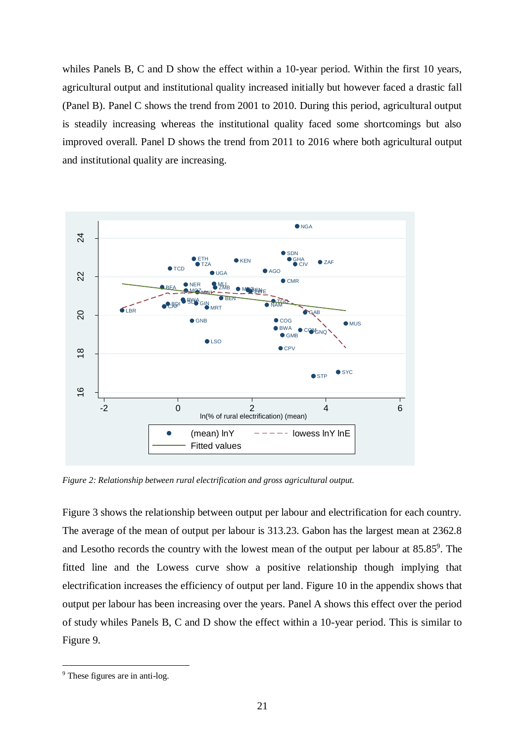whiles Panels B, C and D show the effect within a 10-year period. Within the first 10 years, agricultural output and institutional quality increased initially but however faced a drastic fall (Panel B). Panel C shows the trend from 2001 to 2010. During this period, agricultural output is steadily increasing whereas the institutional quality faced some shortcomings but also improved overall. Panel D shows the trend from 2011 to 2016 where both agricultural output and institutional quality are increasing.

24
22
20
18
16
-2
0
2
4
6
ln(% of rural electrification) (mean)
NGA
SDN
GHA
CIV
ZAF
ETH
TZA
KEN
TCD
UGA
AGO
CMR
NER
MLI
ZMB
BFA
MOZ
MWI
MOZEN
ZWE
BEN
TGO
NAM
BDI
CAF
RWA
SLE
GIN
MRT
LBR
GAB
GNB
COG
BWA
COM
GNQ
MUS
GMB
LSO
CPV
STP
SYC
(mean) lnY
lowess lnY lnE
Fitted values

*Figure 2: Relationship between rural electrification and gross agricultural output.*

Figure 3 shows the relationship between output per labour and electrification for each country. The average of the mean of output per labour is 313.23. Gabon has the largest mean at 2362.8 and Lesotho records the country with the lowest mean of the output per labour at 85.85[9]. The fitted line and the Lowess curve show a positive relationship though implying that electrification increases the efficiency of output per land. Figure 10 in the appendix shows that output per labour has been increasing over the years. Panel A shows this effect over the period of study whiles Panels B, C and D show the effect within a 10-year period. This is similar to Figure 9.

[9] These figures are in anti-log.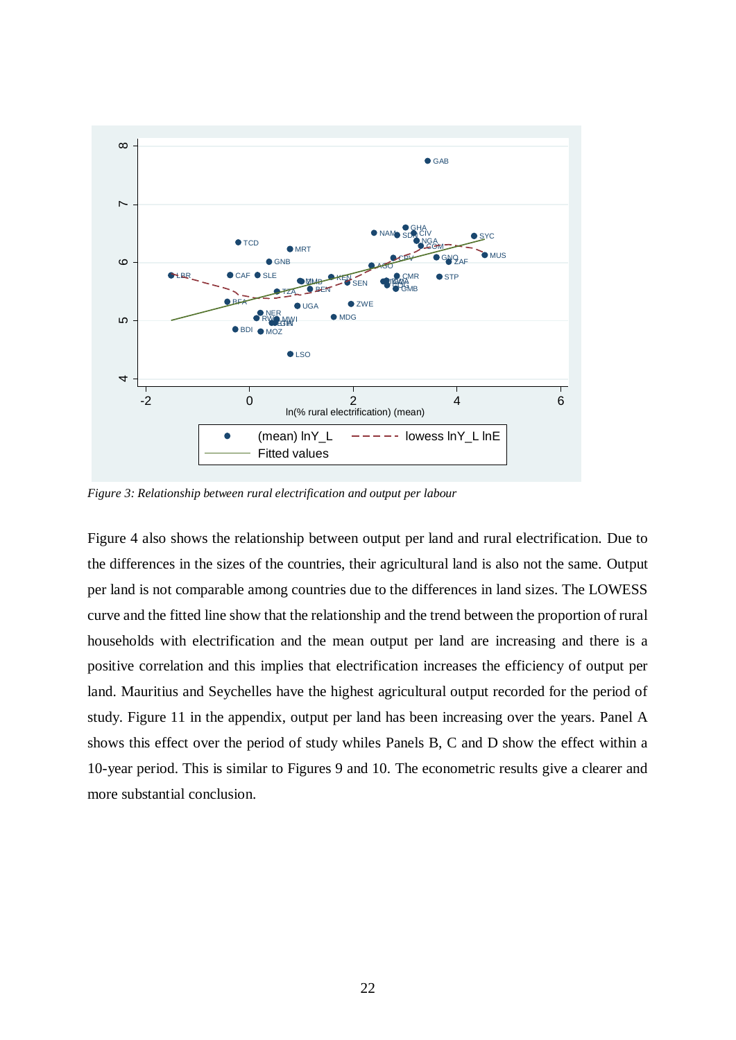8
7
6
5
4
-2
0
2
4
6
ln(% rural electrification) (mean)

GAB
GHA
NAM
SDN
CIV
NGA
COM
SYC
TCD
MRT
MUS
GNB
CPV
GNQ
ZAF
AGO
LBR
CAF
SLE
KEN
CMR
STP
ZMB
SEN
TZA
BEN
GMB
BFA
UGA
ZWE
NER
RWA
MWI
MDG
BDI
MOZ
LSO

(mean) lnY_L
lowess lnY_L lnE
Fitted values

*Figure 3: Relationship between rural electrification and output per labour*

Figure 4 also shows the relationship between output per land and rural electrification. Due to the differences in the sizes of the countries, their agricultural land is also not the same. Output per land is not comparable among countries due to the differences in land sizes. The LOWESS curve and the fitted line show that the relationship and the trend between the proportion of rural households with electrification and the mean output per land are increasing and there is a positive correlation and this implies that electrification increases the efficiency of output per land. Mauritius and Seychelles have the highest agricultural output recorded for the period of study. Figure 11 in the appendix, output per land has been increasing over the years. Panel A shows this effect over the period of study whiles Panels B, C and D show the effect within a 10-year period. This is similar to Figures 9 and 10. The econometric results give a clearer and more substantial conclusion.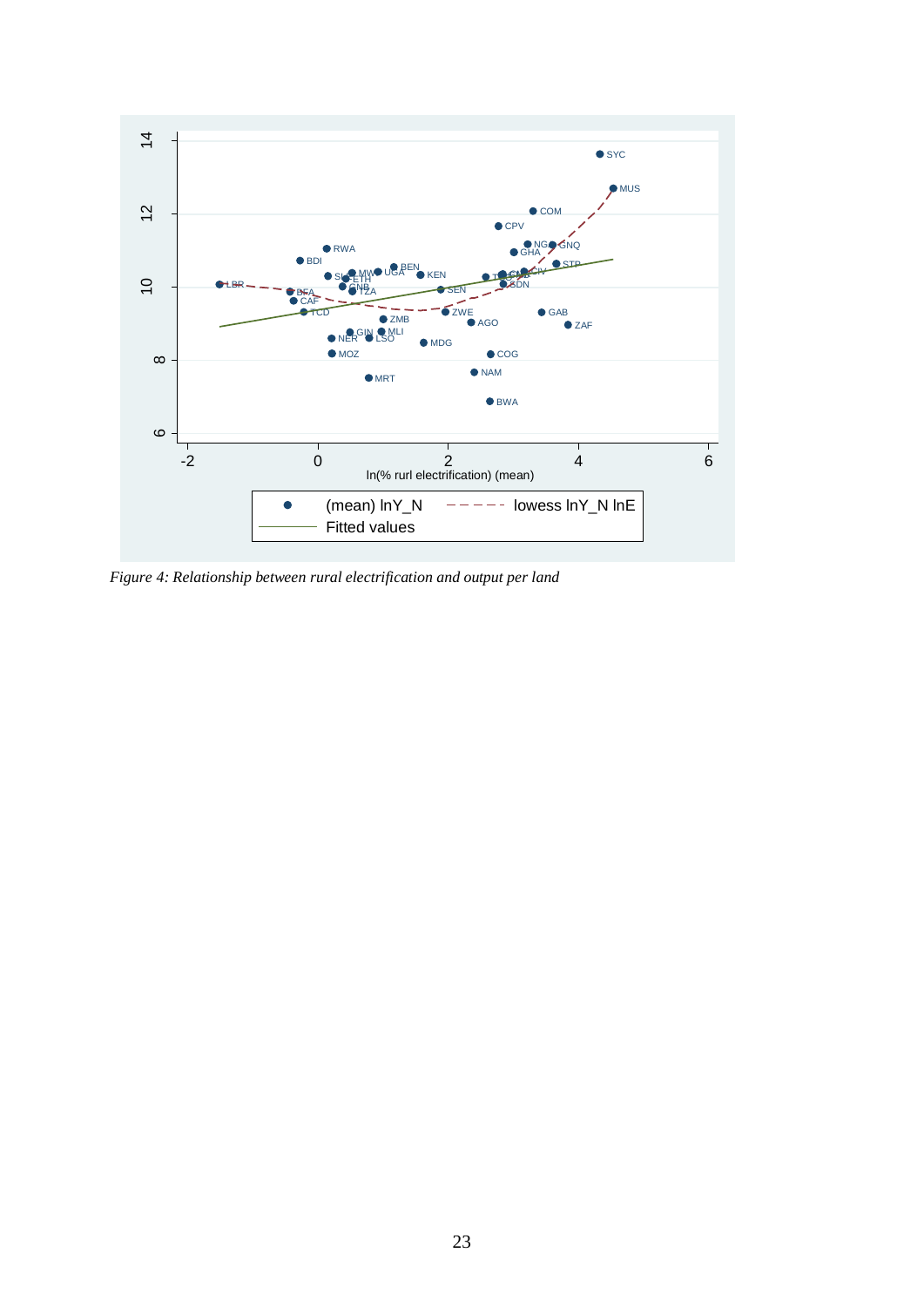14
12
10
8
6
-2
0
2
4
6
ln(% rurl electrification) (mean)

SYC
MUS
COM
CPV
NGA
GNQ
GHA
STP
RWA
BDI
BEN
SLE
MWI
UGA
KEN
ETH
TGO
CMR
CIV
LBR
GNB
TZA
SDN
SEN
BFA
CAF
TCD
ZWE
GAB
ZMB
AGO
ZAF
NER
GIN
MLI
LSO
MDG
MOZ
COG
NAM
MRT
BWA

(mean) lnY_N
lowess lnY_N lnE
Fitted values

*Figure 4: Relationship between rural electrification and output per land*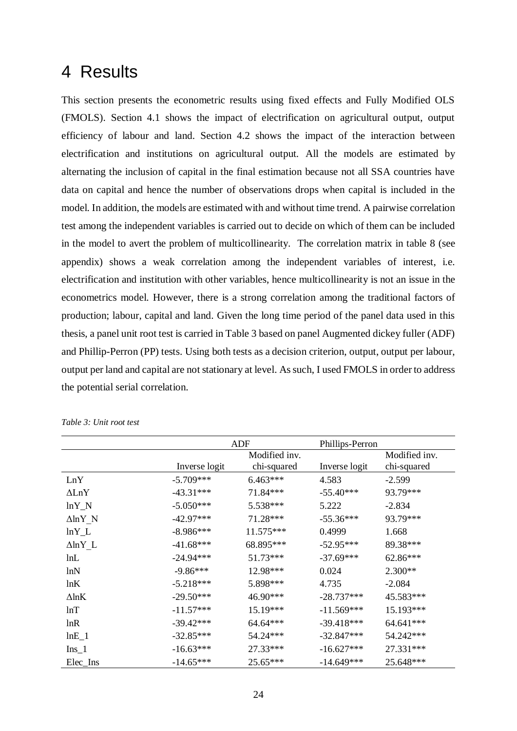# 4 Results

This section presents the econometric results using fixed effects and Fully Modified OLS (FMOLS). Section 4.1 shows the impact of electrification on agricultural output, output efficiency of labour and land. Section 4.2 shows the impact of the interaction between electrification and institutions on agricultural output. All the models are estimated by alternating the inclusion of capital in the final estimation because not all SSA countries have data on capital and hence the number of observations drops when capital is included in the model. In addition, the models are estimated with and without time trend. A pairwise correlation test among the independent variables is carried out to decide on which of them can be included in the model to avert the problem of multicollinearity. The correlation matrix in table 8 (see appendix) shows a weak correlation among the independent variables of interest, i.e. electrification and institution with other variables, hence multicollinearity is not an issue in the econometrics model. However, there is a strong correlation among the traditional factors of production; labour, capital and land. Given the long time period of the panel data used in this thesis, a panel unit root test is carried in Table 3 based on panel Augmented dickey fuller (ADF) and Phillip-Perron (PP) tests. Using both tests as a decision criterion, output, output per labour, output per land and capital are not stationary at level. As such, I used FMOLS in order to address the potential serial correlation.

*Table 3: Unit root test*

| | ADF | | Phillips-Perron | |
|---|---|---|---|---|
| | Inverse logit | Modified inv. chi-squared | Inverse logit | Modified inv. chi-squared |
| LnY | -5.709*** | 6.463*** | 4.583 | -2.599 |
| ΔLnY | -43.31*** | 71.84*** | -55.40*** | 93.79*** |
| lnY_N | -5.050*** | 5.538*** | 5.222 | -2.834 |
| ΔlnY_N | -42.97*** | 71.28*** | -55.36*** | 93.79*** |
| lnY_L | -8.986*** | 11.575*** | 0.4999 | 1.668 |
| ΔlnY_L | -41.68*** | 68.895*** | -52.95*** | 89.38*** |
| lnL | -24.94*** | 51.73*** | -37.69*** | 62.86*** |
| lnN | -9.86*** | 12.98*** | 0.024 | 2.300** |
| lnK | -5.218*** | 5.898*** | 4.735 | -2.084 |
| ΔlnK | -29.50*** | 46.90*** | -28.737*** | 45.583*** |
| lnT | -11.57*** | 15.19*** | -11.569*** | 15.193*** |
| lnR | -39.42*** | 64.64*** | -39.418*** | 64.641*** |
| lnE_1 | -32.85*** | 54.24*** | -32.847*** | 54.242*** |
| Ins_1 | -16.63*** | 27.33*** | -16.627*** | 27.331*** |
| Elec_Ins | -14.65*** | 25.65*** | -14.649*** | 25.648*** |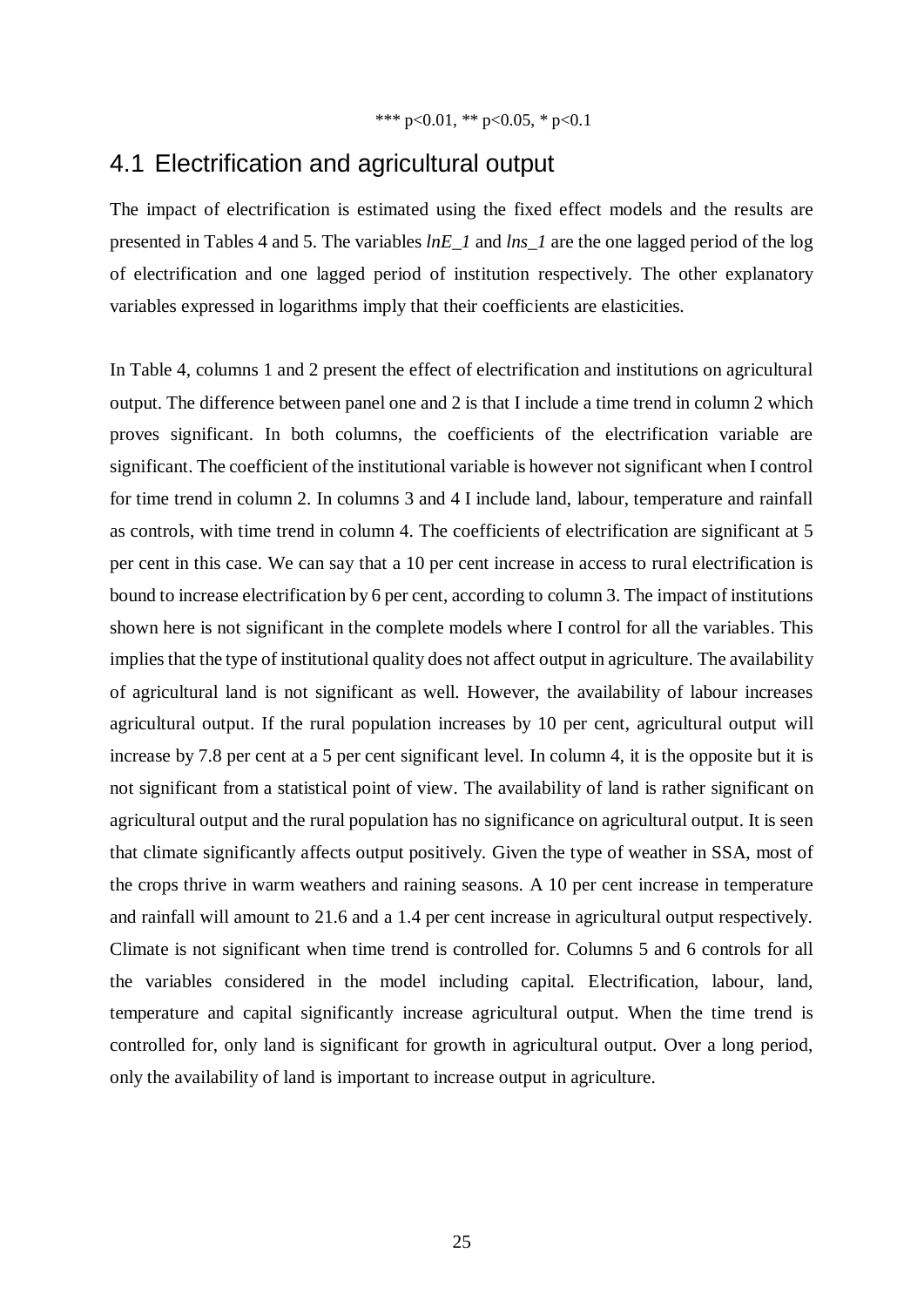*** p<0.01, ** p<0.05, * p<0.1

## 4.1 Electrification and agricultural output

The impact of electrification is estimated using the fixed effect models and the results are presented in Tables 4 and 5. The variables *lnE_1* and *lns_1* are the one lagged period of the log of electrification and one lagged period of institution respectively. The other explanatory variables expressed in logarithms imply that their coefficients are elasticities.

In Table 4, columns 1 and 2 present the effect of electrification and institutions on agricultural output. The difference between panel one and 2 is that I include a time trend in column 2 which proves significant. In both columns, the coefficients of the electrification variable are significant. The coefficient of the institutional variable is however not significant when I control for time trend in column 2. In columns 3 and 4 I include land, labour, temperature and rainfall as controls, with time trend in column 4. The coefficients of electrification are significant at 5 per cent in this case. We can say that a 10 per cent increase in access to rural electrification is bound to increase electrification by 6 per cent, according to column 3. The impact of institutions shown here is not significant in the complete models where I control for all the variables. This implies that the type of institutional quality does not affect output in agriculture. The availability of agricultural land is not significant as well. However, the availability of labour increases agricultural output. If the rural population increases by 10 per cent, agricultural output will increase by 7.8 per cent at a 5 per cent significant level. In column 4, it is the opposite but it is not significant from a statistical point of view. The availability of land is rather significant on agricultural output and the rural population has no significance on agricultural output. It is seen that climate significantly affects output positively. Given the type of weather in SSA, most of the crops thrive in warm weathers and raining seasons. A 10 per cent increase in temperature and rainfall will amount to 21.6 and a 1.4 per cent increase in agricultural output respectively. Climate is not significant when time trend is controlled for. Columns 5 and 6 controls for all the variables considered in the model including capital. Electrification, labour, land, temperature and capital significantly increase agricultural output. When the time trend is controlled for, only land is significant for growth in agricultural output. Over a long period, only the availability of land is important to increase output in agriculture.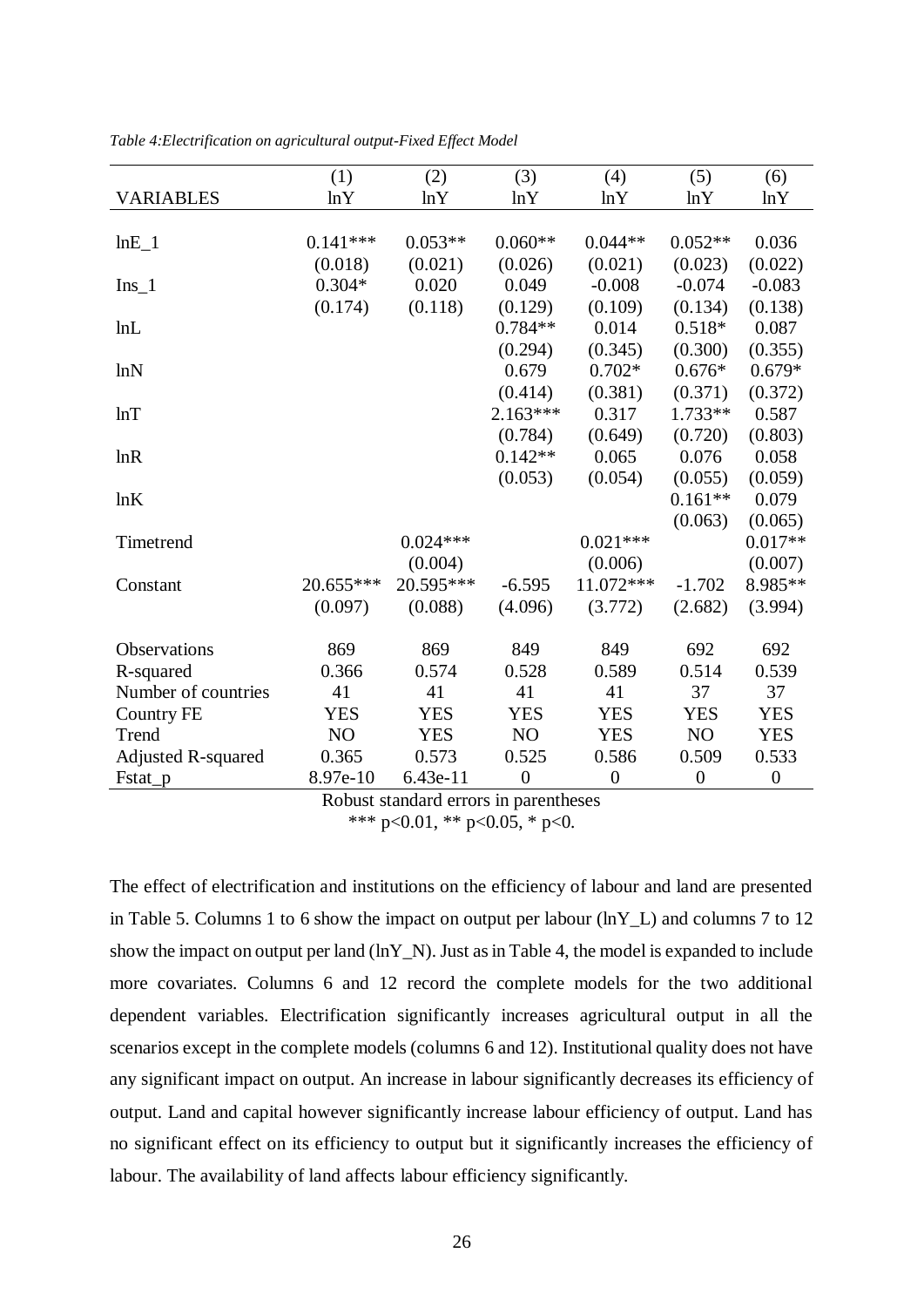*Table 4:Electrification on agricultural output-Fixed Effect Model*

| VARIABLES | (1) lnY | (2) lnY | (3) lnY | (4) lnY | (5) lnY | (6) lnY |
|---|---|---|---|---|---|---|
| lnE_1 | 0.141*** | 0.053** | 0.060** | 0.044** | 0.052** | 0.036 |
| | (0.018) | (0.021) | (0.026) | (0.021) | (0.023) | (0.022) |
| Ins_1 | 0.304* | 0.020 | 0.049 | -0.008 | -0.074 | -0.083 |
| | (0.174) | (0.118) | (0.129) | (0.109) | (0.134) | (0.138) |
| lnL | | | 0.784** | 0.014 | 0.518* | 0.087 |
| | | | (0.294) | (0.345) | (0.300) | (0.355) |
| lnN | | | 0.679 | 0.702* | 0.676* | 0.679* |
| | | | (0.414) | (0.381) | (0.371) | (0.372) |
| lnT | | | 2.163*** | 0.317 | 1.733** | 0.587 |
| | | | (0.784) | (0.649) | (0.720) | (0.803) |
| lnR | | | 0.142** | 0.065 | 0.076 | 0.058 |
| | | | (0.053) | (0.054) | (0.055) | (0.059) |
| lnK | | | | | 0.161** | 0.079 |
| | | | | | (0.063) | (0.065) |
| Timetrend | | 0.024*** | | 0.021*** | | 0.017** |
| | | (0.004) | | (0.006) | | (0.007) |
| Constant | 20.655*** | 20.595*** | -6.595 | 11.072*** | -1.702 | 8.985** |
| | (0.097) | (0.088) | (4.096) | (3.772) | (2.682) | (3.994) |
| Observations | 869 | 869 | 849 | 849 | 692 | 692 |
| R-squared | 0.366 | 0.574 | 0.528 | 0.589 | 0.514 | 0.539 |
| Number of countries | 41 | 41 | 41 | 41 | 37 | 37 |
| Country FE | YES | YES | YES | YES | YES | YES |
| Trend | NO | YES | NO | YES | NO | YES |
| Adjusted R-squared | 0.365 | 0.573 | 0.525 | 0.586 | 0.509 | 0.533 |
| Fstat_p | 8.97e-10 | 6.43e-11 | 0 | 0 | 0 | 0 |

Robust standard errors in parentheses

*** p<0.01, ** p<0.05, * p<0.

The effect of electrification and institutions on the efficiency of labour and land are presented in Table 5. Columns 1 to 6 show the impact on output per labour (lnY_L) and columns 7 to 12 show the impact on output per land (lnY_N). Just as in Table 4, the model is expanded to include more covariates. Columns 6 and 12 record the complete models for the two additional dependent variables. Electrification significantly increases agricultural output in all the scenarios except in the complete models (columns 6 and 12). Institutional quality does not have any significant impact on output. An increase in labour significantly decreases its efficiency of output. Land and capital however significantly increase labour efficiency of output. Land has no significant effect on its efficiency to output but it significantly increases the efficiency of labour. The availability of land affects labour efficiency significantly.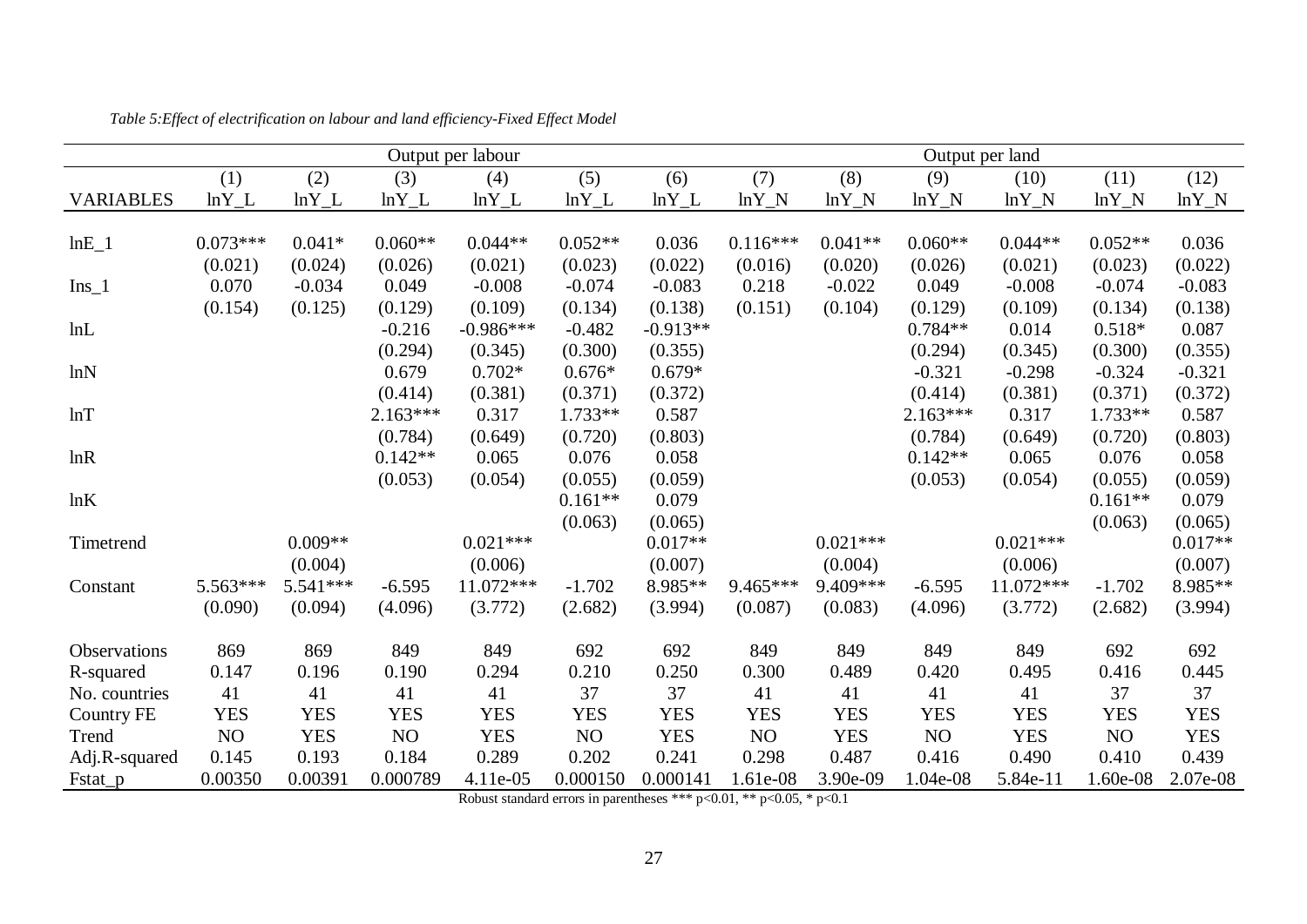*Table 5:Effect of electrification on labour and land efficiency-Fixed Effect Model*

| | Output per labour | | | | | | Output per land | | | | | |
|---|---|---|---|---|---|---|---|---|---|---|---|---|
| | (1) | (2) | (3) | (4) | (5) | (6) | (7) | (8) | (9) | (10) | (11) | (12) |
| VARIABLES | lnY_L | lnY_L | lnY_L | lnY_L | lnY_L | lnY_L | lnY_N | lnY_N | lnY_N | lnY_N | lnY_N | lnY_N |
| lnE_1 | 0.073*** | 0.041* | 0.060** | 0.044** | 0.052** | 0.036 | 0.116*** | 0.041** | 0.060** | 0.044** | 0.052** | 0.036 |
| | (0.021) | (0.024) | (0.026) | (0.021) | (0.023) | (0.022) | (0.016) | (0.020) | (0.026) | (0.021) | (0.023) | (0.022) |
| Ins_1 | 0.070 | -0.034 | 0.049 | -0.008 | -0.074 | -0.083 | 0.218 | -0.022 | 0.049 | -0.008 | -0.074 | -0.083 |
| | (0.154) | (0.125) | (0.129) | (0.109) | (0.134) | (0.138) | (0.151) | (0.104) | (0.129) | (0.109) | (0.134) | (0.138) |
| lnL | | | -0.216 | -0.986*** | -0.482 | -0.913** | | | 0.784** | 0.014 | 0.518* | 0.087 |
| | | | (0.294) | (0.345) | (0.300) | (0.355) | | | (0.294) | (0.345) | (0.300) | (0.355) |
| lnN | | | 0.679 | 0.702* | 0.676* | 0.679* | | | -0.321 | -0.298 | -0.324 | -0.321 |
| | | | (0.414) | (0.381) | (0.371) | (0.372) | | | (0.414) | (0.381) | (0.371) | (0.372) |
| lnT | | | 2.163*** | 0.317 | 1.733** | 0.587 | | | 2.163*** | 0.317 | 1.733** | 0.587 |
| | | | (0.784) | (0.649) | (0.720) | (0.803) | | | (0.784) | (0.649) | (0.720) | (0.803) |
| lnR | | | 0.142** | 0.065 | 0.076 | 0.058 | | | 0.142** | 0.065 | 0.076 | 0.058 |
| | | | (0.053) | (0.054) | (0.055) | (0.059) | | | (0.053) | (0.054) | (0.055) | (0.059) |
| lnK | | | | | 0.161** | 0.079 | | | | | 0.161** | 0.079 |
| | | | | | (0.063) | (0.065) | | | | | (0.063) | (0.065) |
| Timetrend | | 0.009** | | 0.021*** | | 0.017** | | 0.021*** | | 0.021*** | | 0.017** |
| | | (0.004) | | (0.006) | | (0.007) | | (0.004) | | (0.006) | | (0.007) |
| Constant | 5.563*** | 5.541*** | -6.595 | 11.072*** | -1.702 | 8.985** | 9.465*** | 9.409*** | -6.595 | 11.072*** | -1.702 | 8.985** |
| | (0.090) | (0.094) | (4.096) | (3.772) | (2.682) | (3.994) | (0.087) | (0.083) | (4.096) | (3.772) | (2.682) | (3.994) |
| Observations | 869 | 869 | 849 | 849 | 692 | 692 | 849 | 849 | 849 | 849 | 692 | 692 |
| R-squared | 0.147 | 0.196 | 0.190 | 0.294 | 0.210 | 0.250 | 0.300 | 0.489 | 0.420 | 0.495 | 0.416 | 0.445 |
| No. countries | 41 | 41 | 41 | 41 | 37 | 37 | 41 | 41 | 41 | 41 | 37 | 37 |
| Country FE | YES | YES | YES | YES | YES | YES | YES | YES | YES | YES | YES | YES |
| Trend | NO | YES | NO | YES | NO | YES | NO | YES | NO | YES | NO | YES |
| Adj.R-squared | 0.145 | 0.193 | 0.184 | 0.289 | 0.202 | 0.241 | 0.298 | 0.487 | 0.416 | 0.490 | 0.410 | 0.439 |
| Fstat_p | 0.00350 | 0.00391 | 0.000789 | 4.11e-05 | 0.000150 | 0.000141 | 1.61e-08 | 3.90e-09 | 1.04e-08 | 5.84e-11 | 1.60e-08 | 2.07e-08 |

Robust standard errors in parentheses *** p<0.01, ** p<0.05, * p<0.1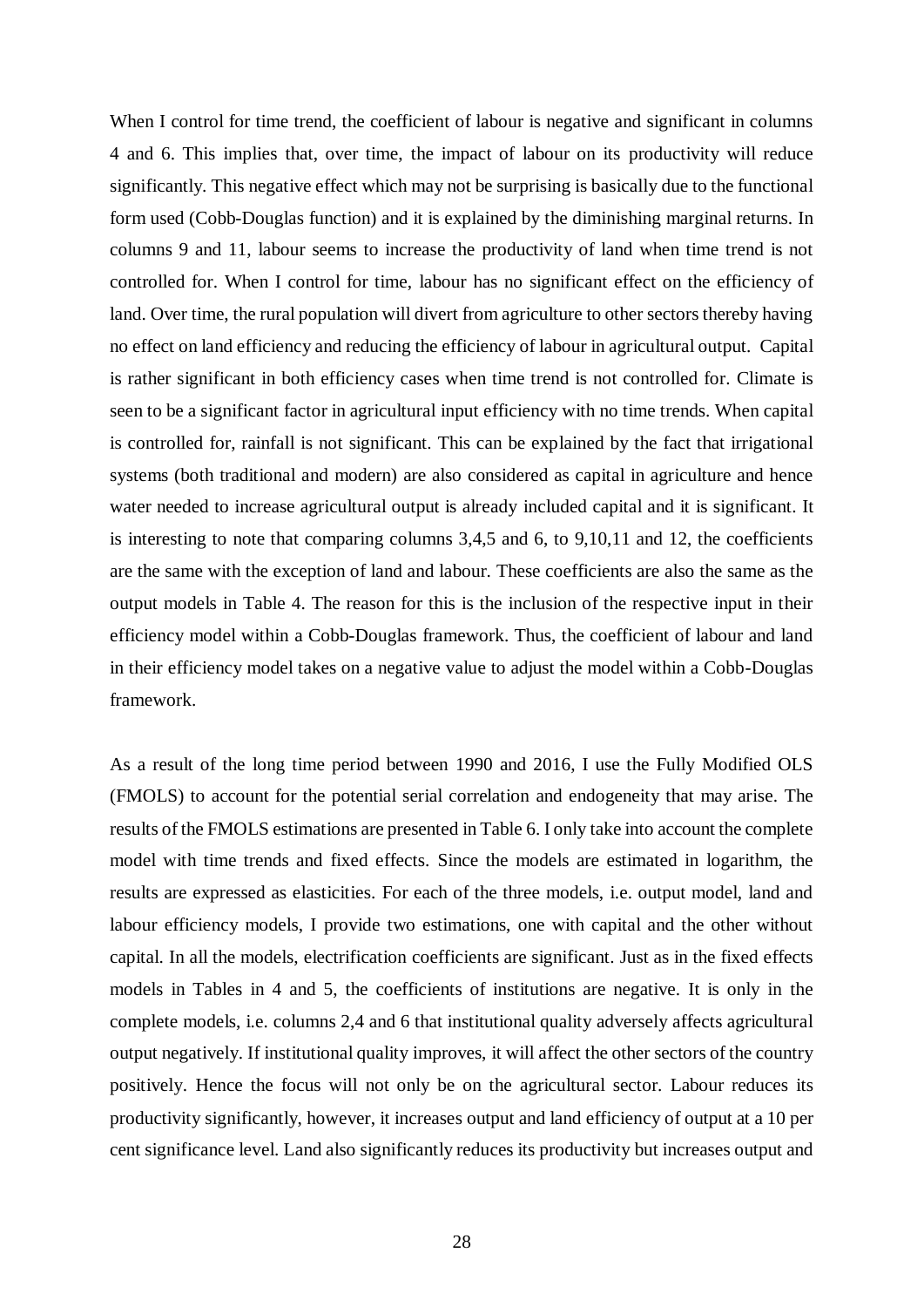When I control for time trend, the coefficient of labour is negative and significant in columns 4 and 6. This implies that, over time, the impact of labour on its productivity will reduce significantly. This negative effect which may not be surprising is basically due to the functional form used (Cobb-Douglas function) and it is explained by the diminishing marginal returns. In columns 9 and 11, labour seems to increase the productivity of land when time trend is not controlled for. When I control for time, labour has no significant effect on the efficiency of land. Over time, the rural population will divert from agriculture to other sectors thereby having no effect on land efficiency and reducing the efficiency of labour in agricultural output. Capital is rather significant in both efficiency cases when time trend is not controlled for. Climate is seen to be a significant factor in agricultural input efficiency with no time trends. When capital is controlled for, rainfall is not significant. This can be explained by the fact that irrigational systems (both traditional and modern) are also considered as capital in agriculture and hence water needed to increase agricultural output is already included capital and it is significant. It is interesting to note that comparing columns 3,4,5 and 6, to 9,10,11 and 12, the coefficients are the same with the exception of land and labour. These coefficients are also the same as the output models in Table 4. The reason for this is the inclusion of the respective input in their efficiency model within a Cobb-Douglas framework. Thus, the coefficient of labour and land in their efficiency model takes on a negative value to adjust the model within a Cobb-Douglas framework.

As a result of the long time period between 1990 and 2016, I use the Fully Modified OLS (FMOLS) to account for the potential serial correlation and endogeneity that may arise. The results of the FMOLS estimations are presented in Table 6. I only take into account the complete model with time trends and fixed effects. Since the models are estimated in logarithm, the results are expressed as elasticities. For each of the three models, i.e. output model, land and labour efficiency models, I provide two estimations, one with capital and the other without capital. In all the models, electrification coefficients are significant. Just as in the fixed effects models in Tables in 4 and 5, the coefficients of institutions are negative. It is only in the complete models, i.e. columns 2,4 and 6 that institutional quality adversely affects agricultural output negatively. If institutional quality improves, it will affect the other sectors of the country positively. Hence the focus will not only be on the agricultural sector. Labour reduces its productivity significantly, however, it increases output and land efficiency of output at a 10 per cent significance level. Land also significantly reduces its productivity but increases output and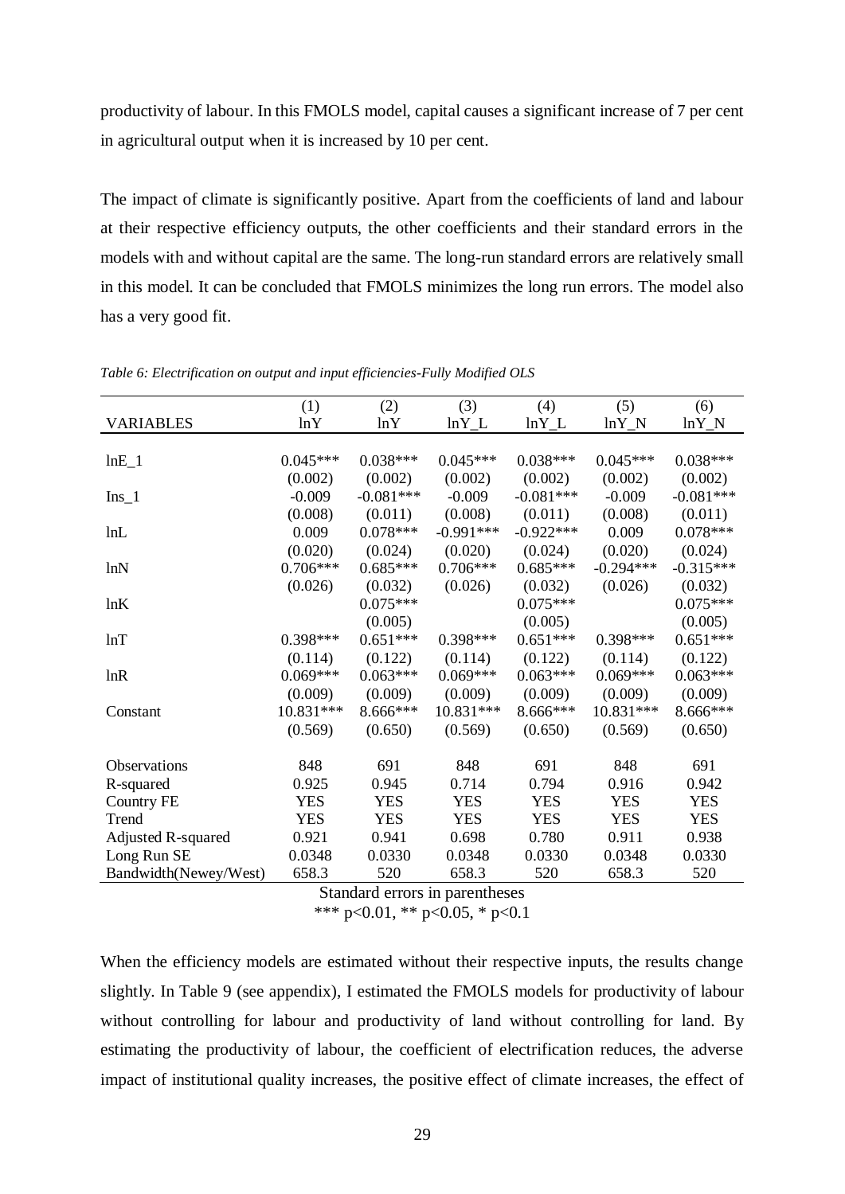productivity of labour. In this FMOLS model, capital causes a significant increase of 7 per cent in agricultural output when it is increased by 10 per cent.

The impact of climate is significantly positive. Apart from the coefficients of land and labour at their respective efficiency outputs, the other coefficients and their standard errors in the models with and without capital are the same. The long-run standard errors are relatively small in this model. It can be concluded that FMOLS minimizes the long run errors. The model also has a very good fit.

*Table 6: Electrification on output and input efficiencies-Fully Modified OLS*

| VARIABLES | (1) lnY | (2) lnY | (3) lnY_L | (4) lnY_L | (5) lnY_N | (6) lnY_N |
|---|---|---|---|---|---|---|
| lnE_1 | 0.045*** | 0.038*** | 0.045*** | 0.038*** | 0.045*** | 0.038*** |
| | (0.002) | (0.002) | (0.002) | (0.002) | (0.002) | (0.002) |
| Ins_1 | -0.009 | -0.081*** | -0.009 | -0.081*** | -0.009 | -0.081*** |
| | (0.008) | (0.011) | (0.008) | (0.011) | (0.008) | (0.011) |
| lnL | 0.009 | 0.078*** | -0.991*** | -0.922*** | 0.009 | 0.078*** |
| | (0.020) | (0.024) | (0.020) | (0.024) | (0.020) | (0.024) |
| lnN | 0.706*** | 0.685*** | 0.706*** | 0.685*** | -0.294*** | -0.315*** |
| | (0.026) | (0.032) | (0.026) | (0.032) | (0.026) | (0.032) |
| lnK | | 0.075*** | | 0.075*** | | 0.075*** |
| | | (0.005) | | (0.005) | | (0.005) |
| lnT | 0.398*** | 0.651*** | 0.398*** | 0.651*** | 0.398*** | 0.651*** |
| | (0.114) | (0.122) | (0.114) | (0.122) | (0.114) | (0.122) |
| lnR | 0.069*** | 0.063*** | 0.069*** | 0.063*** | 0.069*** | 0.063*** |
| | (0.009) | (0.009) | (0.009) | (0.009) | (0.009) | (0.009) |
| Constant | 10.831*** | 8.666*** | 10.831*** | 8.666*** | 10.831*** | 8.666*** |
| | (0.569) | (0.650) | (0.569) | (0.650) | (0.569) | (0.650) |
| Observations | 848 | 691 | 848 | 691 | 848 | 691 |
| R-squared | 0.925 | 0.945 | 0.714 | 0.794 | 0.916 | 0.942 |
| Country FE | YES | YES | YES | YES | YES | YES |
| Trend | YES | YES | YES | YES | YES | YES |
| Adjusted R-squared | 0.921 | 0.941 | 0.698 | 0.780 | 0.911 | 0.938 |
| Long Run SE | 0.0348 | 0.0330 | 0.0348 | 0.0330 | 0.0348 | 0.0330 |
| Bandwidth(Newey/West) | 658.3 | 520 | 658.3 | 520 | 658.3 | 520 |

Standard errors in parentheses

*** p<0.01, ** p<0.05, * p<0.1

When the efficiency models are estimated without their respective inputs, the results change slightly. In Table 9 (see appendix), I estimated the FMOLS models for productivity of labour without controlling for labour and productivity of land without controlling for land. By estimating the productivity of labour, the coefficient of electrification reduces, the adverse impact of institutional quality increases, the positive effect of climate increases, the effect of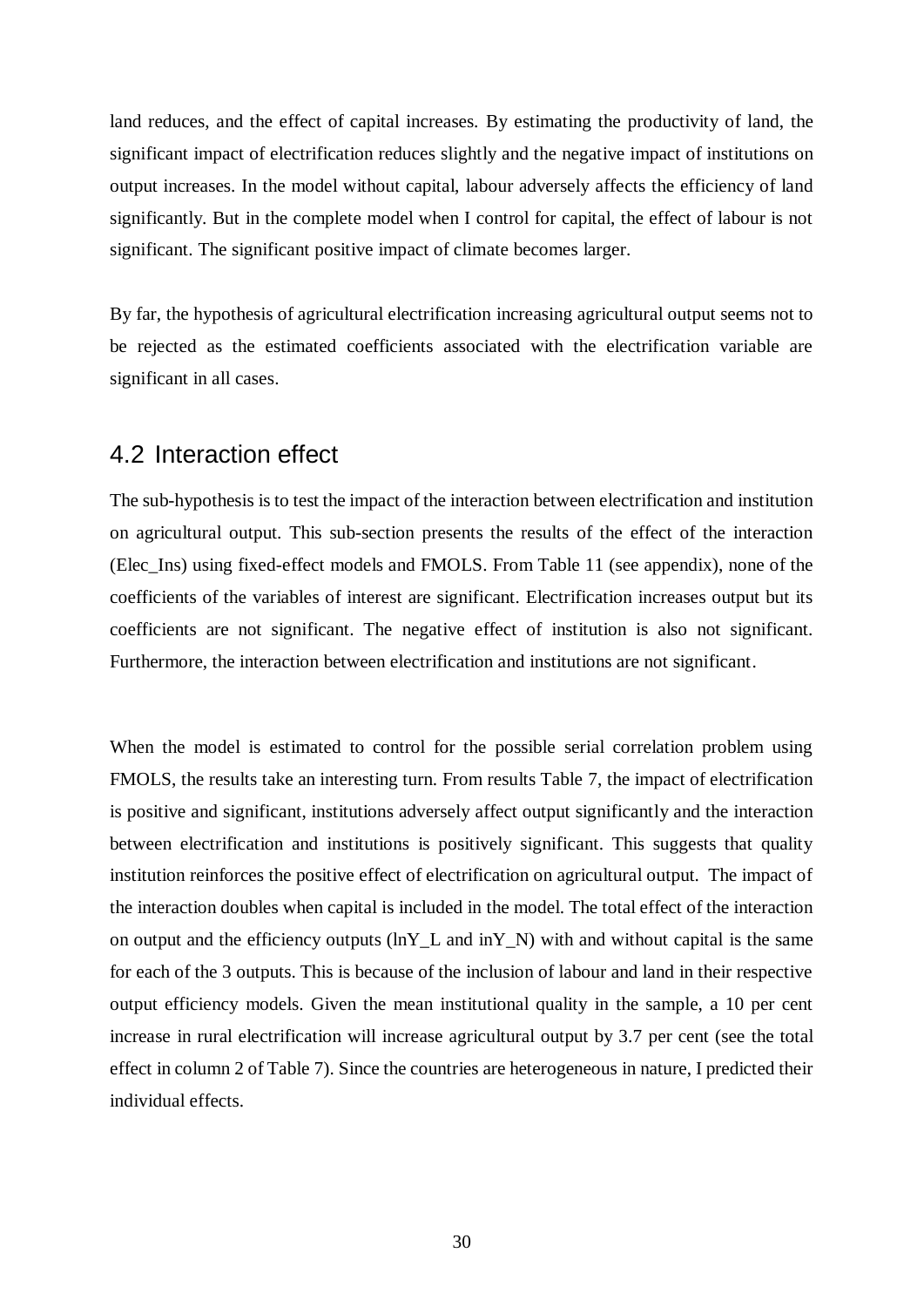land reduces, and the effect of capital increases. By estimating the productivity of land, the significant impact of electrification reduces slightly and the negative impact of institutions on output increases. In the model without capital, labour adversely affects the efficiency of land significantly. But in the complete model when I control for capital, the effect of labour is not significant. The significant positive impact of climate becomes larger.

By far, the hypothesis of agricultural electrification increasing agricultural output seems not to be rejected as the estimated coefficients associated with the electrification variable are significant in all cases.

## 4.2 Interaction effect

The sub-hypothesis is to test the impact of the interaction between electrification and institution on agricultural output. This sub-section presents the results of the effect of the interaction (Elec_Ins) using fixed-effect models and FMOLS. From Table 11 (see appendix), none of the coefficients of the variables of interest are significant. Electrification increases output but its coefficients are not significant. The negative effect of institution is also not significant. Furthermore, the interaction between electrification and institutions are not significant.

When the model is estimated to control for the possible serial correlation problem using FMOLS, the results take an interesting turn. From results Table 7, the impact of electrification is positive and significant, institutions adversely affect output significantly and the interaction between electrification and institutions is positively significant. This suggests that quality institution reinforces the positive effect of electrification on agricultural output. The impact of the interaction doubles when capital is included in the model. The total effect of the interaction on output and the efficiency outputs (lnY_L and inY_N) with and without capital is the same for each of the 3 outputs. This is because of the inclusion of labour and land in their respective output efficiency models. Given the mean institutional quality in the sample, a 10 per cent increase in rural electrification will increase agricultural output by 3.7 per cent (see the total effect in column 2 of Table 7). Since the countries are heterogeneous in nature, I predicted their individual effects.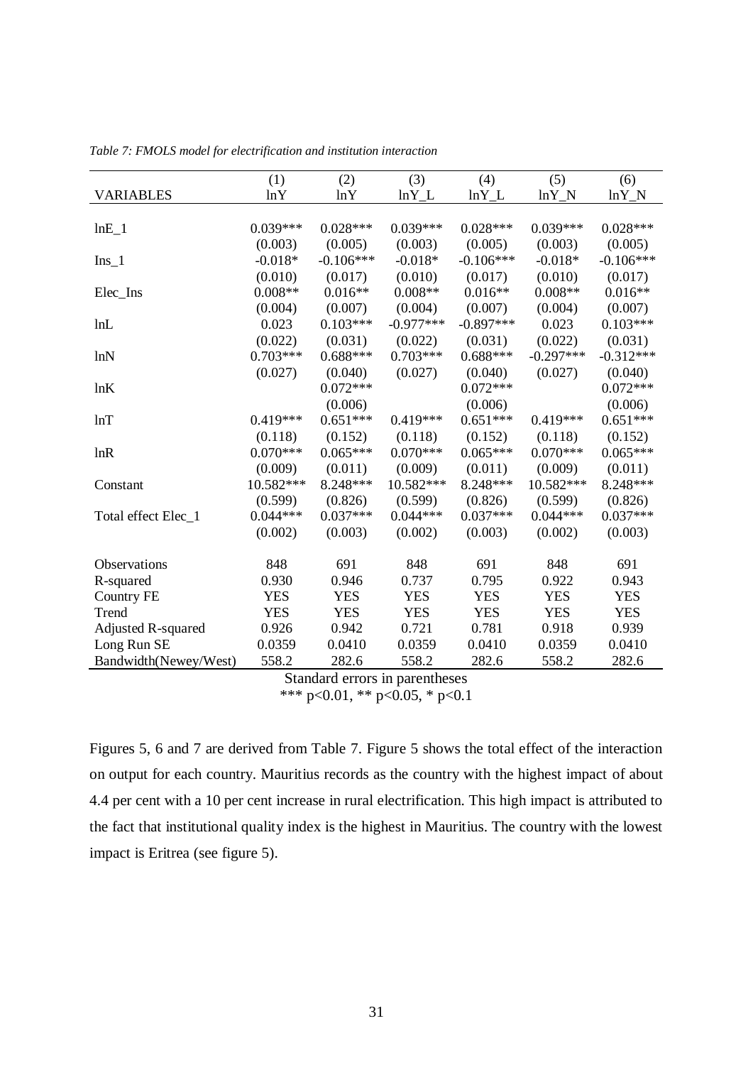*Table 7: FMOLS model for electrification and institution interaction*

| VARIABLES | (1) lnY | (2) lnY | (3) lnY_L | (4) lnY_L | (5) lnY_N | (6) lnY_N |
|---|---|---|---|---|---|---|
| lnE_1 | 0.039*** | 0.028*** | 0.039*** | 0.028*** | 0.039*** | 0.028*** |
| | (0.003) | (0.005) | (0.003) | (0.005) | (0.003) | (0.005) |
| Ins_1 | -0.018* | -0.106*** | -0.018* | -0.106*** | -0.018* | -0.106*** |
| | (0.010) | (0.017) | (0.010) | (0.017) | (0.010) | (0.017) |
| Elec_Ins | 0.008** | 0.016** | 0.008** | 0.016** | 0.008** | 0.016** |
| | (0.004) | (0.007) | (0.004) | (0.007) | (0.004) | (0.007) |
| lnL | 0.023 | 0.103*** | -0.977*** | -0.897*** | 0.023 | 0.103*** |
| | (0.022) | (0.031) | (0.022) | (0.031) | (0.022) | (0.031) |
| lnN | 0.703*** | 0.688*** | 0.703*** | 0.688*** | -0.297*** | -0.312*** |
| | (0.027) | (0.040) | (0.027) | (0.040) | (0.027) | (0.040) |
| lnK | | 0.072*** | | 0.072*** | | 0.072*** |
| | | (0.006) | | (0.006) | | (0.006) |
| lnT | 0.419*** | 0.651*** | 0.419*** | 0.651*** | 0.419*** | 0.651*** |
| | (0.118) | (0.152) | (0.118) | (0.152) | (0.118) | (0.152) |
| lnR | 0.070*** | 0.065*** | 0.070*** | 0.065*** | 0.070*** | 0.065*** |
| | (0.009) | (0.011) | (0.009) | (0.011) | (0.009) | (0.011) |
| Constant | 10.582*** | 8.248*** | 10.582*** | 8.248*** | 10.582*** | 8.248*** |
| | (0.599) | (0.826) | (0.599) | (0.826) | (0.599) | (0.826) |
| Total effect Elec_1 | 0.044*** | 0.037*** | 0.044*** | 0.037*** | 0.044*** | 0.037*** |
| | (0.002) | (0.003) | (0.002) | (0.003) | (0.002) | (0.003) |
| Observations | 848 | 691 | 848 | 691 | 848 | 691 |
| R-squared | 0.930 | 0.946 | 0.737 | 0.795 | 0.922 | 0.943 |
| Country FE | YES | YES | YES | YES | YES | YES |
| Trend | YES | YES | YES | YES | YES | YES |
| Adjusted R-squared | 0.926 | 0.942 | 0.721 | 0.781 | 0.918 | 0.939 |
| Long Run SE | 0.0359 | 0.0410 | 0.0359 | 0.0410 | 0.0359 | 0.0410 |
| Bandwidth(Newey/West) | 558.2 | 282.6 | 558.2 | 282.6 | 558.2 | 282.6 |

Standard errors in parentheses
*** $p<0.01$, ** $p<0.05$, * $p<0.1$

Figures 5, 6 and 7 are derived from Table 7. Figure 5 shows the total effect of the interaction on output for each country. Mauritius records as the country with the highest impact of about 4.4 per cent with a 10 per cent increase in rural electrification. This high impact is attributed to the fact that institutional quality index is the highest in Mauritius. The country with the lowest impact is Eritrea (see figure 5).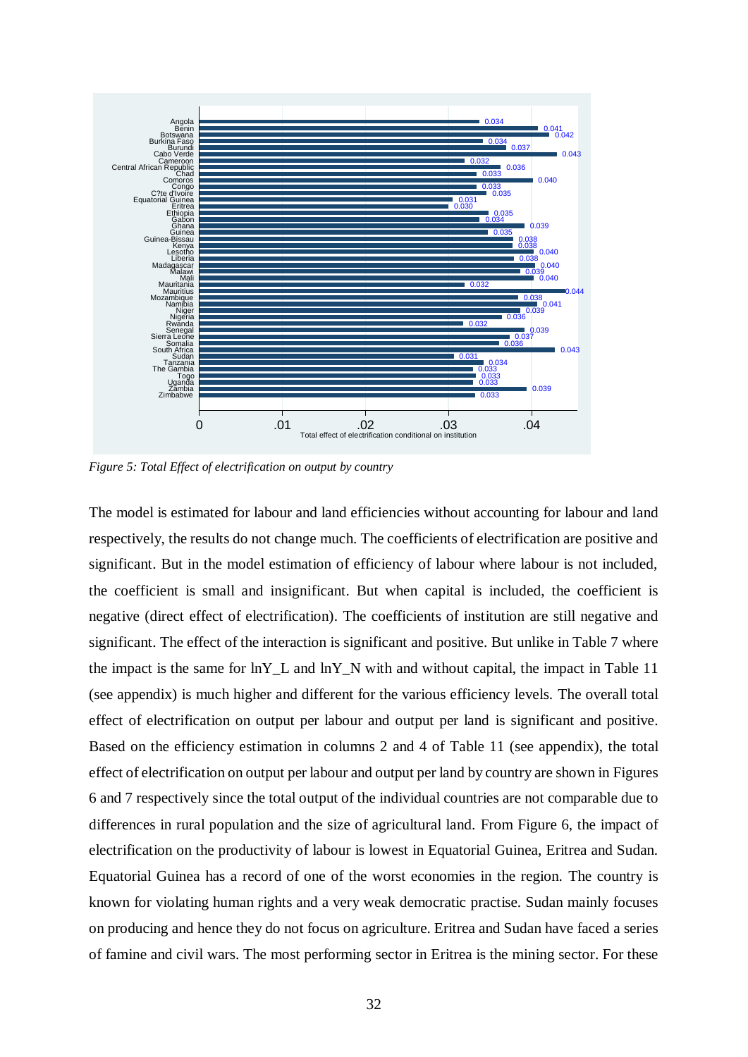Angola
Benin
Botswana
Burkina Faso
Burundi
Cabo Verde
Cameroon
Central African Republic
Chad
Comoros
Congo
C?te d'Ivoire
Equatorial Guinea
Eritrea
Ethiopia
Gabon
Ghana
Guinea
Guinea-Bissau
Kenya
Lesotho
Liberia
Madagascar
Malawi
Mali
Mauritania
Mauritius
Mozambique
Namibia
Niger
Nigeria
Rwanda
Senegal
Sierra Leone
Somalia
South Africa
Sudan
Tanzania
The Gambia
Togo
Uganda
Zambia
Zimbabwe

0.034
0.041
0.042
0.034
0.037
0.043
0.032
0.036
0.033
0.040
0.033
0.035
0.031
0.030
0.035
0.034
0.039
0.035
0.038
0.038
0.040
0.038
0.040
0.039
0.040
0.032
0.044
0.038
0.041
0.039
0.036
0.032
0.039
0.037
0.036
0.043
0.031
0.034
0.033
0.033
0.033
0.039
0.033

0 .01 .02 .03 .04
Total effect of electrification conditional on institution

*Figure 5: Total Effect of electrification on output by country*

The model is estimated for labour and land efficiencies without accounting for labour and land respectively, the results do not change much. The coefficients of electrification are positive and significant. But in the model estimation of efficiency of labour where labour is not included, the coefficient is small and insignificant. But when capital is included, the coefficient is negative (direct effect of electrification). The coefficients of institution are still negative and significant. The effect of the interaction is significant and positive. But unlike in Table 7 where the impact is the same for lnY_L and lnY_N with and without capital, the impact in Table 11 (see appendix) is much higher and different for the various efficiency levels. The overall total effect of electrification on output per labour and output per land is significant and positive. Based on the efficiency estimation in columns 2 and 4 of Table 11 (see appendix), the total effect of electrification on output per labour and output per land by country are shown in Figures 6 and 7 respectively since the total output of the individual countries are not comparable due to differences in rural population and the size of agricultural land. From Figure 6, the impact of electrification on the productivity of labour is lowest in Equatorial Guinea, Eritrea and Sudan. Equatorial Guinea has a record of one of the worst economies in the region. The country is known for violating human rights and a very weak democratic practise. Sudan mainly focuses on producing and hence they do not focus on agriculture. Eritrea and Sudan have faced a series of famine and civil wars. The most performing sector in Eritrea is the mining sector. For these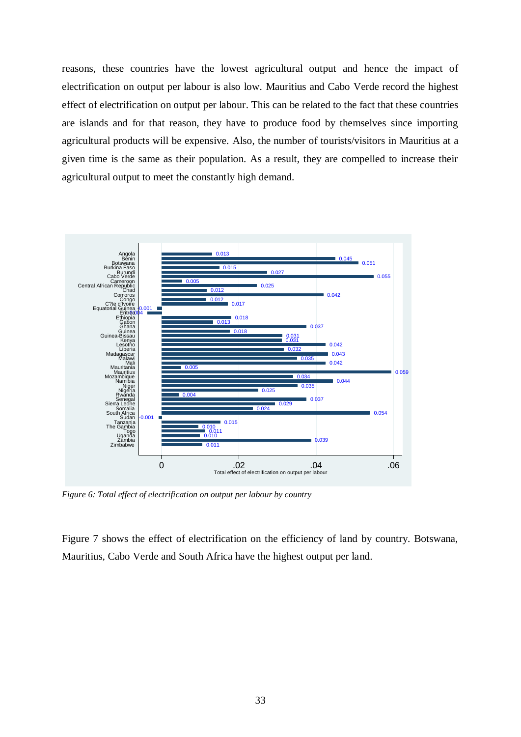reasons, these countries have the lowest agricultural output and hence the impact of electrification on output per labour is also low. Mauritius and Cabo Verde record the highest effect of electrification on output per labour. This can be related to the fact that these countries are islands and for that reason, they have to produce food by themselves since importing agricultural products will be expensive. Also, the number of tourists/visitors in Mauritius at a given time is the same as their population. As a result, they are compelled to increase their agricultural output to meet the constantly high demand.

*Figure 6: Total effect of electrification on output per labour by country*

Figure 7 shows the effect of electrification on the efficiency of land by country. Botswana, Mauritius, Cabo Verde and South Africa have the highest output per land.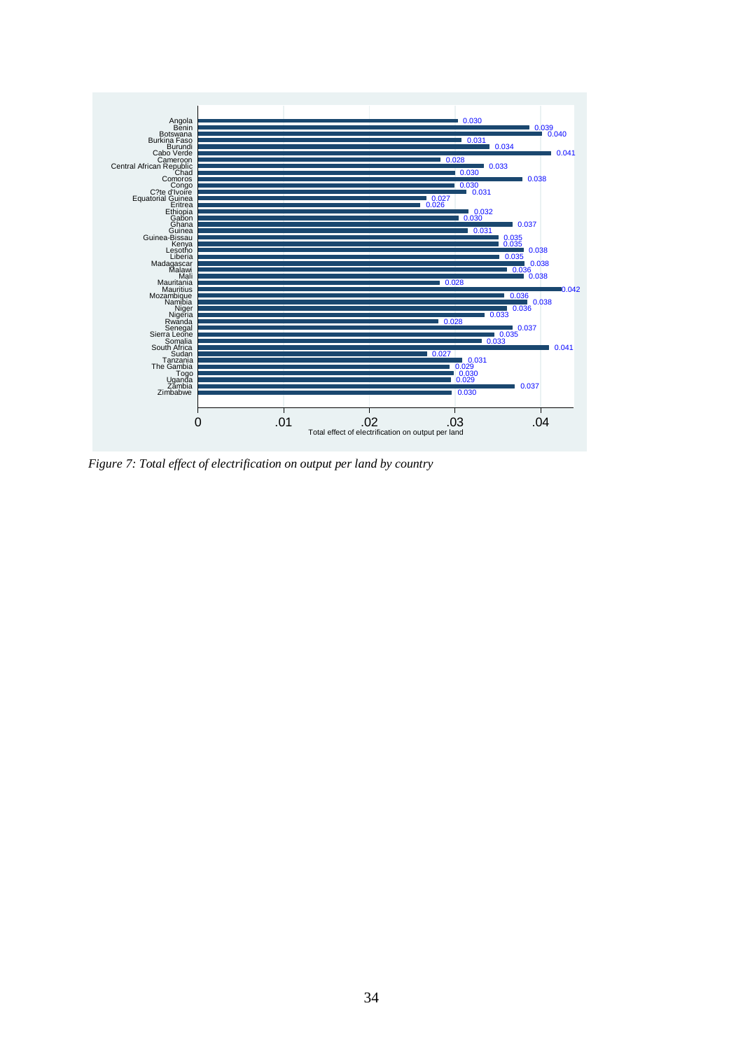Angola
Benin
Botswana
Burkina Faso
Burundi
Cabo Verde
Cameroon
Central African Republic
Chad
Comoros
Congo
C?te d'Ivoire
Equatorial Guinea
Eritrea
Ethiopia
Gabon
Ghana
Guinea
Guinea-Bissau
Kenya
Lesotho
Liberia
Madagascar
Malawi
Mali
Mauritania
Mauritius
Mozambique
Namibia
Niger
Nigeria
Rwanda
Senegal
Sierra Leone
Somalia
South Africa
Sudan
Tanzania
The Gambia
Togo
Uganda
Zambia
Zimbabwe

0.030
0.039
0.040
0.031
0.034
0.041
0.028
0.033
0.030
0.038
0.030
0.031
0.027
0.026
0.032
0.030
0.037
0.031
0.035
0.035
0.038
0.035
0.038
0.036
0.038
0.028
0.042
0.036
0.038
0.036
0.033
0.028
0.037
0.035
0.033
0.041
0.027
0.031
0.029
0.030
0.029
0.037
0.030

0 .01 .02 .03 .04
Total effect of electrification on output per land

*Figure 7: Total effect of electrification on output per land by country*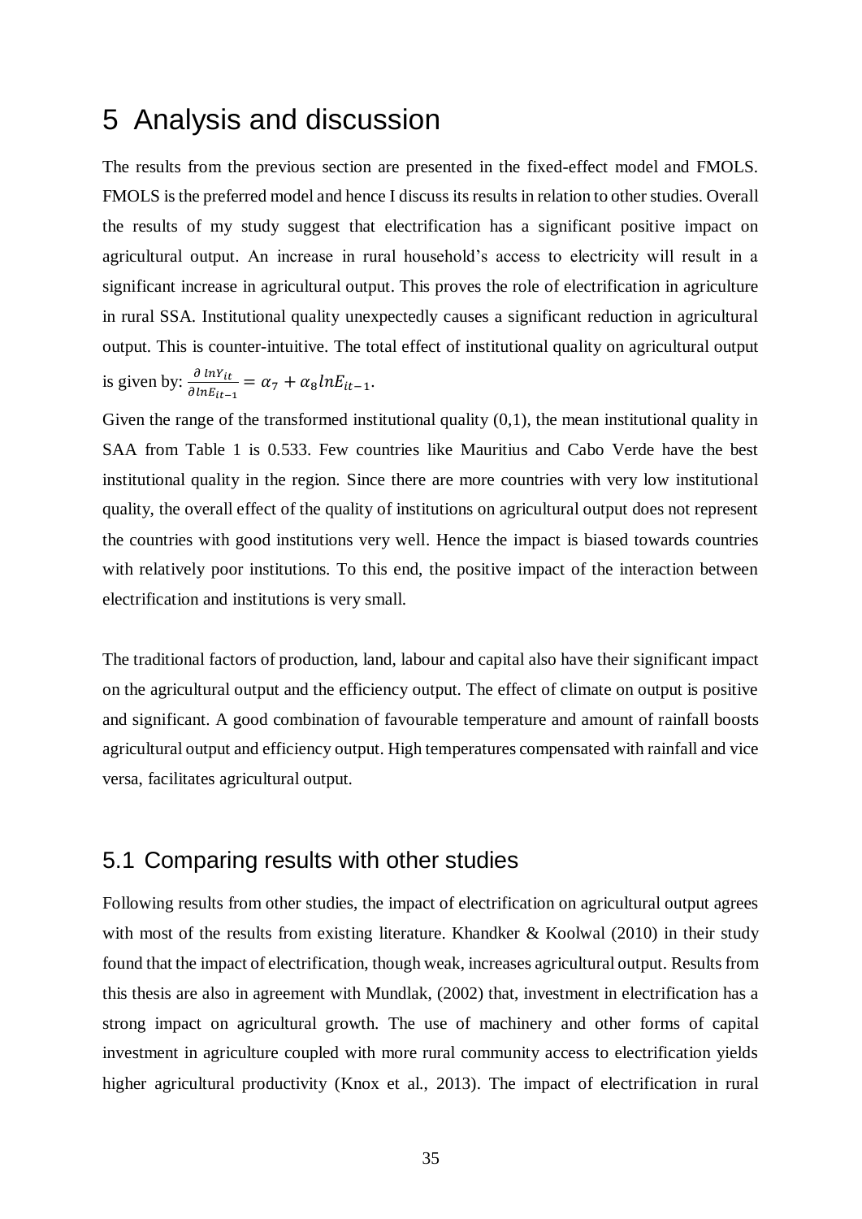# 5 Analysis and discussion

The results from the previous section are presented in the fixed-effect model and FMOLS. FMOLS is the preferred model and hence I discuss its results in relation to other studies. Overall the results of my study suggest that electrification has a significant positive impact on agricultural output. An increase in rural household's access to electricity will result in a significant increase in agricultural output. This proves the role of electrification in agriculture in rural SSA. Institutional quality unexpectedly causes a significant reduction in agricultural output. This is counter-intuitive. The total effect of institutional quality on agricultural output is given by: $\frac{\partial \, lnY_{it}}{\partial lnE_{it-1}} = \alpha_7 + \alpha_8 lnE_{it-1}$.

Given the range of the transformed institutional quality (0,1), the mean institutional quality in SAA from Table 1 is 0.533. Few countries like Mauritius and Cabo Verde have the best institutional quality in the region. Since there are more countries with very low institutional quality, the overall effect of the quality of institutions on agricultural output does not represent the countries with good institutions very well. Hence the impact is biased towards countries with relatively poor institutions. To this end, the positive impact of the interaction between electrification and institutions is very small.

The traditional factors of production, land, labour and capital also have their significant impact on the agricultural output and the efficiency output. The effect of climate on output is positive and significant. A good combination of favourable temperature and amount of rainfall boosts agricultural output and efficiency output. High temperatures compensated with rainfall and vice versa, facilitates agricultural output.

## 5.1 Comparing results with other studies

Following results from other studies, the impact of electrification on agricultural output agrees with most of the results from existing literature. Khandker & Koolwal (2010) in their study found that the impact of electrification, though weak, increases agricultural output. Results from this thesis are also in agreement with Mundlak, (2002) that, investment in electrification has a strong impact on agricultural growth. The use of machinery and other forms of capital investment in agriculture coupled with more rural community access to electrification yields higher agricultural productivity (Knox et al., 2013). The impact of electrification in rural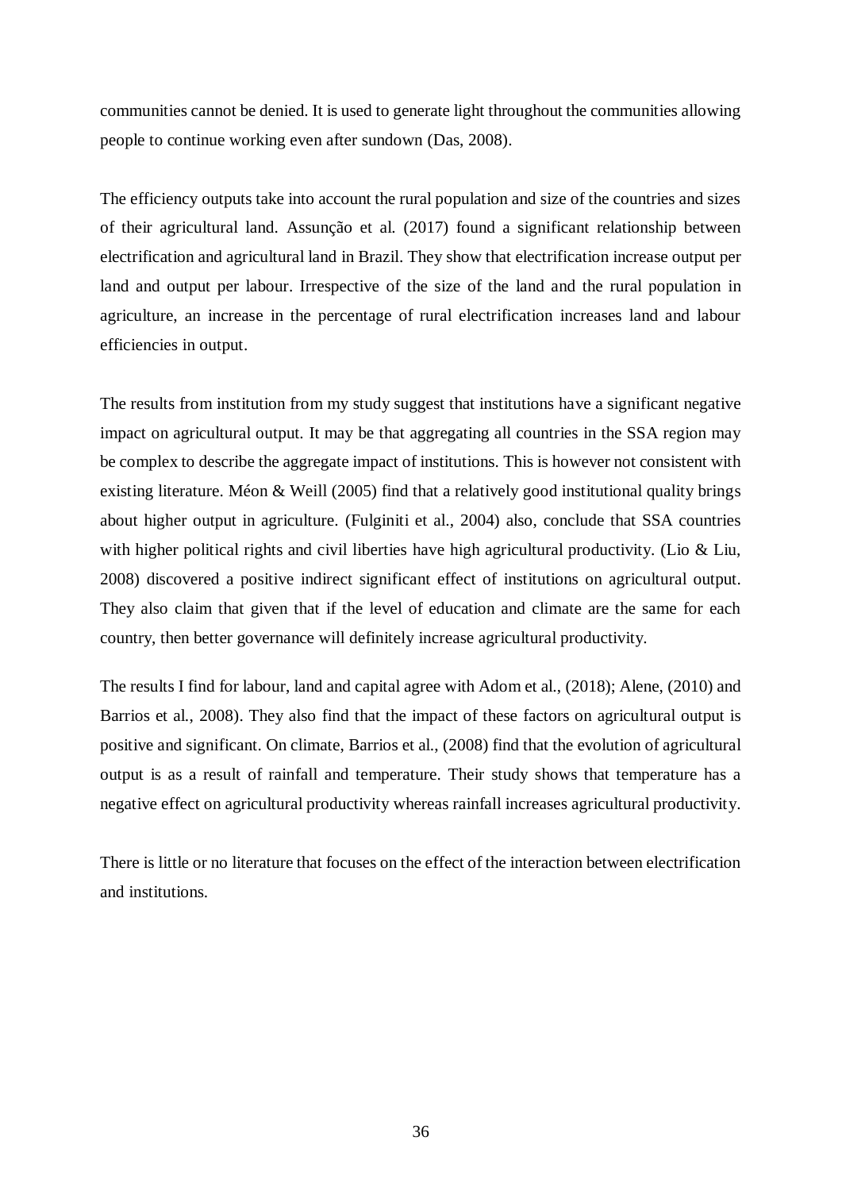communities cannot be denied. It is used to generate light throughout the communities allowing people to continue working even after sundown (Das, 2008).

The efficiency outputs take into account the rural population and size of the countries and sizes of their agricultural land. Assunção et al. (2017) found a significant relationship between electrification and agricultural land in Brazil. They show that electrification increase output per land and output per labour. Irrespective of the size of the land and the rural population in agriculture, an increase in the percentage of rural electrification increases land and labour efficiencies in output.

The results from institution from my study suggest that institutions have a significant negative impact on agricultural output. It may be that aggregating all countries in the SSA region may be complex to describe the aggregate impact of institutions. This is however not consistent with existing literature. Méon & Weill (2005) find that a relatively good institutional quality brings about higher output in agriculture. (Fulginiti et al., 2004) also, conclude that SSA countries with higher political rights and civil liberties have high agricultural productivity. (Lio & Liu, 2008) discovered a positive indirect significant effect of institutions on agricultural output. They also claim that given that if the level of education and climate are the same for each country, then better governance will definitely increase agricultural productivity.

The results I find for labour, land and capital agree with Adom et al., (2018); Alene, (2010) and Barrios et al., 2008). They also find that the impact of these factors on agricultural output is positive and significant. On climate, Barrios et al., (2008) find that the evolution of agricultural output is as a result of rainfall and temperature. Their study shows that temperature has a negative effect on agricultural productivity whereas rainfall increases agricultural productivity.

There is little or no literature that focuses on the effect of the interaction between electrification and institutions.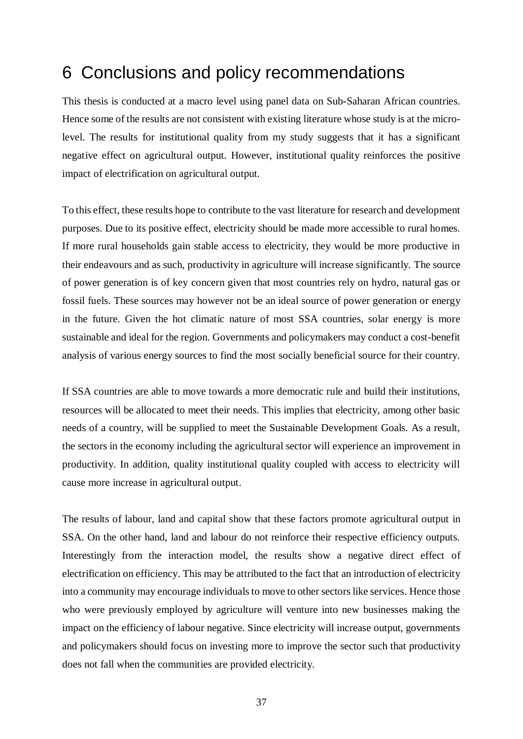# 6 Conclusions and policy recommendations

This thesis is conducted at a macro level using panel data on Sub-Saharan African countries. Hence some of the results are not consistent with existing literature whose study is at the micro-level. The results for institutional quality from my study suggests that it has a significant negative effect on agricultural output. However, institutional quality reinforces the positive impact of electrification on agricultural output.

To this effect, these results hope to contribute to the vast literature for research and development purposes. Due to its positive effect, electricity should be made more accessible to rural homes. If more rural households gain stable access to electricity, they would be more productive in their endeavours and as such, productivity in agriculture will increase significantly. The source of power generation is of key concern given that most countries rely on hydro, natural gas or fossil fuels. These sources may however not be an ideal source of power generation or energy in the future. Given the hot climatic nature of most SSA countries, solar energy is more sustainable and ideal for the region. Governments and policymakers may conduct a cost-benefit analysis of various energy sources to find the most socially beneficial source for their country.

If SSA countries are able to move towards a more democratic rule and build their institutions, resources will be allocated to meet their needs. This implies that electricity, among other basic needs of a country, will be supplied to meet the Sustainable Development Goals. As a result, the sectors in the economy including the agricultural sector will experience an improvement in productivity. In addition, quality institutional quality coupled with access to electricity will cause more increase in agricultural output.

The results of labour, land and capital show that these factors promote agricultural output in SSA. On the other hand, land and labour do not reinforce their respective efficiency outputs. Interestingly from the interaction model, the results show a negative direct effect of electrification on efficiency. This may be attributed to the fact that an introduction of electricity into a community may encourage individuals to move to other sectors like services. Hence those who were previously employed by agriculture will venture into new businesses making the impact on the efficiency of labour negative. Since electricity will increase output, governments and policymakers should focus on investing more to improve the sector such that productivity does not fall when the communities are provided electricity.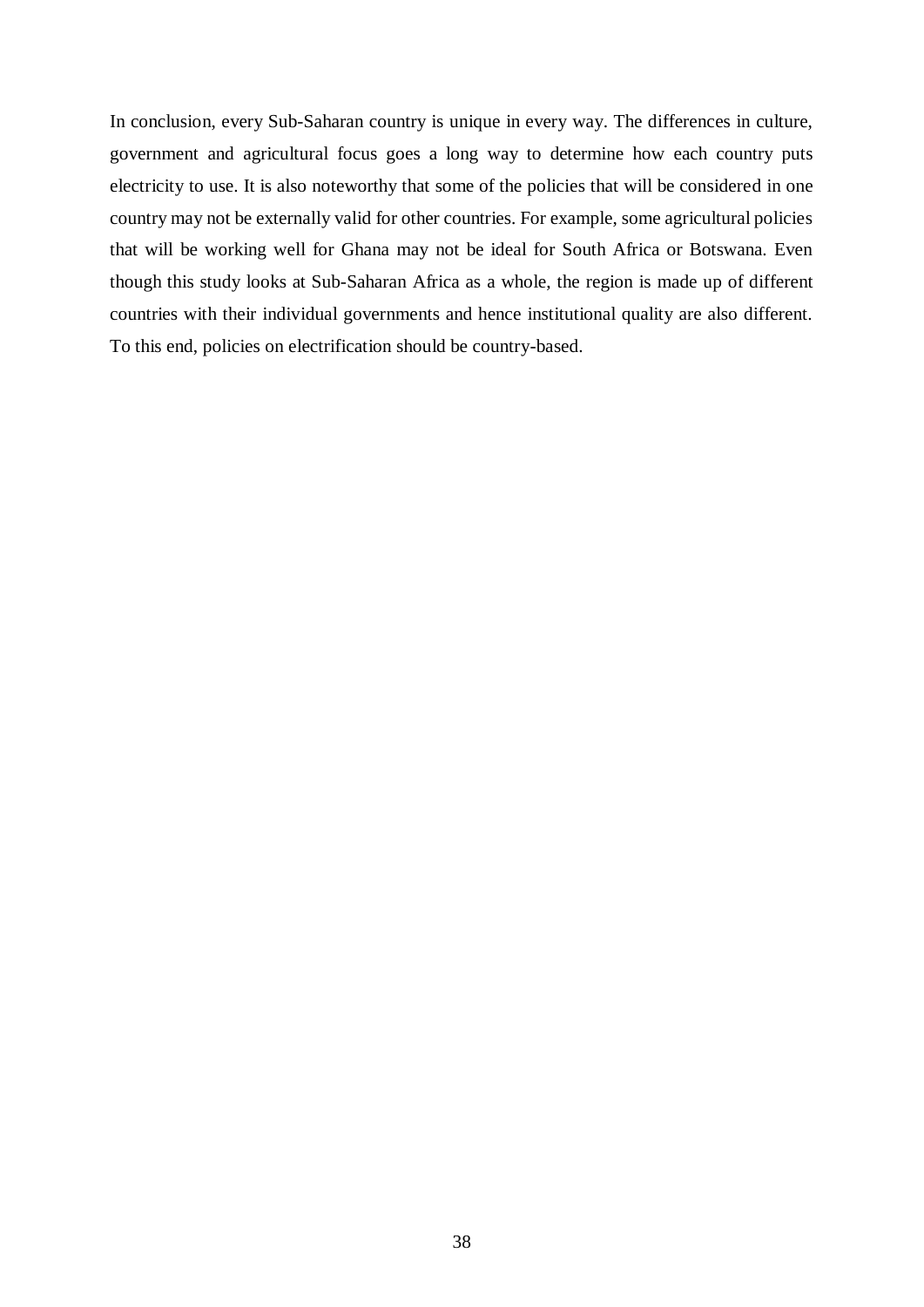In conclusion, every Sub-Saharan country is unique in every way. The differences in culture, government and agricultural focus goes a long way to determine how each country puts electricity to use. It is also noteworthy that some of the policies that will be considered in one country may not be externally valid for other countries. For example, some agricultural policies that will be working well for Ghana may not be ideal for South Africa or Botswana. Even though this study looks at Sub-Saharan Africa as a whole, the region is made up of different countries with their individual governments and hence institutional quality are also different. To this end, policies on electrification should be country-based.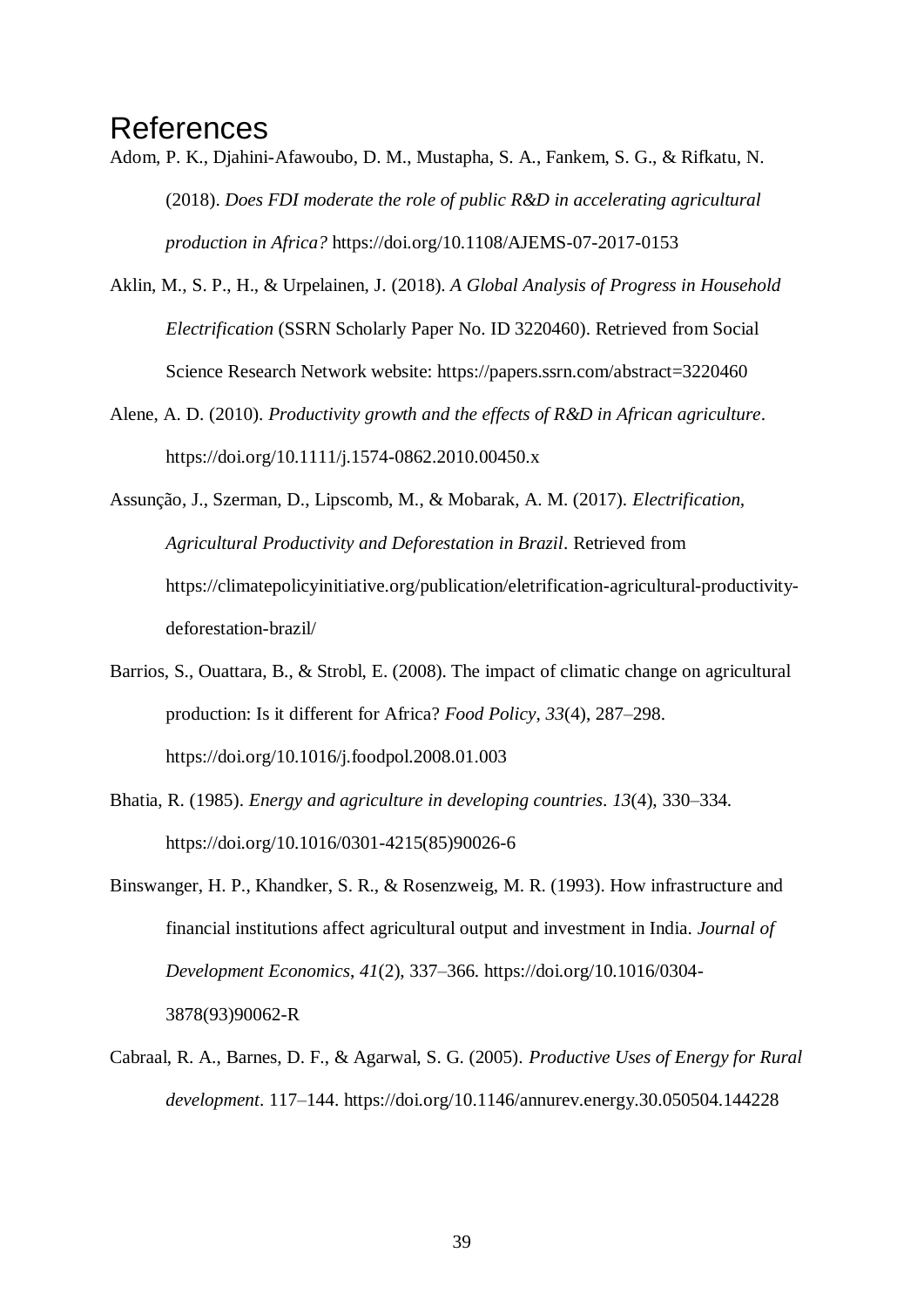# References

Adom, P. K., Djahini-Afawoubo, D. M., Mustapha, S. A., Fankem, S. G., & Rifkatu, N. (2018). *Does FDI moderate the role of public R&D in accelerating agricultural production in Africa?* https://doi.org/10.1108/AJEMS-07-2017-0153

Aklin, M., S. P., H., & Urpelainen, J. (2018). *A Global Analysis of Progress in Household Electrification* (SSRN Scholarly Paper No. ID 3220460). Retrieved from Social Science Research Network website: https://papers.ssrn.com/abstract=3220460

Alene, A. D. (2010). *Productivity growth and the effects of R&D in African agriculture*. https://doi.org/10.1111/j.1574-0862.2010.00450.x

Assunção, J., Szerman, D., Lipscomb, M., & Mobarak, A. M. (2017). *Electrification, Agricultural Productivity and Deforestation in Brazil*. Retrieved from https://climatepolicyinitiative.org/publication/eletrification-agricultural-productivity-deforestation-brazil/

Barrios, S., Ouattara, B., & Strobl, E. (2008). The impact of climatic change on agricultural production: Is it different for Africa? *Food Policy*, *33*(4), 287–298. https://doi.org/10.1016/j.foodpol.2008.01.003

Bhatia, R. (1985). *Energy and agriculture in developing countries*. *13*(4), 330–334. https://doi.org/10.1016/0301-4215(85)90026-6

Binswanger, H. P., Khandker, S. R., & Rosenzweig, M. R. (1993). How infrastructure and financial institutions affect agricultural output and investment in India. *Journal of Development Economics*, *41*(2), 337–366. https://doi.org/10.1016/0304-3878(93)90062-R

Cabraal, R. A., Barnes, D. F., & Agarwal, S. G. (2005). *Productive Uses of Energy for Rural development*. 117–144. https://doi.org/10.1146/annurev.energy.30.050504.144228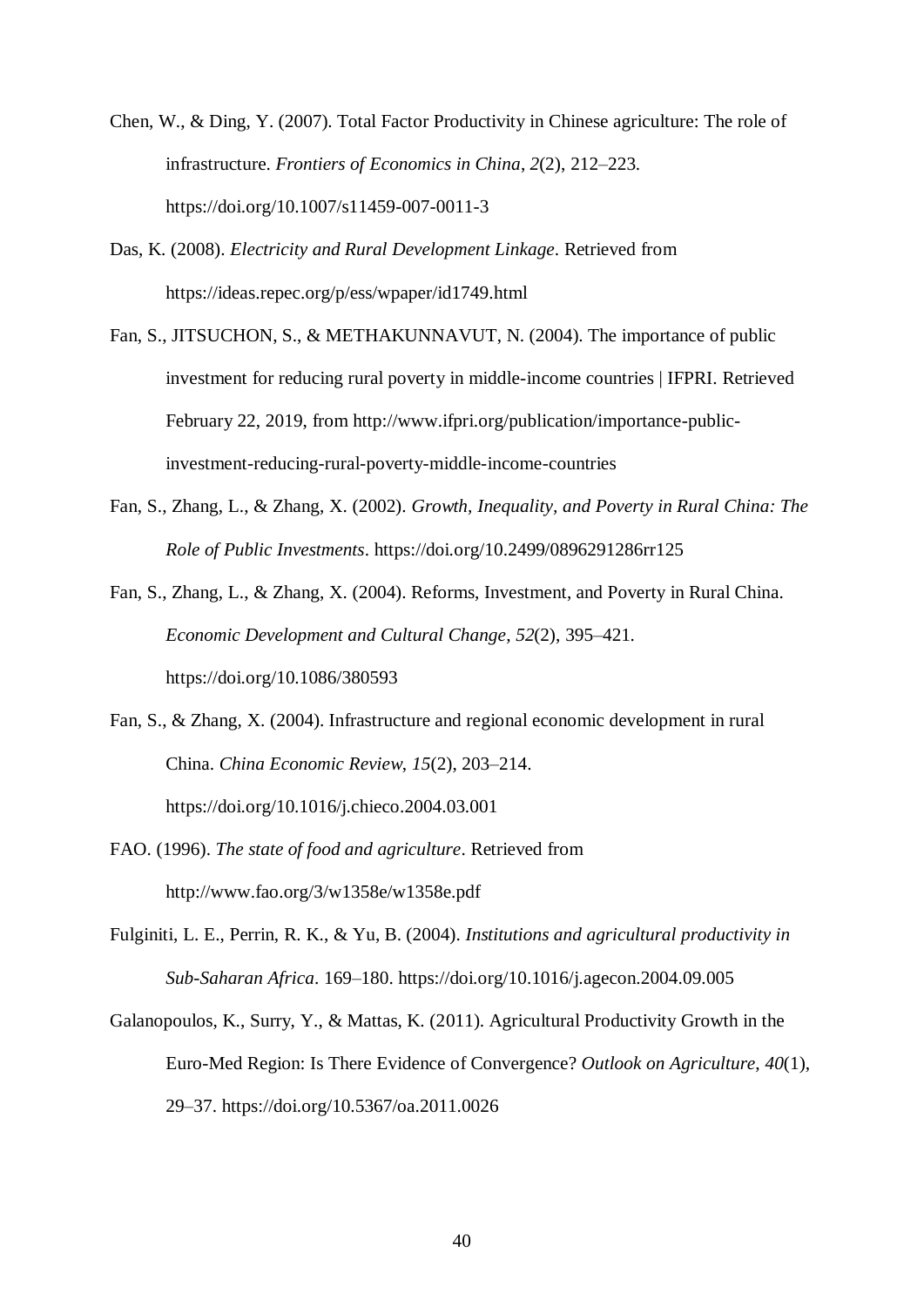Chen, W., & Ding, Y. (2007). Total Factor Productivity in Chinese agriculture: The role of infrastructure. *Frontiers of Economics in China*, *2*(2), 212–223. https://doi.org/10.1007/s11459-007-0011-3

Das, K. (2008). *Electricity and Rural Development Linkage*. Retrieved from https://ideas.repec.org/p/ess/wpaper/id1749.html

Fan, S., JITSUCHON, S., & METHAKUNNAVUT, N. (2004). The importance of public investment for reducing rural poverty in middle-income countries | IFPRI. Retrieved February 22, 2019, from http://www.ifpri.org/publication/importance-public-investment-reducing-rural-poverty-middle-income-countries

Fan, S., Zhang, L., & Zhang, X. (2002). *Growth, Inequality, and Poverty in Rural China: The Role of Public Investments*. https://doi.org/10.2499/0896291286rr125

Fan, S., Zhang, L., & Zhang, X. (2004). Reforms, Investment, and Poverty in Rural China. *Economic Development and Cultural Change*, *52*(2), 395–421. https://doi.org/10.1086/380593

Fan, S., & Zhang, X. (2004). Infrastructure and regional economic development in rural China. *China Economic Review*, *15*(2), 203–214. https://doi.org/10.1016/j.chieco.2004.03.001

FAO. (1996). *The state of food and agriculture*. Retrieved from http://www.fao.org/3/w1358e/w1358e.pdf

Fulginiti, L. E., Perrin, R. K., & Yu, B. (2004). *Institutions and agricultural productivity in Sub-Saharan Africa*. 169–180. https://doi.org/10.1016/j.agecon.2004.09.005

Galanopoulos, K., Surry, Y., & Mattas, K. (2011). Agricultural Productivity Growth in the Euro-Med Region: Is There Evidence of Convergence? *Outlook on Agriculture*, *40*(1), 29–37. https://doi.org/10.5367/oa.2011.0026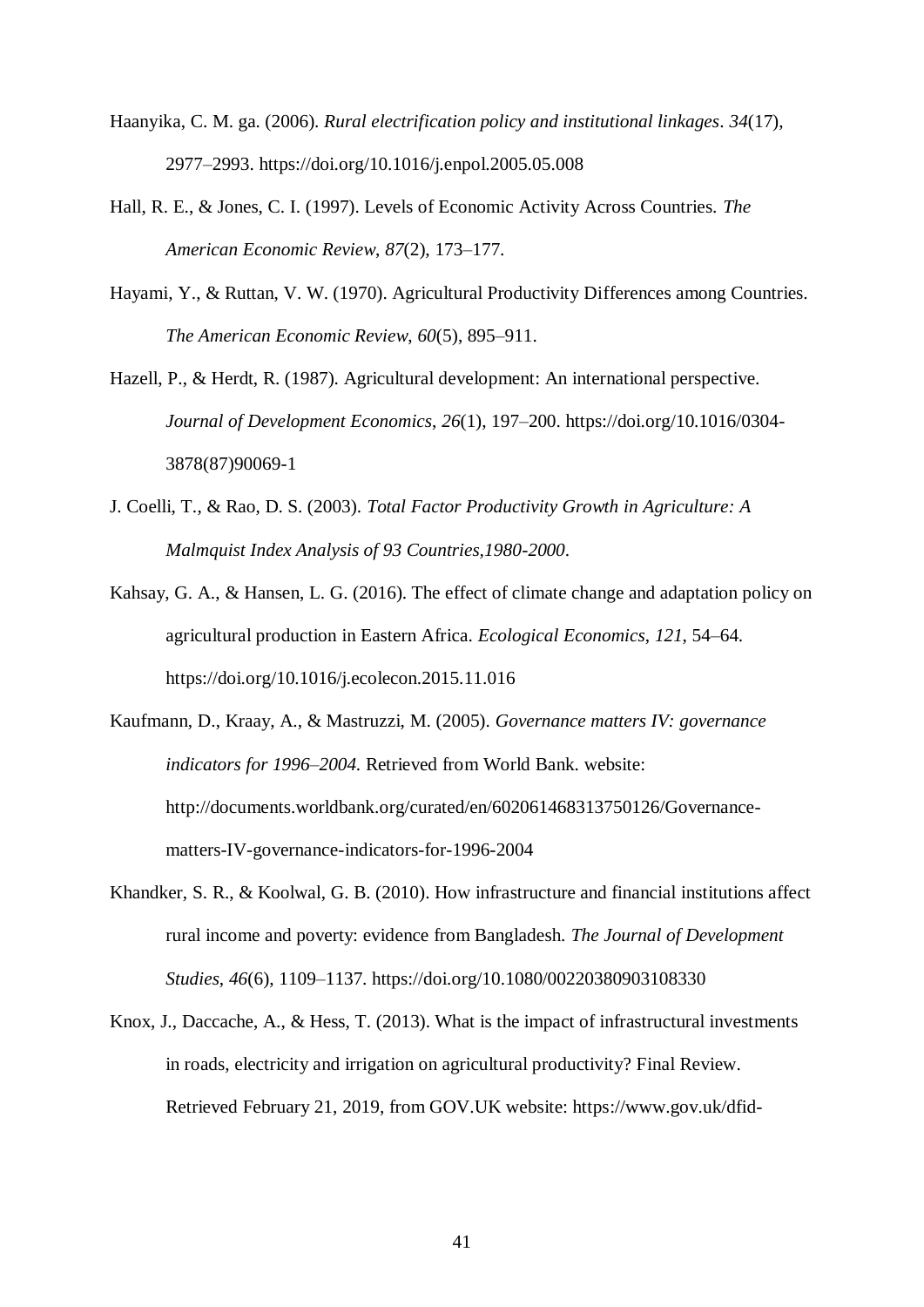Haanyika, C. M. ga. (2006). *Rural electrification policy and institutional linkages*. *34*(17), 2977–2993. https://doi.org/10.1016/j.enpol.2005.05.008

Hall, R. E., & Jones, C. I. (1997). Levels of Economic Activity Across Countries. *The American Economic Review*, *87*(2), 173–177.

Hayami, Y., & Ruttan, V. W. (1970). Agricultural Productivity Differences among Countries. *The American Economic Review*, *60*(5), 895–911.

Hazell, P., & Herdt, R. (1987). Agricultural development: An international perspective. *Journal of Development Economics*, *26*(1), 197–200. https://doi.org/10.1016/0304-3878(87)90069-1

J. Coelli, T., & Rao, D. S. (2003). *Total Factor Productivity Growth in Agriculture: A Malmquist Index Analysis of 93 Countries,1980-2000*.

Kahsay, G. A., & Hansen, L. G. (2016). The effect of climate change and adaptation policy on agricultural production in Eastern Africa. *Ecological Economics*, *121*, 54–64. https://doi.org/10.1016/j.ecolecon.2015.11.016

Kaufmann, D., Kraay, A., & Mastruzzi, M. (2005). *Governance matters IV: governance indicators for 1996–2004.* Retrieved from World Bank. website: http://documents.worldbank.org/curated/en/602061468313750126/Governance-matters-IV-governance-indicators-for-1996-2004

Khandker, S. R., & Koolwal, G. B. (2010). How infrastructure and financial institutions affect rural income and poverty: evidence from Bangladesh. *The Journal of Development Studies*, *46*(6), 1109–1137. https://doi.org/10.1080/00220380903108330

Knox, J., Daccache, A., & Hess, T. (2013). What is the impact of infrastructural investments in roads, electricity and irrigation on agricultural productivity? Final Review. Retrieved February 21, 2019, from GOV.UK website: https://www.gov.uk/dfid-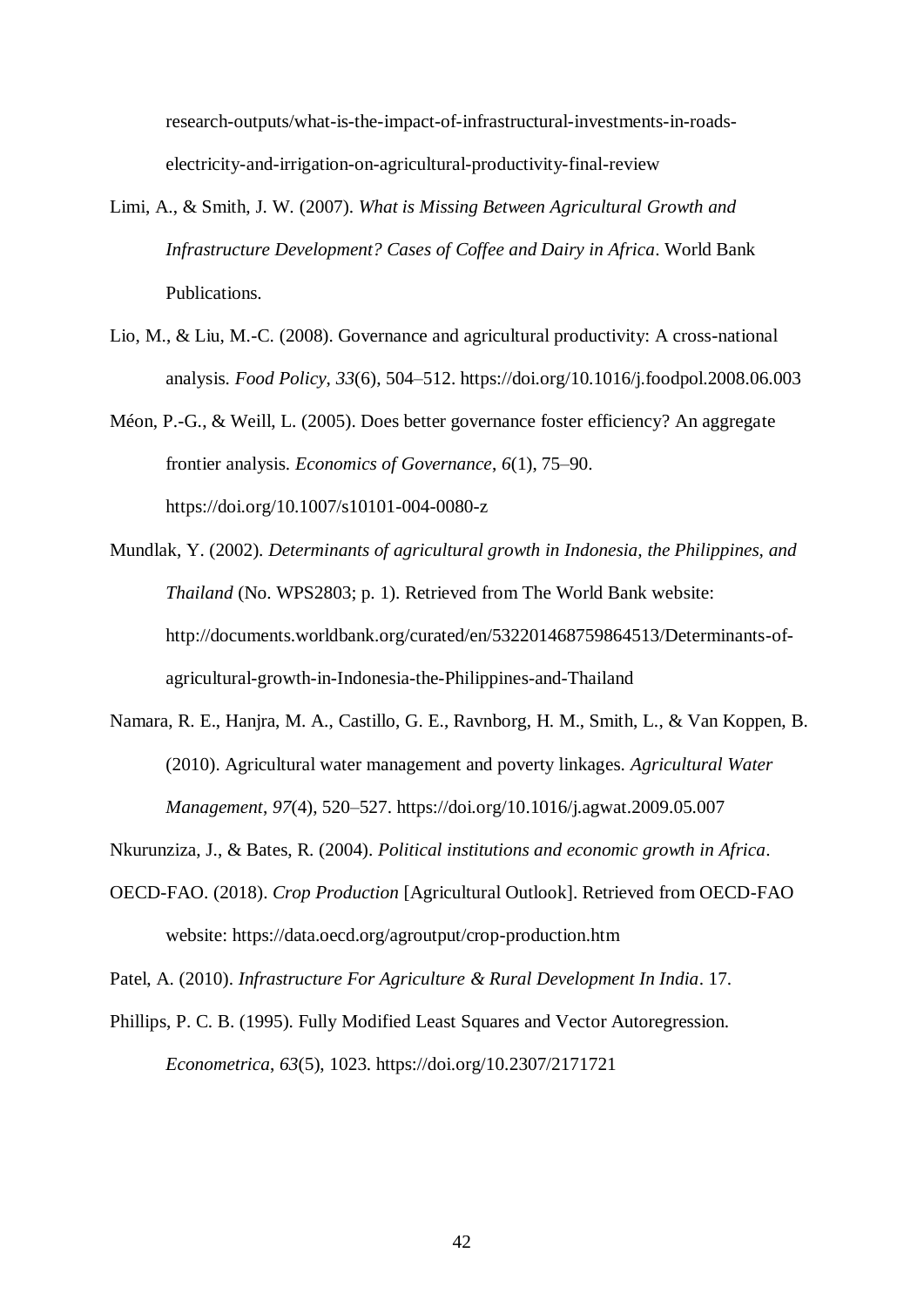research-outputs/what-is-the-impact-of-infrastructural-investments-in-roads-electricity-and-irrigation-on-agricultural-productivity-final-review

Limi, A., & Smith, J. W. (2007). *What is Missing Between Agricultural Growth and Infrastructure Development? Cases of Coffee and Dairy in Africa*. World Bank Publications.

Lio, M., & Liu, M.-C. (2008). Governance and agricultural productivity: A cross-national analysis. *Food Policy*, *33*(6), 504–512. https://doi.org/10.1016/j.foodpol.2008.06.003

Méon, P.-G., & Weill, L. (2005). Does better governance foster efficiency? An aggregate frontier analysis. *Economics of Governance*, *6*(1), 75–90. https://doi.org/10.1007/s10101-004-0080-z

Mundlak, Y. (2002). *Determinants of agricultural growth in Indonesia, the Philippines, and Thailand* (No. WPS2803; p. 1). Retrieved from The World Bank website: http://documents.worldbank.org/curated/en/532201468759864513/Determinants-of-agricultural-growth-in-Indonesia-the-Philippines-and-Thailand

Namara, R. E., Hanjra, M. A., Castillo, G. E., Ravnborg, H. M., Smith, L., & Van Koppen, B. (2010). Agricultural water management and poverty linkages. *Agricultural Water Management*, *97*(4), 520–527. https://doi.org/10.1016/j.agwat.2009.05.007

Nkurunziza, J., & Bates, R. (2004). *Political institutions and economic growth in Africa*.

OECD-FAO. (2018). *Crop Production* [Agricultural Outlook]. Retrieved from OECD-FAO website: https://data.oecd.org/agroutput/crop-production.htm

Patel, A. (2010). *Infrastructure For Agriculture & Rural Development In India*. 17.

Phillips, P. C. B. (1995). Fully Modified Least Squares and Vector Autoregression. *Econometrica*, *63*(5), 1023. https://doi.org/10.2307/2171721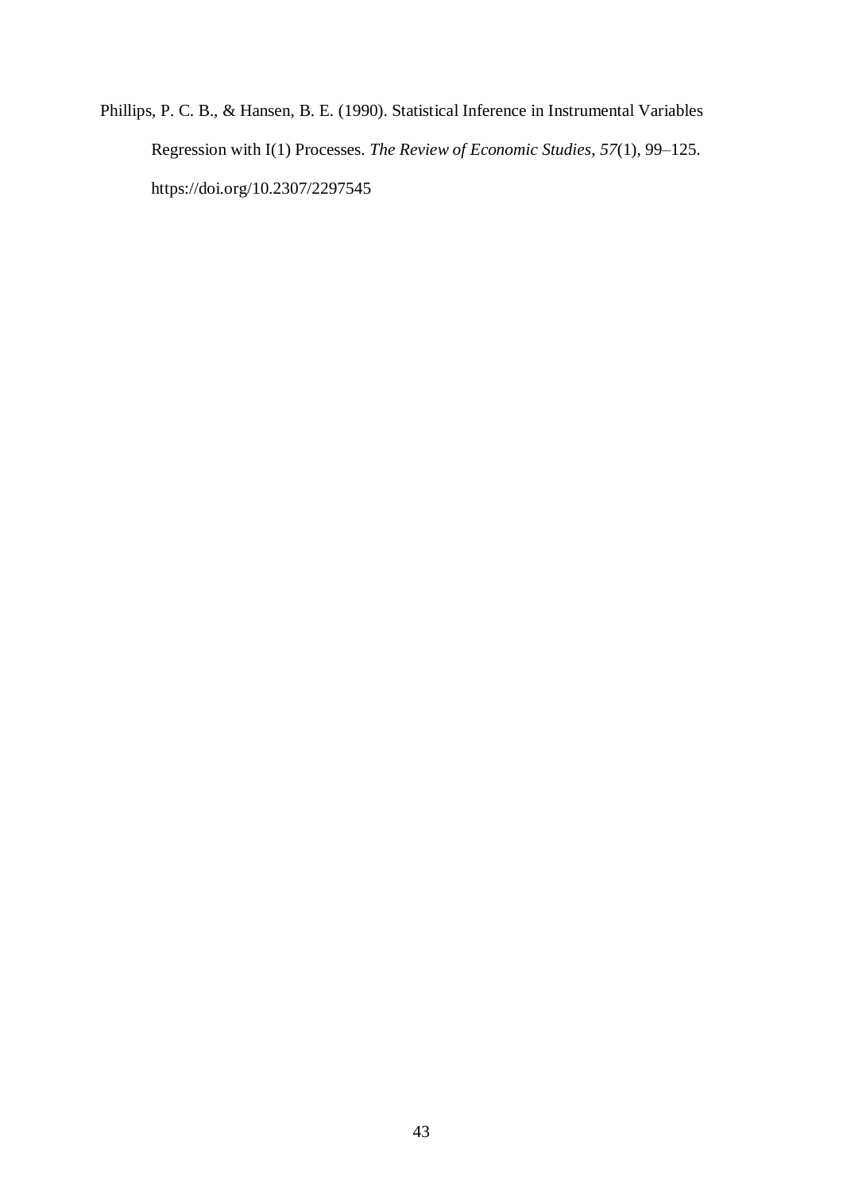Phillips, P. C. B., & Hansen, B. E. (1990). Statistical Inference in Instrumental Variables Regression with I(1) Processes. *The Review of Economic Studies*, *57*(1), 99–125. https://doi.org/10.2307/2297545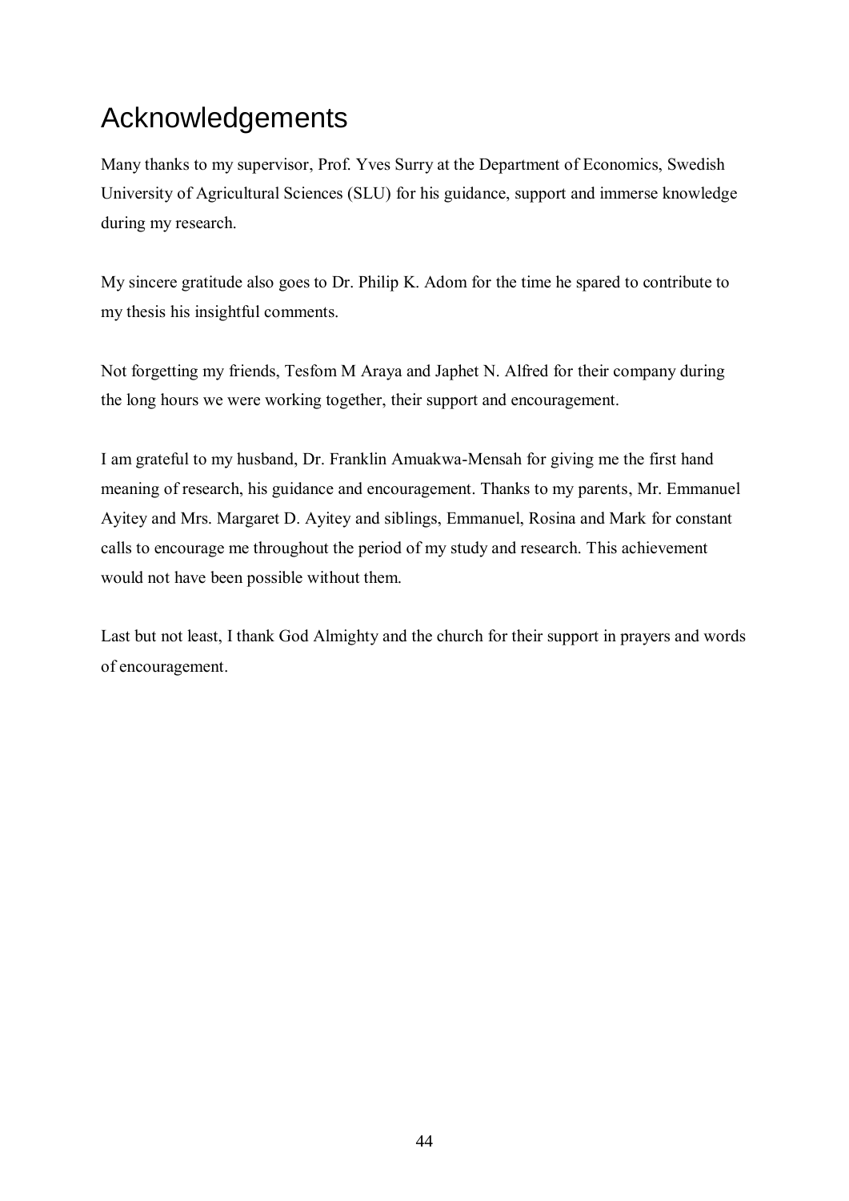# Acknowledgements

Many thanks to my supervisor, Prof. Yves Surry at the Department of Economics, Swedish University of Agricultural Sciences (SLU) for his guidance, support and immerse knowledge during my research.

My sincere gratitude also goes to Dr. Philip K. Adom for the time he spared to contribute to my thesis his insightful comments.

Not forgetting my friends, Tesfom M Araya and Japhet N. Alfred for their company during the long hours we were working together, their support and encouragement.

I am grateful to my husband, Dr. Franklin Amuakwa-Mensah for giving me the first hand meaning of research, his guidance and encouragement. Thanks to my parents, Mr. Emmanuel Ayitey and Mrs. Margaret D. Ayitey and siblings, Emmanuel, Rosina and Mark for constant calls to encourage me throughout the period of my study and research. This achievement would not have been possible without them.

Last but not least, I thank God Almighty and the church for their support in prayers and words of encouragement.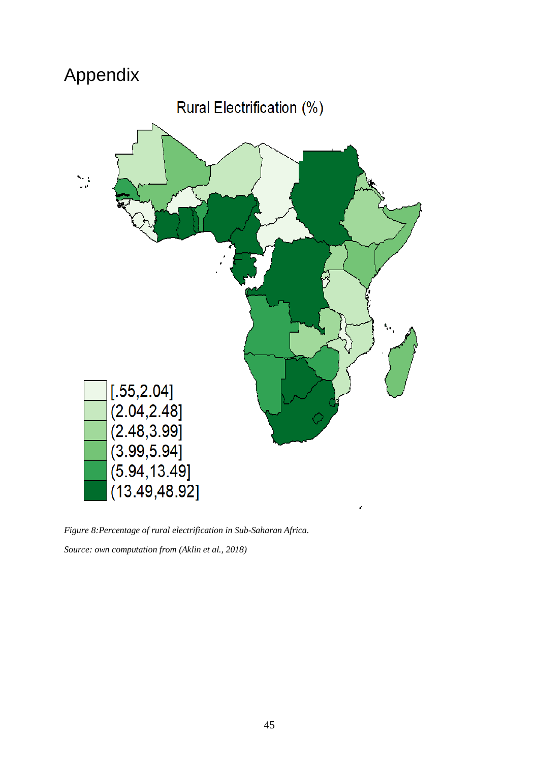# Appendix

*Figure 8:Percentage of rural electrification in Sub-Saharan Africa.*

*Source: own computation from (Aklin et al., 2018)*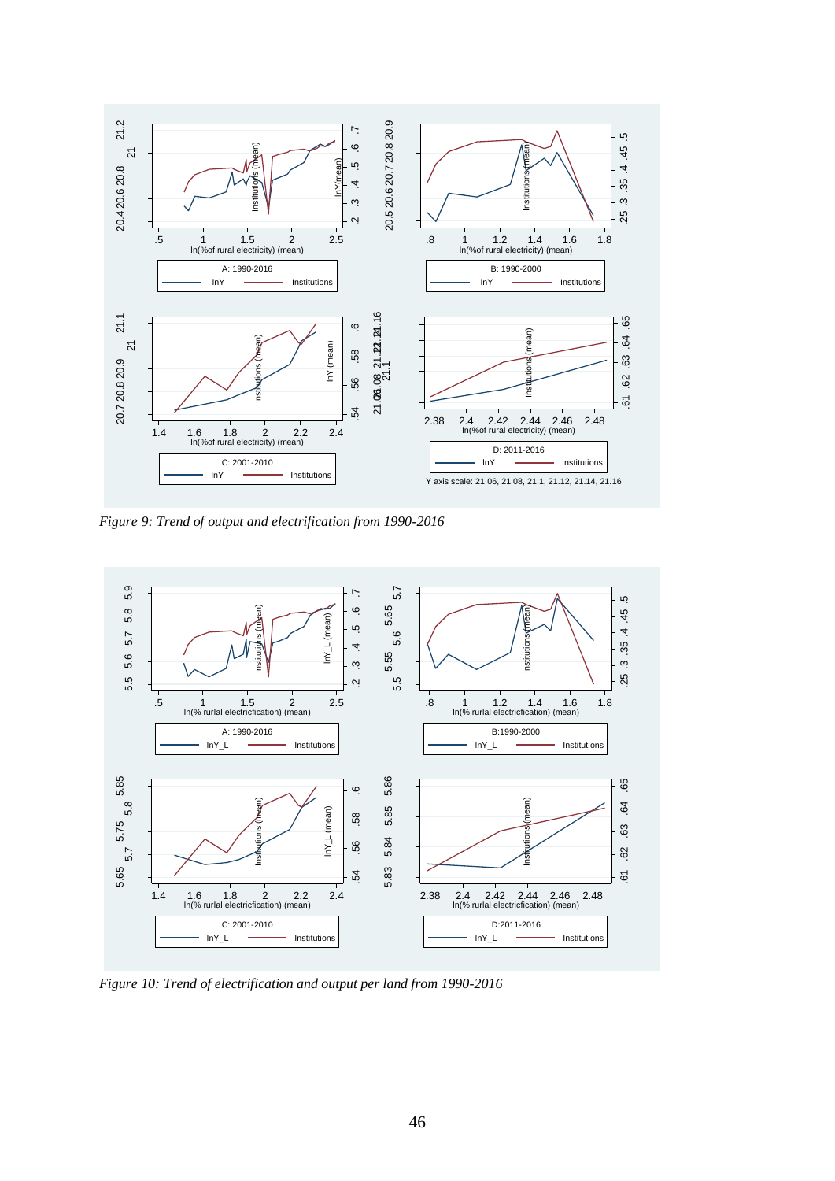*Figure 9: Trend of output and electrification from 1990-2016*

*Figure 10: Trend of electrification and output per land from 1990-2016*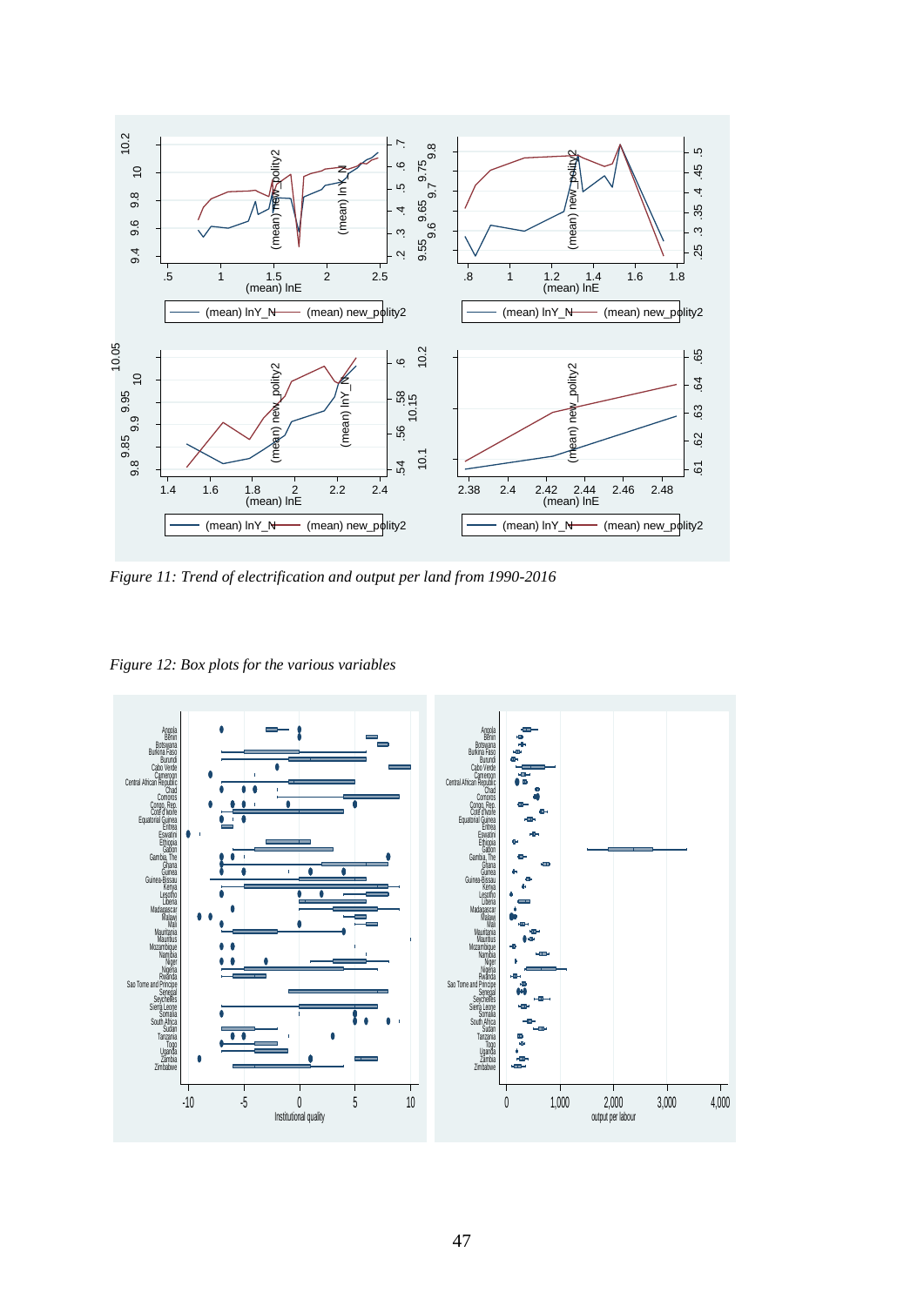*Figure 11: Trend of electrification and output per land from 1990-2016*

*Figure 12: Box plots for the various variables*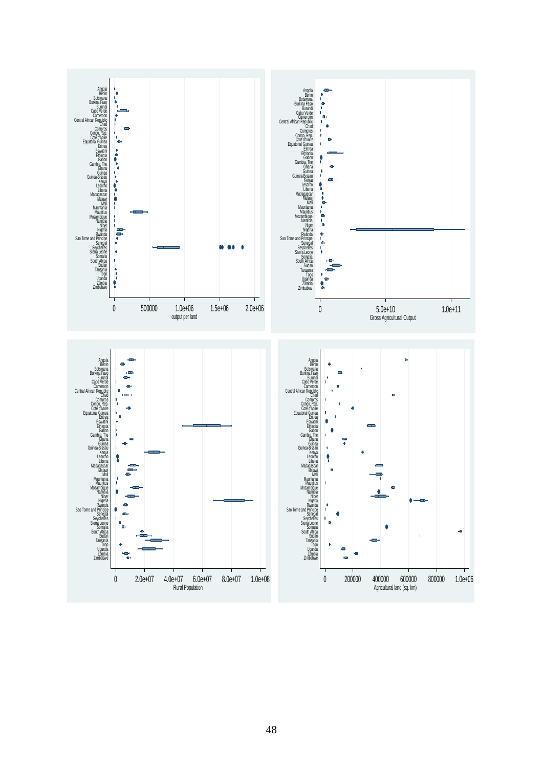output per land

Gross Agricultural Output

Rural Population

Agricultural land (sq. km)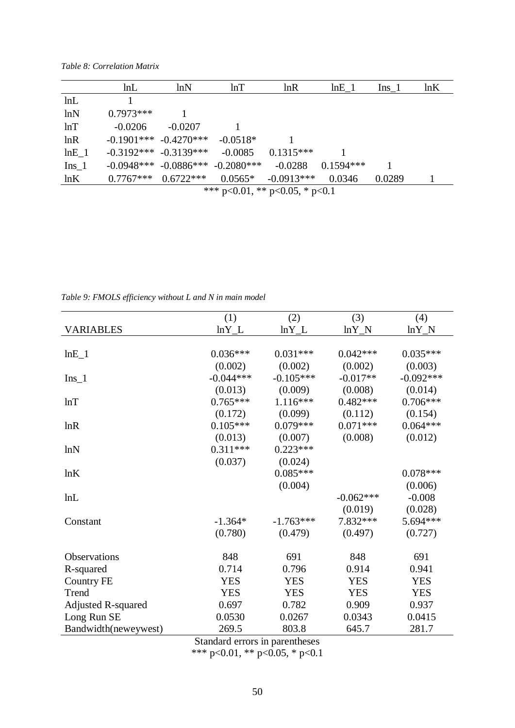*Table 8: Correlation Matrix*

| | lnL | lnN | lnT | lnR | lnE_1 | Ins_1 | lnK |
|---|---|---|---|---|---|---|---|
| lnL | 1 | | | | | | |
| lnN | 0.7973*** | 1 | | | | | |
| lnT | -0.0206 | -0.0207 | 1 | | | | |
| lnR | -0.1901*** | -0.4270*** | -0.0518* | 1 | | | |
| lnE_1 | -0.3192*** | -0.3139*** | -0.0085 | 0.1315*** | 1 | | |
| Ins_1 | -0.0948*** | -0.0886*** | -0.2080*** | -0.0288 | 0.1594*** | 1 | |
| lnK | 0.7767*** | 0.6722*** | 0.0565* | -0.0913*** | 0.0346 | 0.0289 | 1 |

*** p<0.01, ** p<0.05, * p<0.1

*Table 9: FMOLS efficiency without L and N in main model*

| VARIABLES | (1)<br>lnY_L | (2)<br>lnY_L | (3)<br>lnY_N | (4)<br>lnY_N |
|---|---|---|---|---|
| lnE_1 | 0.036*** | 0.031*** | 0.042*** | 0.035*** |
| | (0.002) | (0.002) | (0.002) | (0.003) |
| Ins_1 | -0.044*** | -0.105*** | -0.017** | -0.092*** |
| | (0.013) | (0.009) | (0.008) | (0.014) |
| lnT | 0.765*** | 1.116*** | 0.482*** | 0.706*** |
| | (0.172) | (0.099) | (0.112) | (0.154) |
| lnR | 0.105*** | 0.079*** | 0.071*** | 0.064*** |
| | (0.013) | (0.007) | (0.008) | (0.012) |
| lnN | 0.311*** | 0.223*** | | |
| | (0.037) | (0.024) | | |
| lnK | | 0.085*** | | 0.078*** |
| | | (0.004) | | (0.006) |
| lnL | | | -0.062*** | -0.008 |
| | | | (0.019) | (0.028) |
| Constant | -1.364* | -1.763*** | 7.832*** | 5.694*** |
| | (0.780) | (0.479) | (0.497) | (0.727) |
| Observations | 848 | 691 | 848 | 691 |
| R-squared | 0.714 | 0.796 | 0.914 | 0.941 |
| Country FE | YES | YES | YES | YES |
| Trend | YES | YES | YES | YES |
| Adjusted R-squared | 0.697 | 0.782 | 0.909 | 0.937 |
| Long Run SE | 0.0530 | 0.0267 | 0.0343 | 0.0415 |
| Bandwidth(neweywest) | 269.5 | 803.8 | 645.7 | 281.7 |

Standard errors in parentheses
*** p<0.01, ** p<0.05, * p<0.1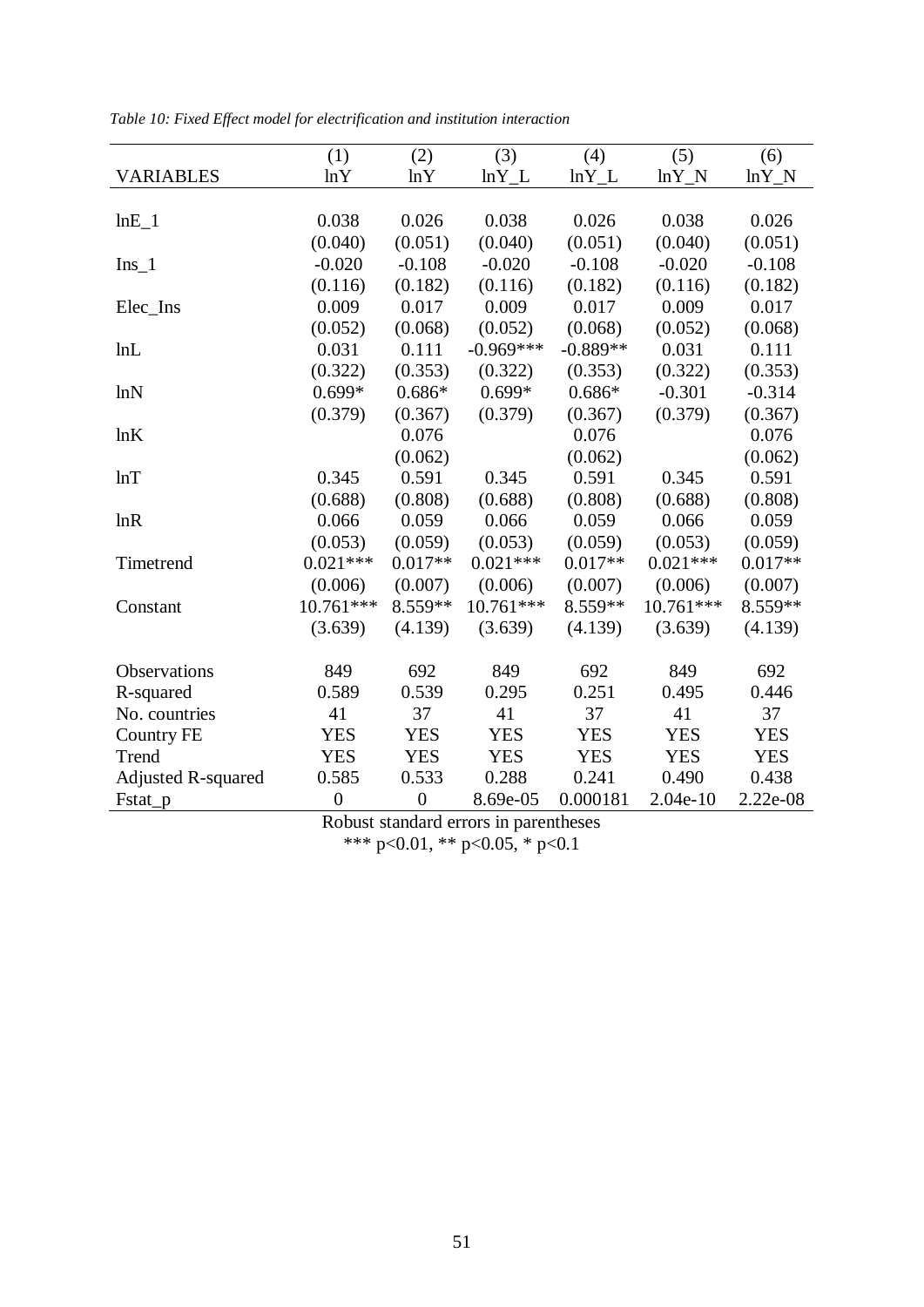*Table 10: Fixed Effect model for electrification and institution interaction*

| VARIABLES | (1) lnY | (2) lnY | (3) lnY_L | (4) lnY_L | (5) lnY_N | (6) lnY_N |
|---|---|---|---|---|---|---|
| lnE_1 | 0.038 | 0.026 | 0.038 | 0.026 | 0.038 | 0.026 |
| | (0.040) | (0.051) | (0.040) | (0.051) | (0.040) | (0.051) |
| Ins_1 | -0.020 | -0.108 | -0.020 | -0.108 | -0.020 | -0.108 |
| | (0.116) | (0.182) | (0.116) | (0.182) | (0.116) | (0.182) |
| Elec_Ins | 0.009 | 0.017 | 0.009 | 0.017 | 0.009 | 0.017 |
| | (0.052) | (0.068) | (0.052) | (0.068) | (0.052) | (0.068) |
| lnL | 0.031 | 0.111 | -0.969*** | -0.889** | 0.031 | 0.111 |
| | (0.322) | (0.353) | (0.322) | (0.353) | (0.322) | (0.353) |
| lnN | 0.699* | 0.686* | 0.699* | 0.686* | -0.301 | -0.314 |
| | (0.379) | (0.367) | (0.379) | (0.367) | (0.379) | (0.367) |
| lnK | | 0.076 | | 0.076 | | 0.076 |
| | | (0.062) | | (0.062) | | (0.062) |
| lnT | 0.345 | 0.591 | 0.345 | 0.591 | 0.345 | 0.591 |
| | (0.688) | (0.808) | (0.688) | (0.808) | (0.688) | (0.808) |
| lnR | 0.066 | 0.059 | 0.066 | 0.059 | 0.066 | 0.059 |
| | (0.053) | (0.059) | (0.053) | (0.059) | (0.053) | (0.059) |
| Timetrend | 0.021*** | 0.017** | 0.021*** | 0.017** | 0.021*** | 0.017** |
| | (0.006) | (0.007) | (0.006) | (0.007) | (0.006) | (0.007) |
| Constant | 10.761*** | 8.559** | 10.761*** | 8.559** | 10.761*** | 8.559** |
| | (3.639) | (4.139) | (3.639) | (4.139) | (3.639) | (4.139) |
| Observations | 849 | 692 | 849 | 692 | 849 | 692 |
| R-squared | 0.589 | 0.539 | 0.295 | 0.251 | 0.495 | 0.446 |
| No. countries | 41 | 37 | 41 | 37 | 41 | 37 |
| Country FE | YES | YES | YES | YES | YES | YES |
| Trend | YES | YES | YES | YES | YES | YES |
| Adjusted R-squared | 0.585 | 0.533 | 0.288 | 0.241 | 0.490 | 0.438 |
| Fstat_p | 0 | 0 | 8.69e-05 | 0.000181 | 2.04e-10 | 2.22e-08 |

Robust standard errors in parentheses

*** p<0.01, ** p<0.05, * p<0.1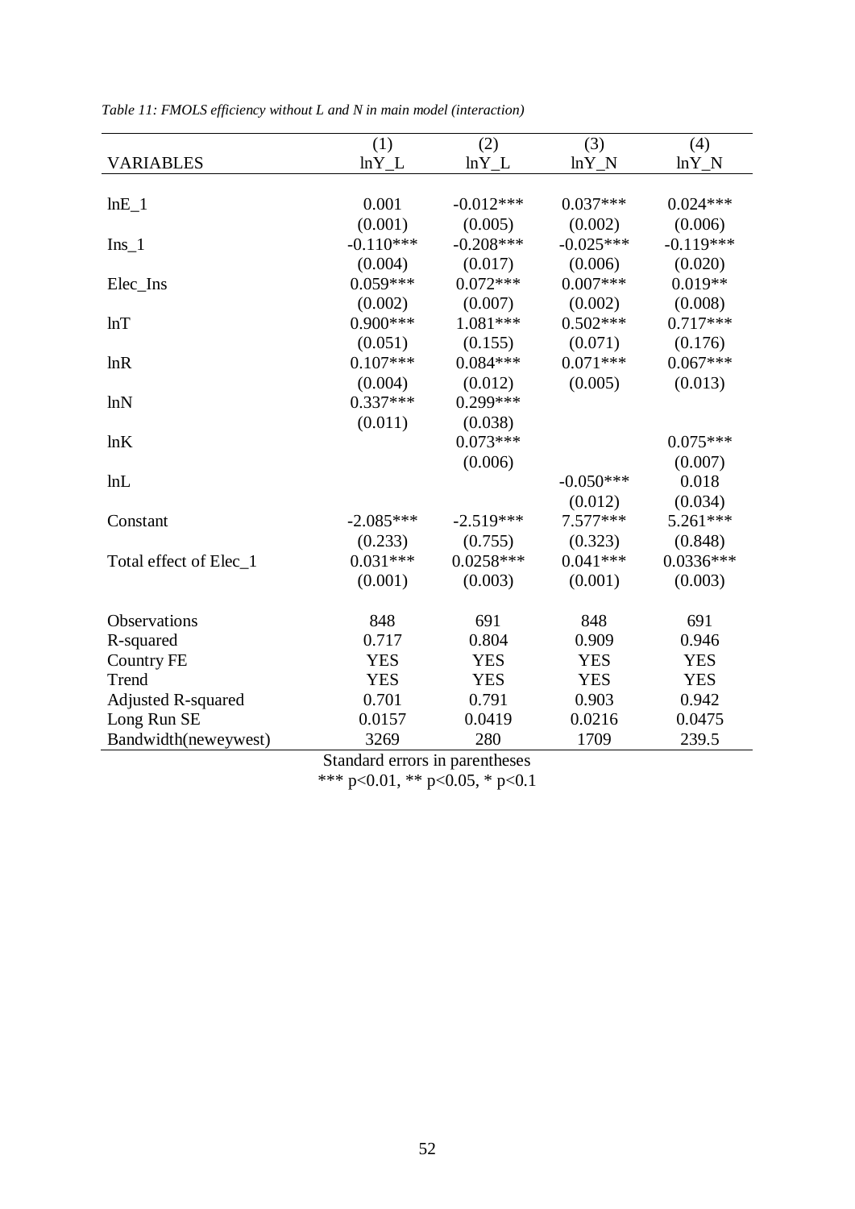*Table 11: FMOLS efficiency without L and N in main model (interaction)*

| VARIABLES | (1) lnY_L | (2) lnY_L | (3) lnY_N | (4) lnY_N |
|---|---|---|---|---|
| lnE_1 | 0.001 | -0.012*** | 0.037*** | 0.024*** |
| | (0.001) | (0.005) | (0.002) | (0.006) |
| Ins_1 | -0.110*** | -0.208*** | -0.025*** | -0.119*** |
| | (0.004) | (0.017) | (0.006) | (0.020) |
| Elec_Ins | 0.059*** | 0.072*** | 0.007*** | 0.019** |
| | (0.002) | (0.007) | (0.002) | (0.008) |
| lnT | 0.900*** | 1.081*** | 0.502*** | 0.717*** |
| | (0.051) | (0.155) | (0.071) | (0.176) |
| lnR | 0.107*** | 0.084*** | 0.071*** | 0.067*** |
| | (0.004) | (0.012) | (0.005) | (0.013) |
| lnN | 0.337*** | 0.299*** | | |
| | (0.011) | (0.038) | | |
| lnK | | 0.073*** | | 0.075*** |
| | | (0.006) | | (0.007) |
| lnL | | | -0.050*** | 0.018 |
| | | | (0.012) | (0.034) |
| Constant | -2.085*** | -2.519*** | 7.577*** | 5.261*** |
| | (0.233) | (0.755) | (0.323) | (0.848) |
| Total effect of Elec_1 | 0.031*** | 0.0258*** | 0.041*** | 0.0336*** |
| | (0.001) | (0.003) | (0.001) | (0.003) |
| Observations | 848 | 691 | 848 | 691 |
| R-squared | 0.717 | 0.804 | 0.909 | 0.946 |
| Country FE | YES | YES | YES | YES |
| Trend | YES | YES | YES | YES |
| Adjusted R-squared | 0.701 | 0.791 | 0.903 | 0.942 |
| Long Run SE | 0.0157 | 0.0419 | 0.0216 | 0.0475 |
| Bandwidth(neweywest) | 3269 | 280 | 1709 | 239.5 |

Standard errors in parentheses

*** p<0.01, ** p<0.05, * p<0.1